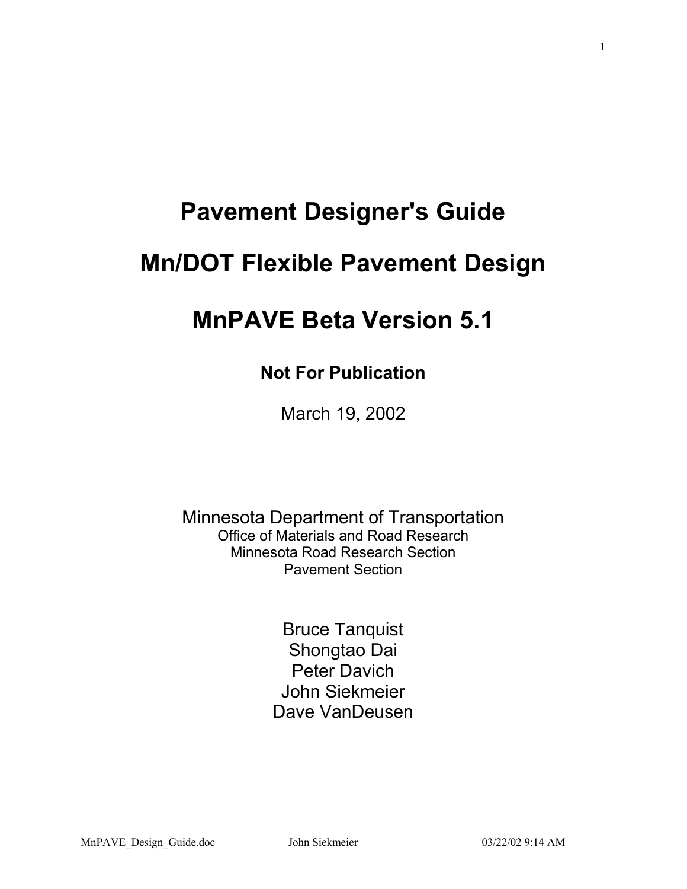# Pavement Designer's Guide

# Mn/DOT Flexible Pavement Design

# MnPAVE Beta Version 5.1

**Not For Publication**

March 19, 2002

Minnesota Department of Transportation
Office of Materials and Road Research
Minnesota Road Research Section
Pavement Section

Bruce Tanquist
Shongtao Dai
Peter Davich
John Siekmeier
Dave VanDeusen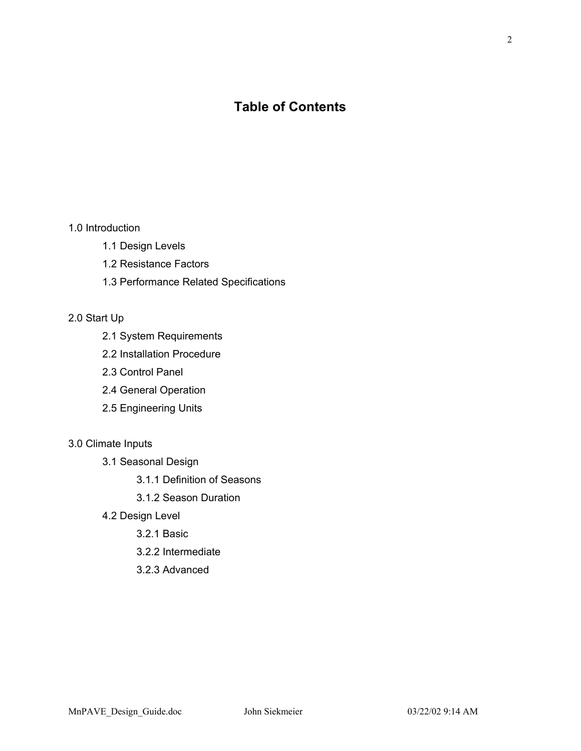# Table of Contents

1.0 Introduction

- 1.1 Design Levels
- 1.2 Resistance Factors
- 1.3 Performance Related Specifications

2.0 Start Up

- 2.1 System Requirements
- 2.2 Installation Procedure
- 2.3 Control Panel
- 2.4 General Operation
- 2.5 Engineering Units

3.0 Climate Inputs

- 3.1 Seasonal Design
  - 3.1.1 Definition of Seasons
  - 3.1.2 Season Duration
- 4.2 Design Level
  - 3.2.1 Basic
  - 3.2.2 Intermediate
  - 3.2.3 Advanced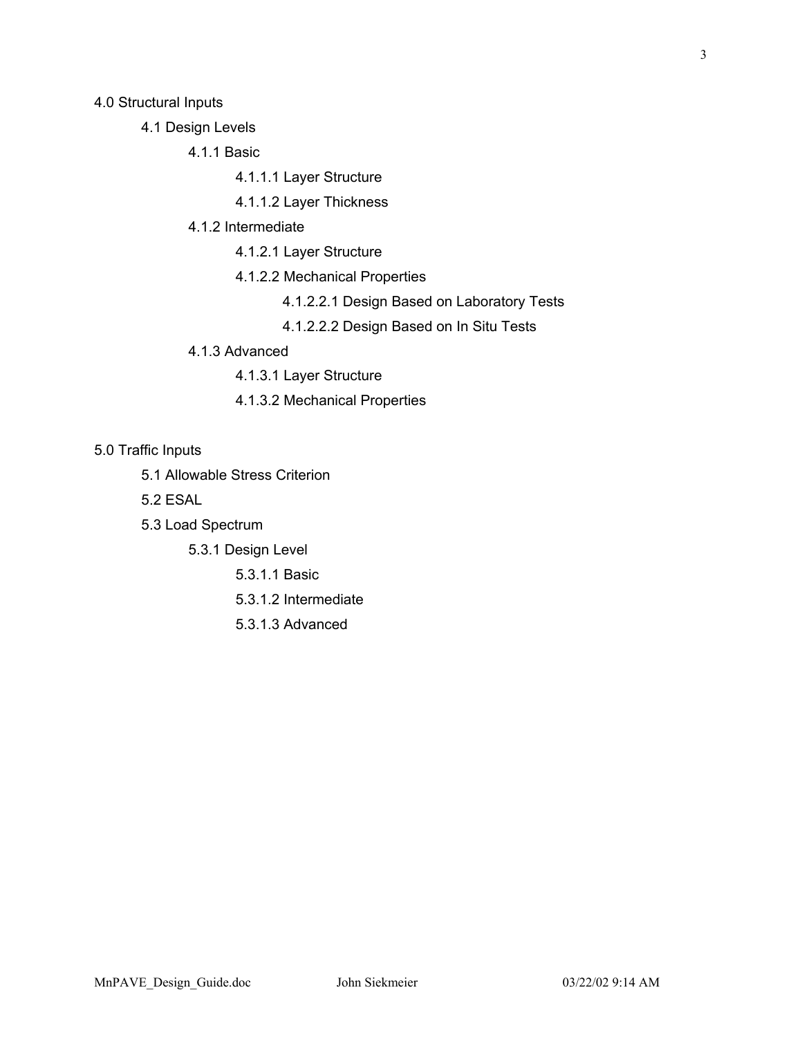- 4.0 Structural Inputs
  - 4.1 Design Levels
    - 4.1.1 Basic
      - 4.1.1.1 Layer Structure
      - 4.1.1.2 Layer Thickness
    - 4.1.2 Intermediate
      - 4.1.2.1 Layer Structure
      - 4.1.2.2 Mechanical Properties
        - 4.1.2.2.1 Design Based on Laboratory Tests
        - 4.1.2.2.2 Design Based on In Situ Tests
    - 4.1.3 Advanced
      - 4.1.3.1 Layer Structure
      - 4.1.3.2 Mechanical Properties

- 5.0 Traffic Inputs
  - 5.1 Allowable Stress Criterion
  - 5.2 ESAL
  - 5.3 Load Spectrum
    - 5.3.1 Design Level
      - 5.3.1.1 Basic
      - 5.3.1.2 Intermediate
      - 5.3.1.3 Advanced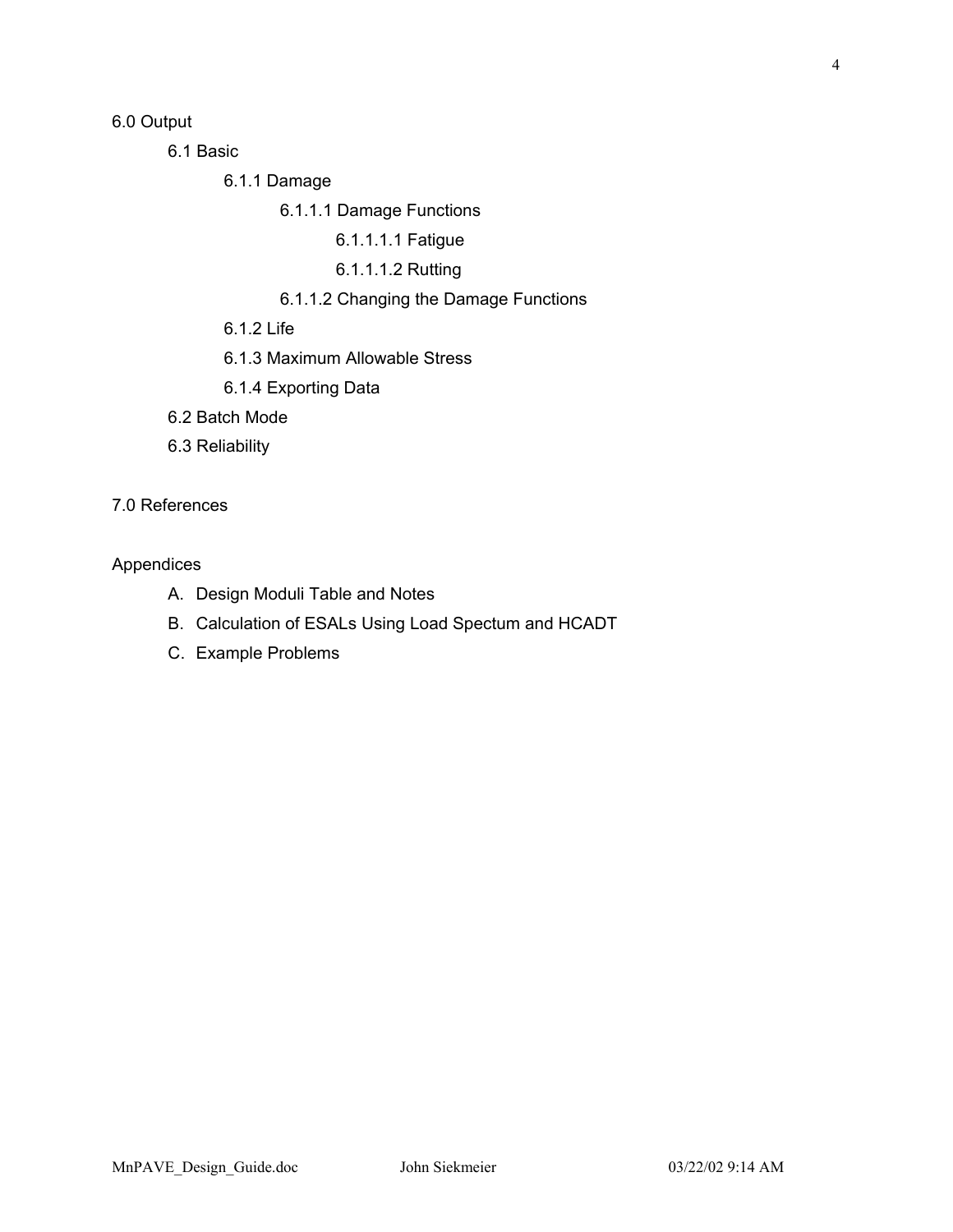6.0 Output

- 6.1 Basic
  - 6.1.1 Damage
    - 6.1.1.1 Damage Functions
      - 6.1.1.1.1 Fatigue
      - 6.1.1.1.2 Rutting
    - 6.1.1.2 Changing the Damage Functions
  - 6.1.2 Life
  - 6.1.3 Maximum Allowable Stress
  - 6.1.4 Exporting Data
- 6.2 Batch Mode
- 6.3 Reliability

7.0 References

Appendices

- A. Design Moduli Table and Notes
- B. Calculation of ESALs Using Load Spectum and HCADT
- C. Example Problems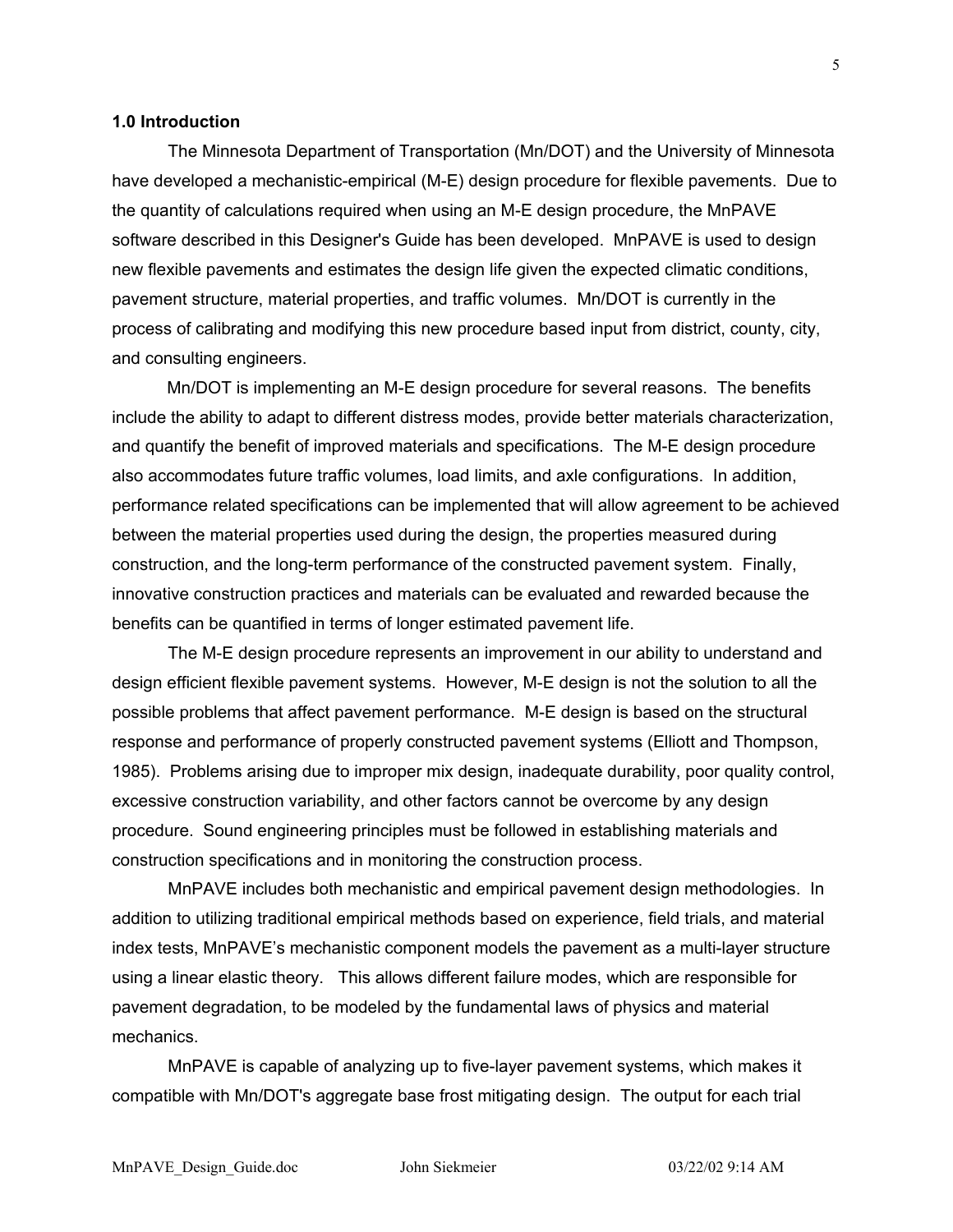## 1.0 Introduction

The Minnesota Department of Transportation (Mn/DOT) and the University of Minnesota have developed a mechanistic-empirical (M-E) design procedure for flexible pavements. Due to the quantity of calculations required when using an M-E design procedure, the MnPAVE software described in this Designer's Guide has been developed. MnPAVE is used to design new flexible pavements and estimates the design life given the expected climatic conditions, pavement structure, material properties, and traffic volumes. Mn/DOT is currently in the process of calibrating and modifying this new procedure based input from district, county, city, and consulting engineers.

Mn/DOT is implementing an M-E design procedure for several reasons. The benefits include the ability to adapt to different distress modes, provide better materials characterization, and quantify the benefit of improved materials and specifications. The M-E design procedure also accommodates future traffic volumes, load limits, and axle configurations. In addition, performance related specifications can be implemented that will allow agreement to be achieved between the material properties used during the design, the properties measured during construction, and the long-term performance of the constructed pavement system. Finally, innovative construction practices and materials can be evaluated and rewarded because the benefits can be quantified in terms of longer estimated pavement life.

The M-E design procedure represents an improvement in our ability to understand and design efficient flexible pavement systems. However, M-E design is not the solution to all the possible problems that affect pavement performance. M-E design is based on the structural response and performance of properly constructed pavement systems (Elliott and Thompson, 1985). Problems arising due to improper mix design, inadequate durability, poor quality control, excessive construction variability, and other factors cannot be overcome by any design procedure. Sound engineering principles must be followed in establishing materials and construction specifications and in monitoring the construction process.

MnPAVE includes both mechanistic and empirical pavement design methodologies. In addition to utilizing traditional empirical methods based on experience, field trials, and material index tests, MnPAVE's mechanistic component models the pavement as a multi-layer structure using a linear elastic theory. This allows different failure modes, which are responsible for pavement degradation, to be modeled by the fundamental laws of physics and material mechanics.

MnPAVE is capable of analyzing up to five-layer pavement systems, which makes it compatible with Mn/DOT's aggregate base frost mitigating design. The output for each trial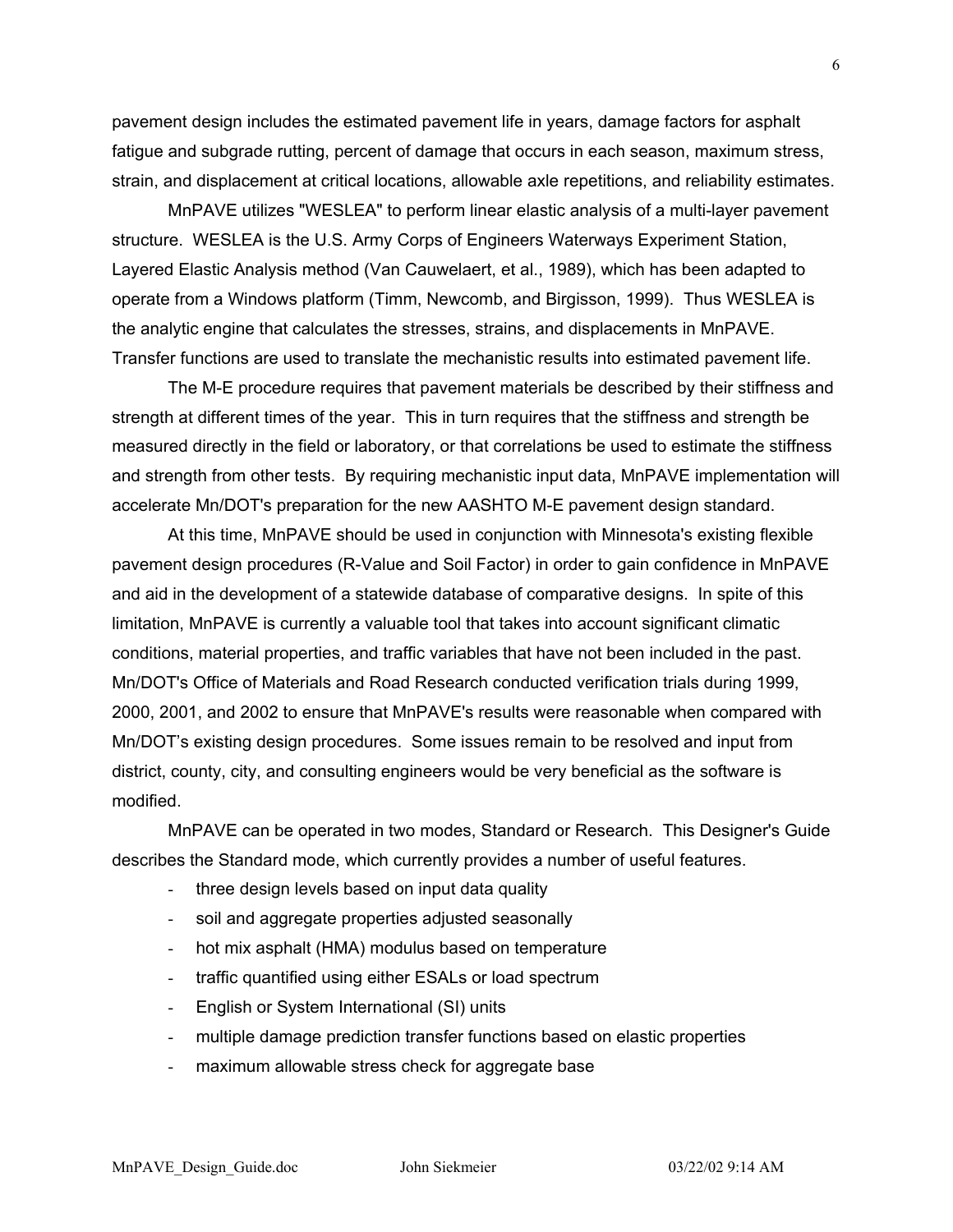pavement design includes the estimated pavement life in years, damage factors for asphalt fatigue and subgrade rutting, percent of damage that occurs in each season, maximum stress, strain, and displacement at critical locations, allowable axle repetitions, and reliability estimates.

MnPAVE utilizes "WESLEA" to perform linear elastic analysis of a multi-layer pavement structure. WESLEA is the U.S. Army Corps of Engineers Waterways Experiment Station, Layered Elastic Analysis method (Van Cauwelaert, et al., 1989), which has been adapted to operate from a Windows platform (Timm, Newcomb, and Birgisson, 1999). Thus WESLEA is the analytic engine that calculates the stresses, strains, and displacements in MnPAVE. Transfer functions are used to translate the mechanistic results into estimated pavement life.

The M-E procedure requires that pavement materials be described by their stiffness and strength at different times of the year. This in turn requires that the stiffness and strength be measured directly in the field or laboratory, or that correlations be used to estimate the stiffness and strength from other tests. By requiring mechanistic input data, MnPAVE implementation will accelerate Mn/DOT's preparation for the new AASHTO M-E pavement design standard.

At this time, MnPAVE should be used in conjunction with Minnesota's existing flexible pavement design procedures (R-Value and Soil Factor) in order to gain confidence in MnPAVE and aid in the development of a statewide database of comparative designs. In spite of this limitation, MnPAVE is currently a valuable tool that takes into account significant climatic conditions, material properties, and traffic variables that have not been included in the past. Mn/DOT's Office of Materials and Road Research conducted verification trials during 1999, 2000, 2001, and 2002 to ensure that MnPAVE's results were reasonable when compared with Mn/DOT's existing design procedures. Some issues remain to be resolved and input from district, county, city, and consulting engineers would be very beneficial as the software is modified.

MnPAVE can be operated in two modes, Standard or Research. This Designer's Guide describes the Standard mode, which currently provides a number of useful features.

- three design levels based on input data quality
- soil and aggregate properties adjusted seasonally
- hot mix asphalt (HMA) modulus based on temperature
- traffic quantified using either ESALs or load spectrum
- English or System International (SI) units
- multiple damage prediction transfer functions based on elastic properties
- maximum allowable stress check for aggregate base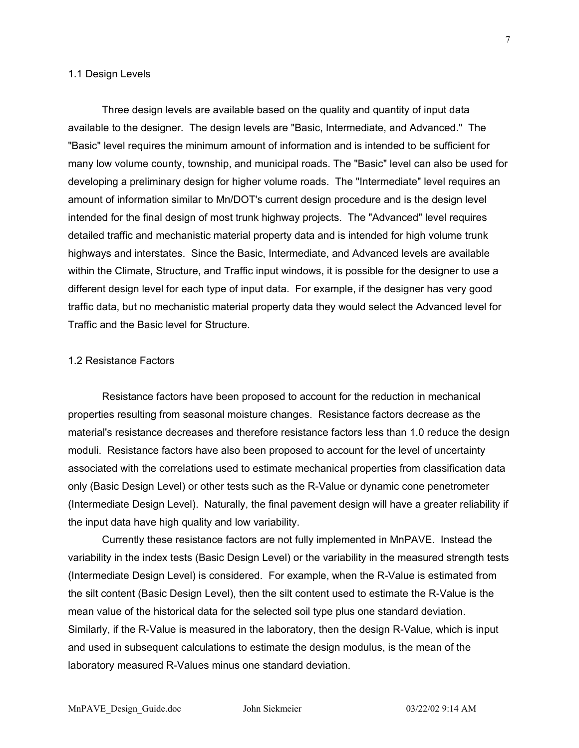## 1.1 Design Levels

Three design levels are available based on the quality and quantity of input data available to the designer. The design levels are "Basic, Intermediate, and Advanced." The "Basic" level requires the minimum amount of information and is intended to be sufficient for many low volume county, township, and municipal roads. The "Basic" level can also be used for developing a preliminary design for higher volume roads. The "Intermediate" level requires an amount of information similar to Mn/DOT's current design procedure and is the design level intended for the final design of most trunk highway projects. The "Advanced" level requires detailed traffic and mechanistic material property data and is intended for high volume trunk highways and interstates. Since the Basic, Intermediate, and Advanced levels are available within the Climate, Structure, and Traffic input windows, it is possible for the designer to use a different design level for each type of input data. For example, if the designer has very good traffic data, but no mechanistic material property data they would select the Advanced level for Traffic and the Basic level for Structure.

## 1.2 Resistance Factors

Resistance factors have been proposed to account for the reduction in mechanical properties resulting from seasonal moisture changes. Resistance factors decrease as the material's resistance decreases and therefore resistance factors less than 1.0 reduce the design moduli. Resistance factors have also been proposed to account for the level of uncertainty associated with the correlations used to estimate mechanical properties from classification data only (Basic Design Level) or other tests such as the R-Value or dynamic cone penetrometer (Intermediate Design Level). Naturally, the final pavement design will have a greater reliability if the input data have high quality and low variability.

Currently these resistance factors are not fully implemented in MnPAVE. Instead the variability in the index tests (Basic Design Level) or the variability in the measured strength tests (Intermediate Design Level) is considered. For example, when the R-Value is estimated from the silt content (Basic Design Level), then the silt content used to estimate the R-Value is the mean value of the historical data for the selected soil type plus one standard deviation. Similarly, if the R-Value is measured in the laboratory, then the design R-Value, which is input and used in subsequent calculations to estimate the design modulus, is the mean of the laboratory measured R-Values minus one standard deviation.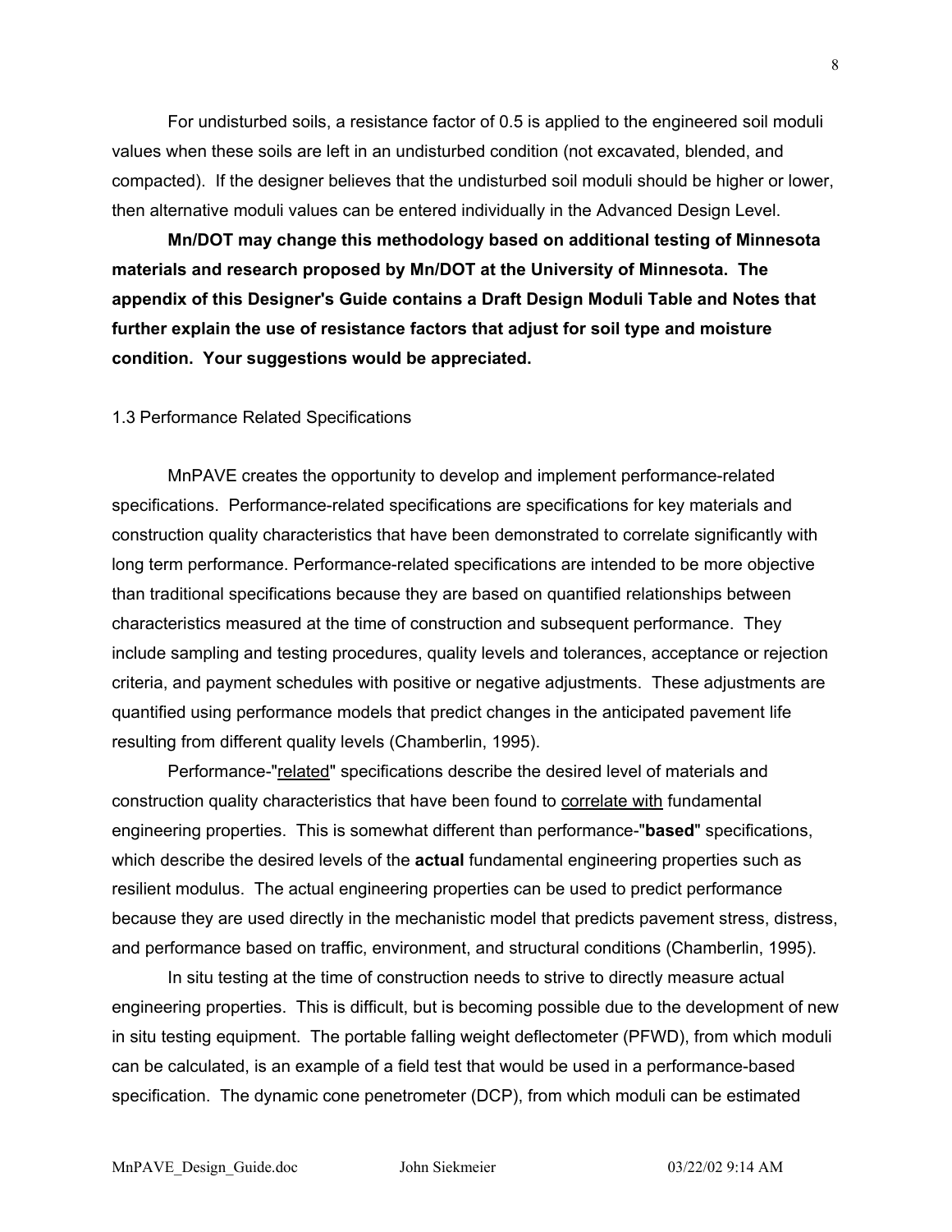For undisturbed soils, a resistance factor of 0.5 is applied to the engineered soil moduli values when these soils are left in an undisturbed condition (not excavated, blended, and compacted). If the designer believes that the undisturbed soil moduli should be higher or lower, then alternative moduli values can be entered individually in the Advanced Design Level.

**Mn/DOT may change this methodology based on additional testing of Minnesota materials and research proposed by Mn/DOT at the University of Minnesota. The appendix of this Designer's Guide contains a Draft Design Moduli Table and Notes that further explain the use of resistance factors that adjust for soil type and moisture condition. Your suggestions would be appreciated.**

## 1.3 Performance Related Specifications

MnPAVE creates the opportunity to develop and implement performance-related specifications. Performance-related specifications are specifications for key materials and construction quality characteristics that have been demonstrated to correlate significantly with long term performance. Performance-related specifications are intended to be more objective than traditional specifications because they are based on quantified relationships between characteristics measured at the time of construction and subsequent performance. They include sampling and testing procedures, quality levels and tolerances, acceptance or rejection criteria, and payment schedules with positive or negative adjustments. These adjustments are quantified using performance models that predict changes in the anticipated pavement life resulting from different quality levels (Chamberlin, 1995).

Performance-"<u>related</u>" specifications describe the desired level of materials and construction quality characteristics that have been found to <u>correlate with</u> fundamental engineering properties. This is somewhat different than performance-"**based**" specifications, which describe the desired levels of the **actual** fundamental engineering properties such as resilient modulus. The actual engineering properties can be used to predict performance because they are used directly in the mechanistic model that predicts pavement stress, distress, and performance based on traffic, environment, and structural conditions (Chamberlin, 1995).

In situ testing at the time of construction needs to strive to directly measure actual engineering properties. This is difficult, but is becoming possible due to the development of new in situ testing equipment. The portable falling weight deflectometer (PFWD), from which moduli can be calculated, is an example of a field test that would be used in a performance-based specification. The dynamic cone penetrometer (DCP), from which moduli can be estimated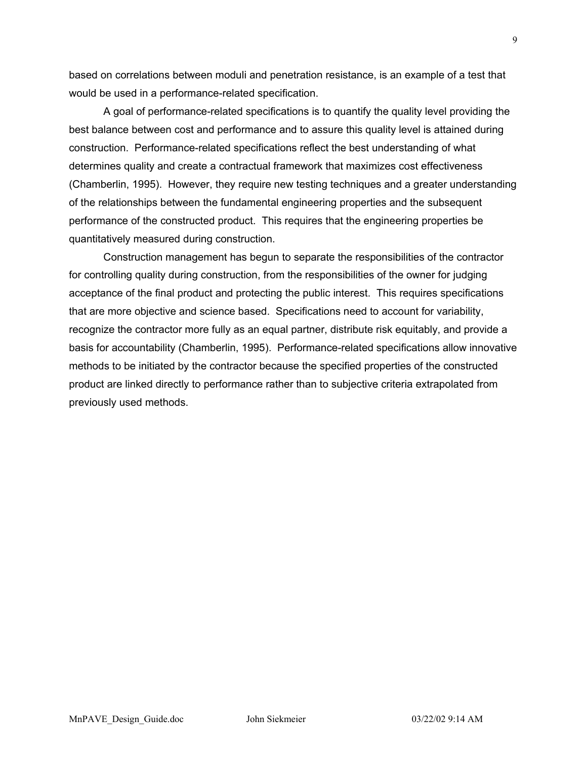based on correlations between moduli and penetration resistance, is an example of a test that would be used in a performance-related specification.

A goal of performance-related specifications is to quantify the quality level providing the best balance between cost and performance and to assure this quality level is attained during construction. Performance-related specifications reflect the best understanding of what determines quality and create a contractual framework that maximizes cost effectiveness (Chamberlin, 1995). However, they require new testing techniques and a greater understanding of the relationships between the fundamental engineering properties and the subsequent performance of the constructed product. This requires that the engineering properties be quantitatively measured during construction.

Construction management has begun to separate the responsibilities of the contractor for controlling quality during construction, from the responsibilities of the owner for judging acceptance of the final product and protecting the public interest. This requires specifications that are more objective and science based. Specifications need to account for variability, recognize the contractor more fully as an equal partner, distribute risk equitably, and provide a basis for accountability (Chamberlin, 1995). Performance-related specifications allow innovative methods to be initiated by the contractor because the specified properties of the constructed product are linked directly to performance rather than to subjective criteria extrapolated from previously used methods.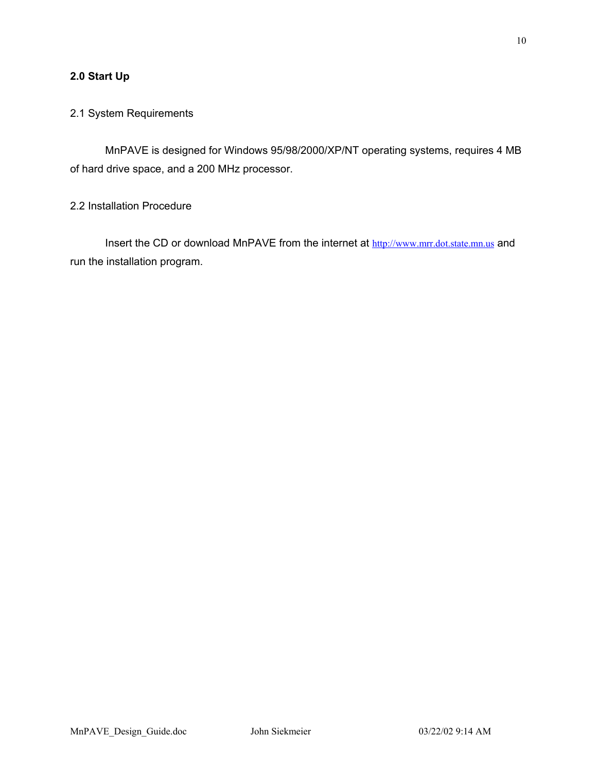## 2.0 Start Up

### 2.1 System Requirements

MnPAVE is designed for Windows 95/98/2000/XP/NT operating systems, requires 4 MB of hard drive space, and a 200 MHz processor.

### 2.2 Installation Procedure

Insert the CD or download MnPAVE from the internet at http://www.mrr.dot.state.mn.us and run the installation program.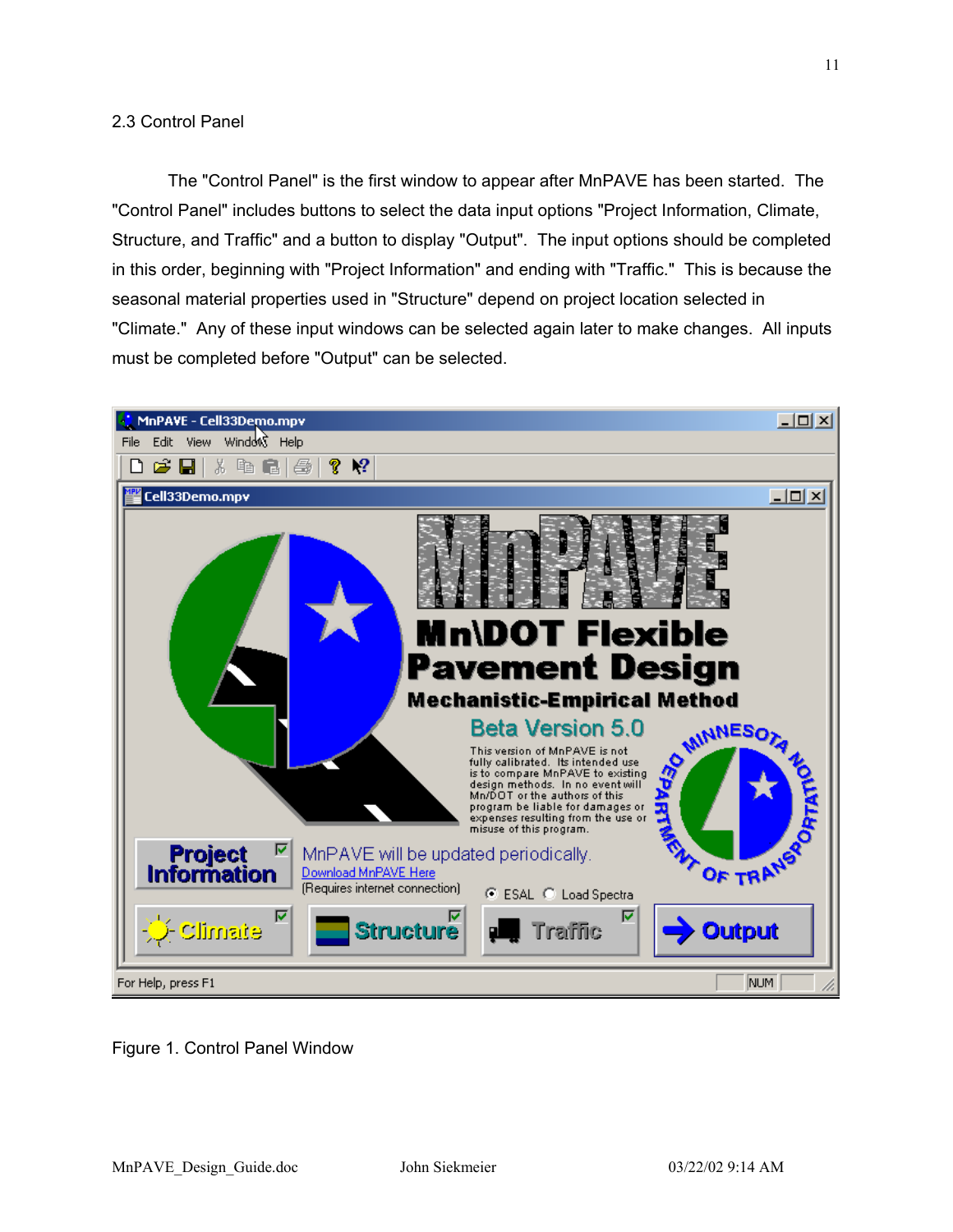## 2.3 Control Panel

The "Control Panel" is the first window to appear after MnPAVE has been started. The "Control Panel" includes buttons to select the data input options "Project Information, Climate, Structure, and Traffic" and a button to display "Output". The input options should be completed in this order, beginning with "Project Information" and ending with "Traffic." This is because the seasonal material properties used in "Structure" depend on project location selected in "Climate." Any of these input windows can be selected again later to make changes. All inputs must be completed before "Output" can be selected.

Figure 1. Control Panel Window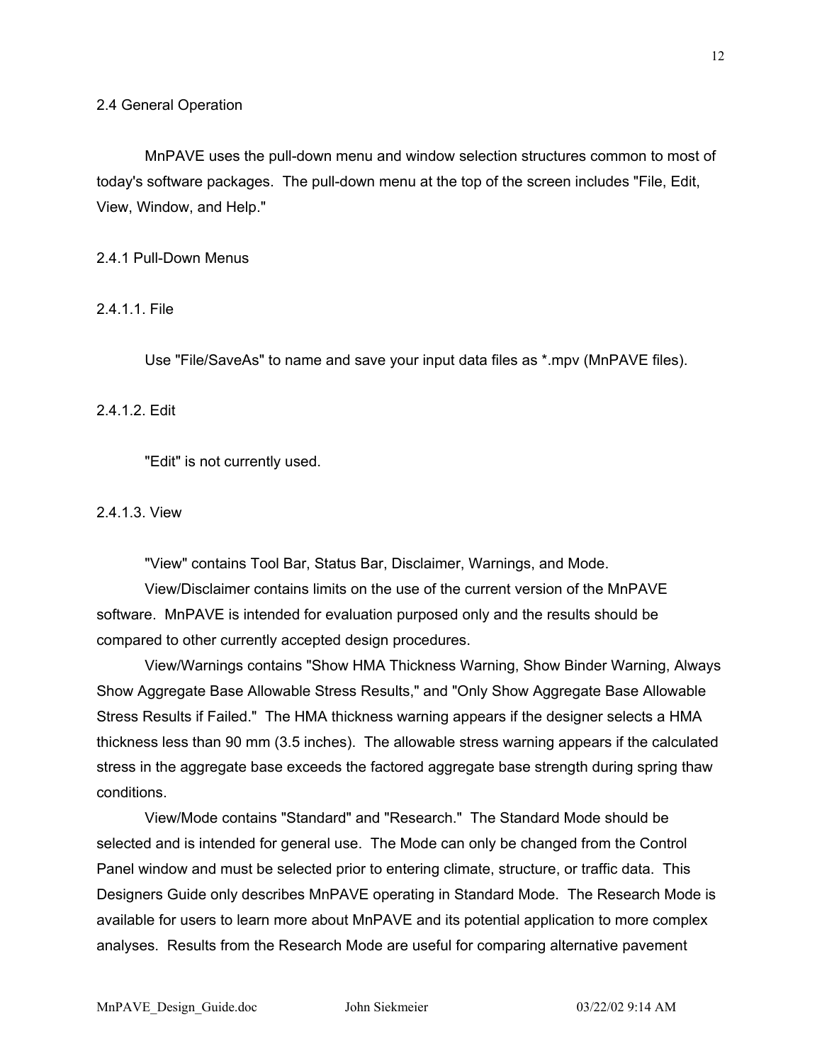## 2.4 General Operation

MnPAVE uses the pull-down menu and window selection structures common to most of today's software packages. The pull-down menu at the top of the screen includes "File, Edit, View, Window, and Help."

### 2.4.1 Pull-Down Menus

#### 2.4.1.1. File

Use "File/SaveAs" to name and save your input data files as *.mpv (MnPAVE files).

#### 2.4.1.2. Edit

"Edit" is not currently used.

#### 2.4.1.3. View

"View" contains Tool Bar, Status Bar, Disclaimer, Warnings, and Mode.

View/Disclaimer contains limits on the use of the current version of the MnPAVE software. MnPAVE is intended for evaluation purposed only and the results should be compared to other currently accepted design procedures.

View/Warnings contains "Show HMA Thickness Warning, Show Binder Warning, Always Show Aggregate Base Allowable Stress Results," and "Only Show Aggregate Base Allowable Stress Results if Failed." The HMA thickness warning appears if the designer selects a HMA thickness less than 90 mm (3.5 inches). The allowable stress warning appears if the calculated stress in the aggregate base exceeds the factored aggregate base strength during spring thaw conditions.

View/Mode contains "Standard" and "Research." The Standard Mode should be selected and is intended for general use. The Mode can only be changed from the Control Panel window and must be selected prior to entering climate, structure, or traffic data. This Designers Guide only describes MnPAVE operating in Standard Mode. The Research Mode is available for users to learn more about MnPAVE and its potential application to more complex analyses. Results from the Research Mode are useful for comparing alternative pavement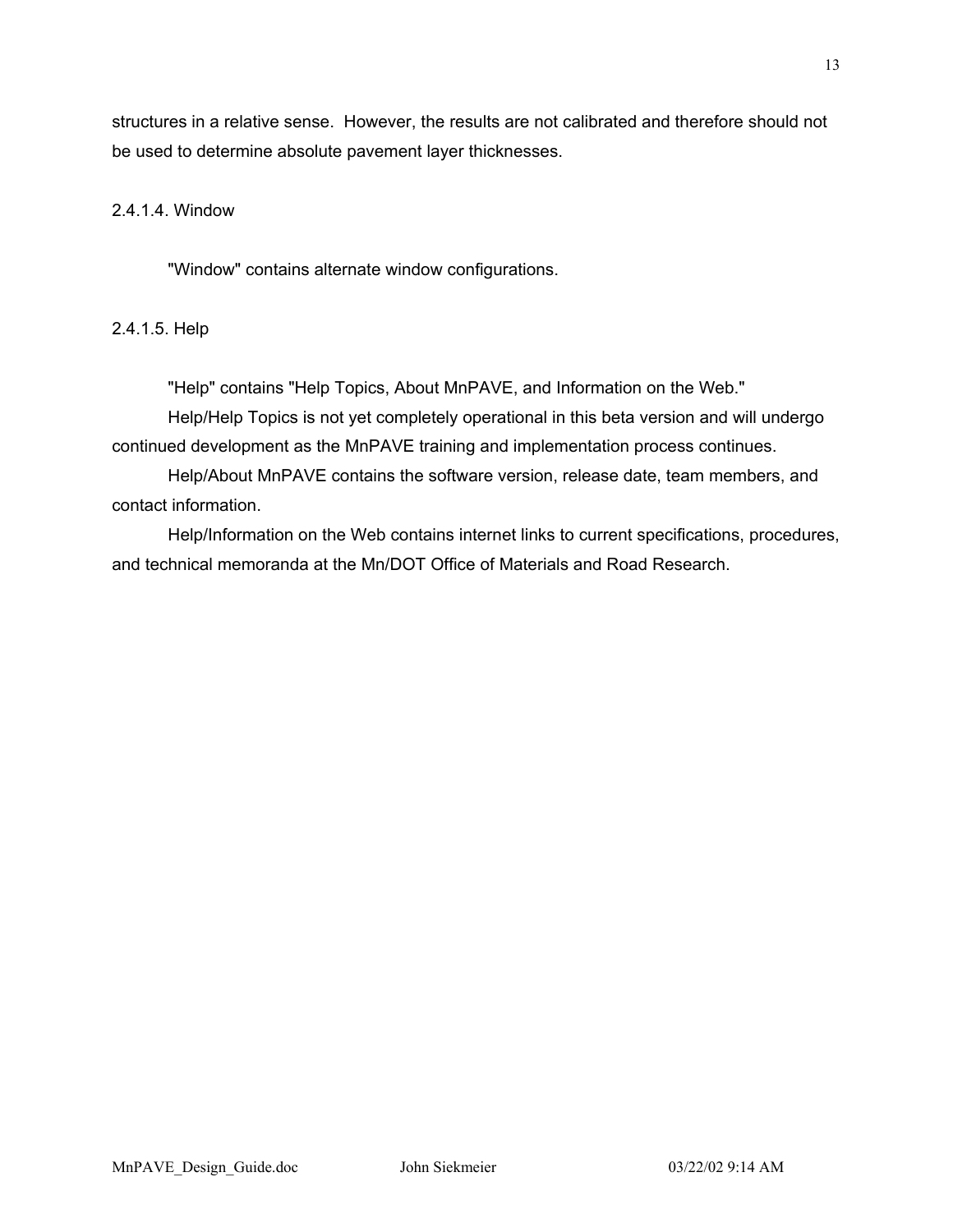structures in a relative sense. However, the results are not calibrated and therefore should not be used to determine absolute pavement layer thicknesses.

#### 2.4.1.4. Window

"Window" contains alternate window configurations.

#### 2.4.1.5. Help

"Help" contains "Help Topics, About MnPAVE, and Information on the Web."

Help/Help Topics is not yet completely operational in this beta version and will undergo continued development as the MnPAVE training and implementation process continues.

Help/About MnPAVE contains the software version, release date, team members, and contact information.

Help/Information on the Web contains internet links to current specifications, procedures, and technical memoranda at the Mn/DOT Office of Materials and Road Research.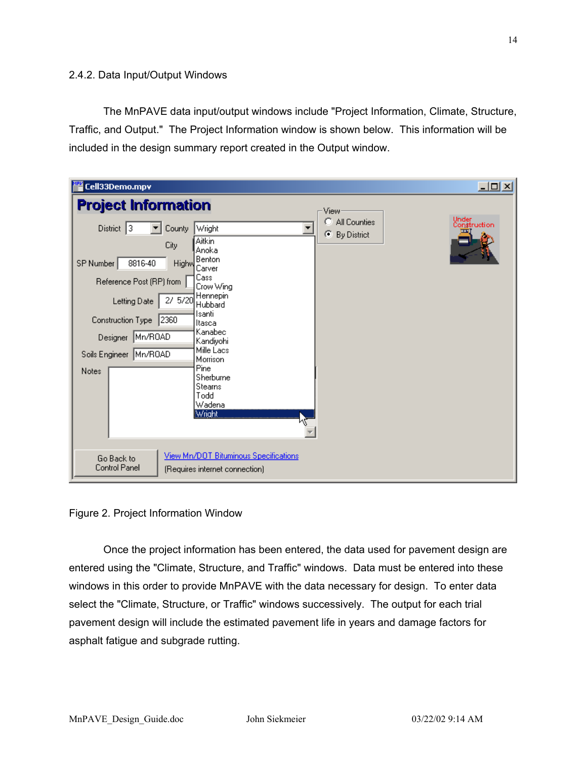### 2.4.2. Data Input/Output Windows

The MnPAVE data input/output windows include "Project Information, Climate, Structure, Traffic, and Output." The Project Information window is shown below. This information will be included in the design summary report created in the Output window.

Figure 2. Project Information Window

Once the project information has been entered, the data used for pavement design are entered using the "Climate, Structure, and Traffic" windows. Data must be entered into these windows in this order to provide MnPAVE with the data necessary for design. To enter data select the "Climate, Structure, or Traffic" windows successively. The output for each trial pavement design will include the estimated pavement life in years and damage factors for asphalt fatigue and subgrade rutting.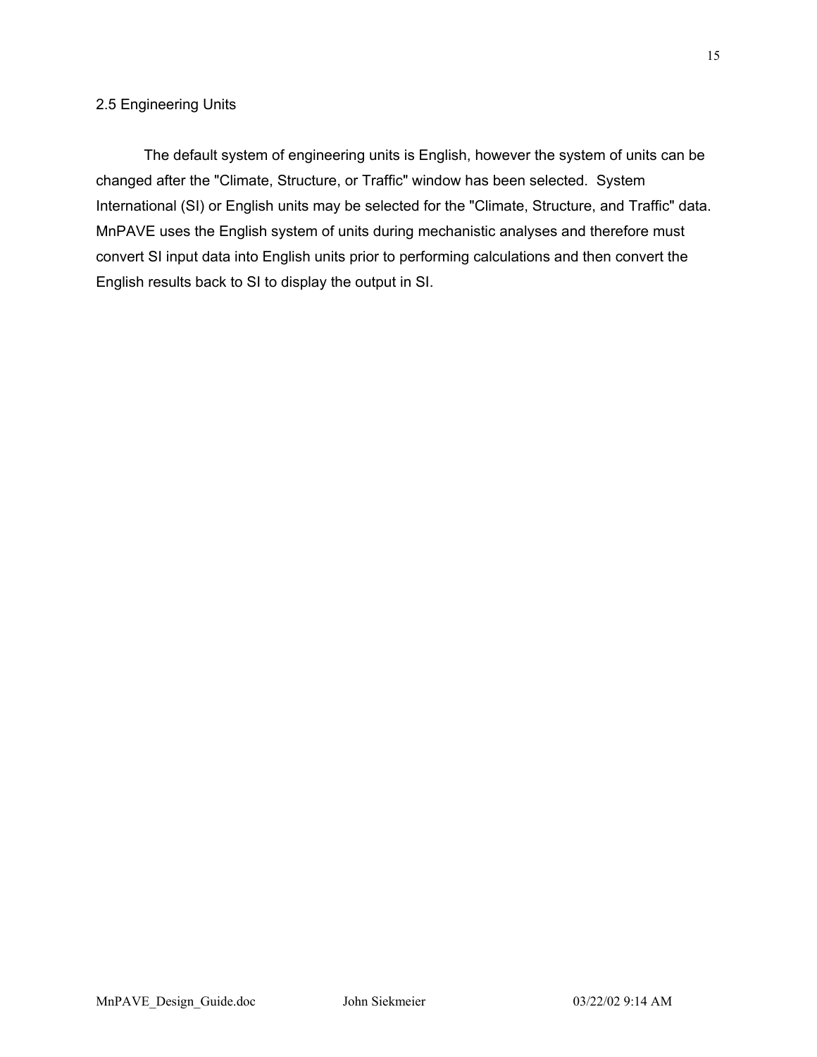## 2.5 Engineering Units

The default system of engineering units is English, however the system of units can be changed after the "Climate, Structure, or Traffic" window has been selected. System International (SI) or English units may be selected for the "Climate, Structure, and Traffic" data. MnPAVE uses the English system of units during mechanistic analyses and therefore must convert SI input data into English units prior to performing calculations and then convert the English results back to SI to display the output in SI.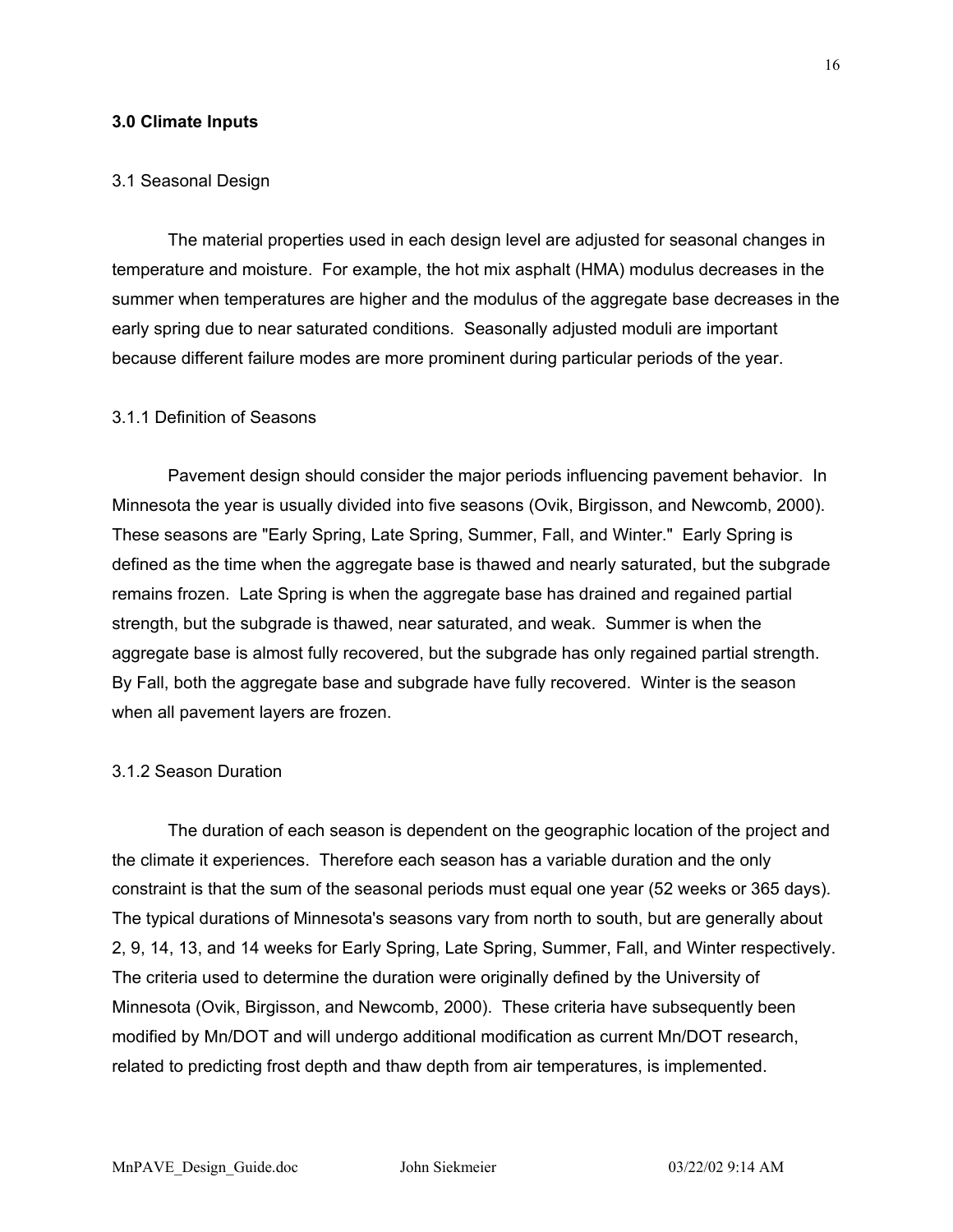## 3.0 Climate Inputs

### 3.1 Seasonal Design

The material properties used in each design level are adjusted for seasonal changes in temperature and moisture. For example, the hot mix asphalt (HMA) modulus decreases in the summer when temperatures are higher and the modulus of the aggregate base decreases in the early spring due to near saturated conditions. Seasonally adjusted moduli are important because different failure modes are more prominent during particular periods of the year.

#### 3.1.1 Definition of Seasons

Pavement design should consider the major periods influencing pavement behavior. In Minnesota the year is usually divided into five seasons (Ovik, Birgisson, and Newcomb, 2000). These seasons are "Early Spring, Late Spring, Summer, Fall, and Winter." Early Spring is defined as the time when the aggregate base is thawed and nearly saturated, but the subgrade remains frozen. Late Spring is when the aggregate base has drained and regained partial strength, but the subgrade is thawed, near saturated, and weak. Summer is when the aggregate base is almost fully recovered, but the subgrade has only regained partial strength. By Fall, both the aggregate base and subgrade have fully recovered. Winter is the season when all pavement layers are frozen.

#### 3.1.2 Season Duration

The duration of each season is dependent on the geographic location of the project and the climate it experiences. Therefore each season has a variable duration and the only constraint is that the sum of the seasonal periods must equal one year (52 weeks or 365 days). The typical durations of Minnesota's seasons vary from north to south, but are generally about 2, 9, 14, 13, and 14 weeks for Early Spring, Late Spring, Summer, Fall, and Winter respectively. The criteria used to determine the duration were originally defined by the University of Minnesota (Ovik, Birgisson, and Newcomb, 2000). These criteria have subsequently been modified by Mn/DOT and will undergo additional modification as current Mn/DOT research, related to predicting frost depth and thaw depth from air temperatures, is implemented.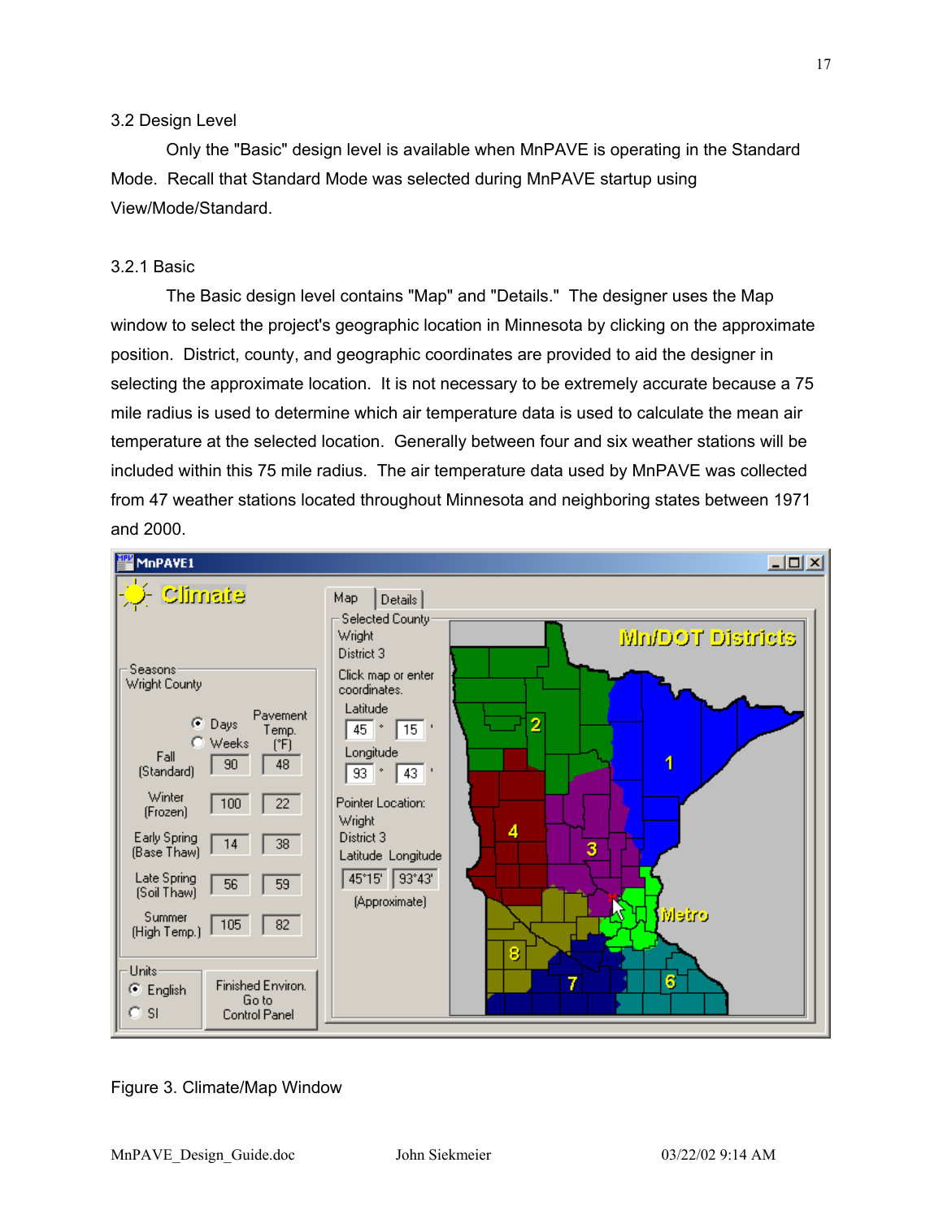### 3.2 Design Level

Only the "Basic" design level is available when MnPAVE is operating in the Standard Mode. Recall that Standard Mode was selected during MnPAVE startup using View/Mode/Standard.

### 3.2.1 Basic

The Basic design level contains "Map" and "Details." The designer uses the Map window to select the project's geographic location in Minnesota by clicking on the approximate position. District, county, and geographic coordinates are provided to aid the designer in selecting the approximate location. It is not necessary to be extremely accurate because a 75 mile radius is used to determine which air temperature data is used to calculate the mean air temperature at the selected location. Generally between four and six weather stations will be included within this 75 mile radius. The air temperature data used by MnPAVE was collected from 47 weather stations located throughout Minnesota and neighboring states between 1971 and 2000.

Figure 3. Climate/Map Window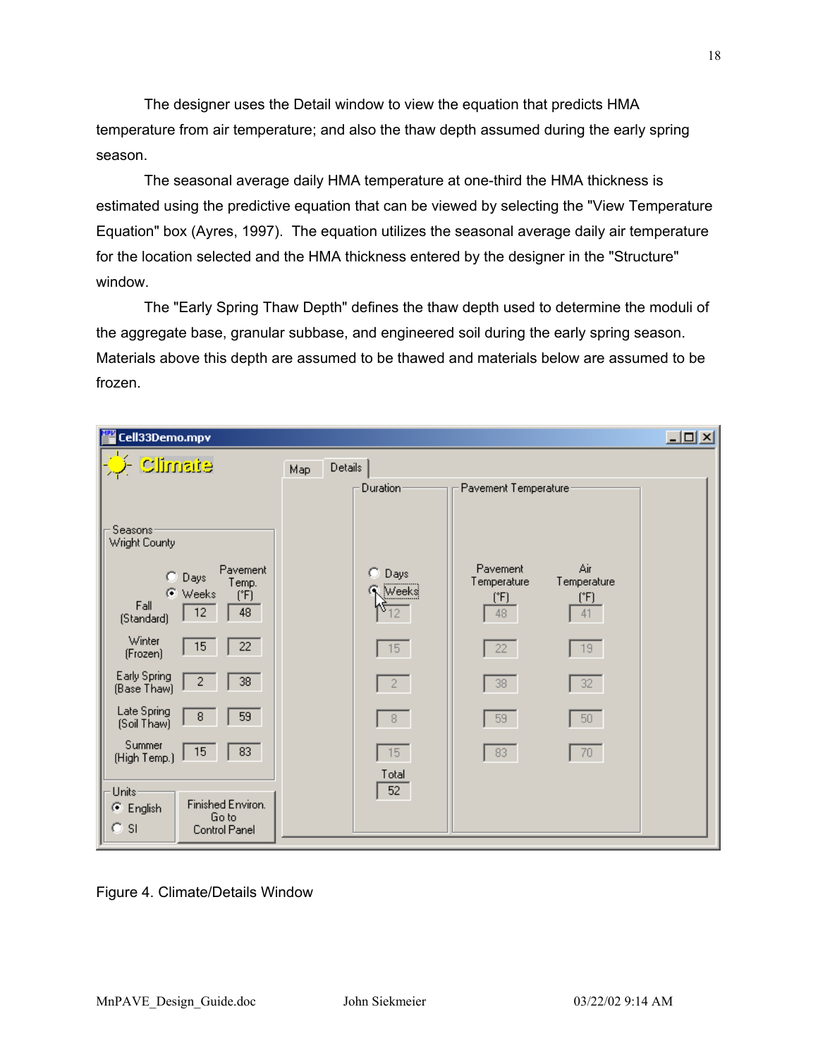The designer uses the Detail window to view the equation that predicts HMA temperature from air temperature; and also the thaw depth assumed during the early spring season.

The seasonal average daily HMA temperature at one-third the HMA thickness is estimated using the predictive equation that can be viewed by selecting the "View Temperature Equation" box (Ayres, 1997). The equation utilizes the seasonal average daily air temperature for the location selected and the HMA thickness entered by the designer in the "Structure" window.

The "Early Spring Thaw Depth" defines the thaw depth used to determine the moduli of the aggregate base, granular subbase, and engineered soil during the early spring season. Materials above this depth are assumed to be thawed and materials below are assumed to be frozen.

Figure 4. Climate/Details Window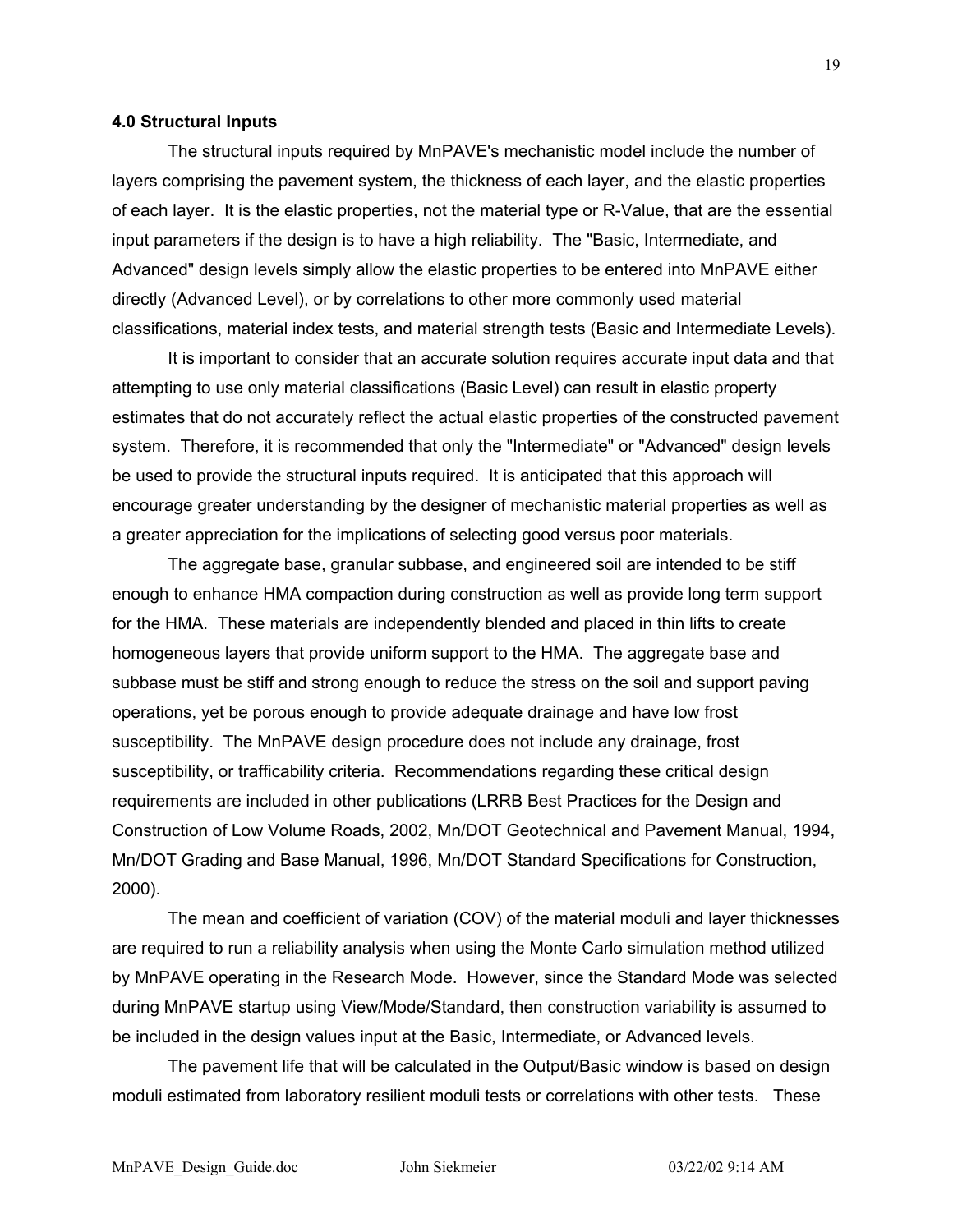### 4.0 Structural Inputs

The structural inputs required by MnPAVE's mechanistic model include the number of layers comprising the pavement system, the thickness of each layer, and the elastic properties of each layer. It is the elastic properties, not the material type or R-Value, that are the essential input parameters if the design is to have a high reliability. The "Basic, Intermediate, and Advanced" design levels simply allow the elastic properties to be entered into MnPAVE either directly (Advanced Level), or by correlations to other more commonly used material classifications, material index tests, and material strength tests (Basic and Intermediate Levels).

It is important to consider that an accurate solution requires accurate input data and that attempting to use only material classifications (Basic Level) can result in elastic property estimates that do not accurately reflect the actual elastic properties of the constructed pavement system. Therefore, it is recommended that only the "Intermediate" or "Advanced" design levels be used to provide the structural inputs required. It is anticipated that this approach will encourage greater understanding by the designer of mechanistic material properties as well as a greater appreciation for the implications of selecting good versus poor materials.

The aggregate base, granular subbase, and engineered soil are intended to be stiff enough to enhance HMA compaction during construction as well as provide long term support for the HMA. These materials are independently blended and placed in thin lifts to create homogeneous layers that provide uniform support to the HMA. The aggregate base and subbase must be stiff and strong enough to reduce the stress on the soil and support paving operations, yet be porous enough to provide adequate drainage and have low frost susceptibility. The MnPAVE design procedure does not include any drainage, frost susceptibility, or trafficability criteria. Recommendations regarding these critical design requirements are included in other publications (LRRB Best Practices for the Design and Construction of Low Volume Roads, 2002, Mn/DOT Geotechnical and Pavement Manual, 1994, Mn/DOT Grading and Base Manual, 1996, Mn/DOT Standard Specifications for Construction, 2000).

The mean and coefficient of variation (COV) of the material moduli and layer thicknesses are required to run a reliability analysis when using the Monte Carlo simulation method utilized by MnPAVE operating in the Research Mode. However, since the Standard Mode was selected during MnPAVE startup using View/Mode/Standard, then construction variability is assumed to be included in the design values input at the Basic, Intermediate, or Advanced levels.

The pavement life that will be calculated in the Output/Basic window is based on design moduli estimated from laboratory resilient moduli tests or correlations with other tests. These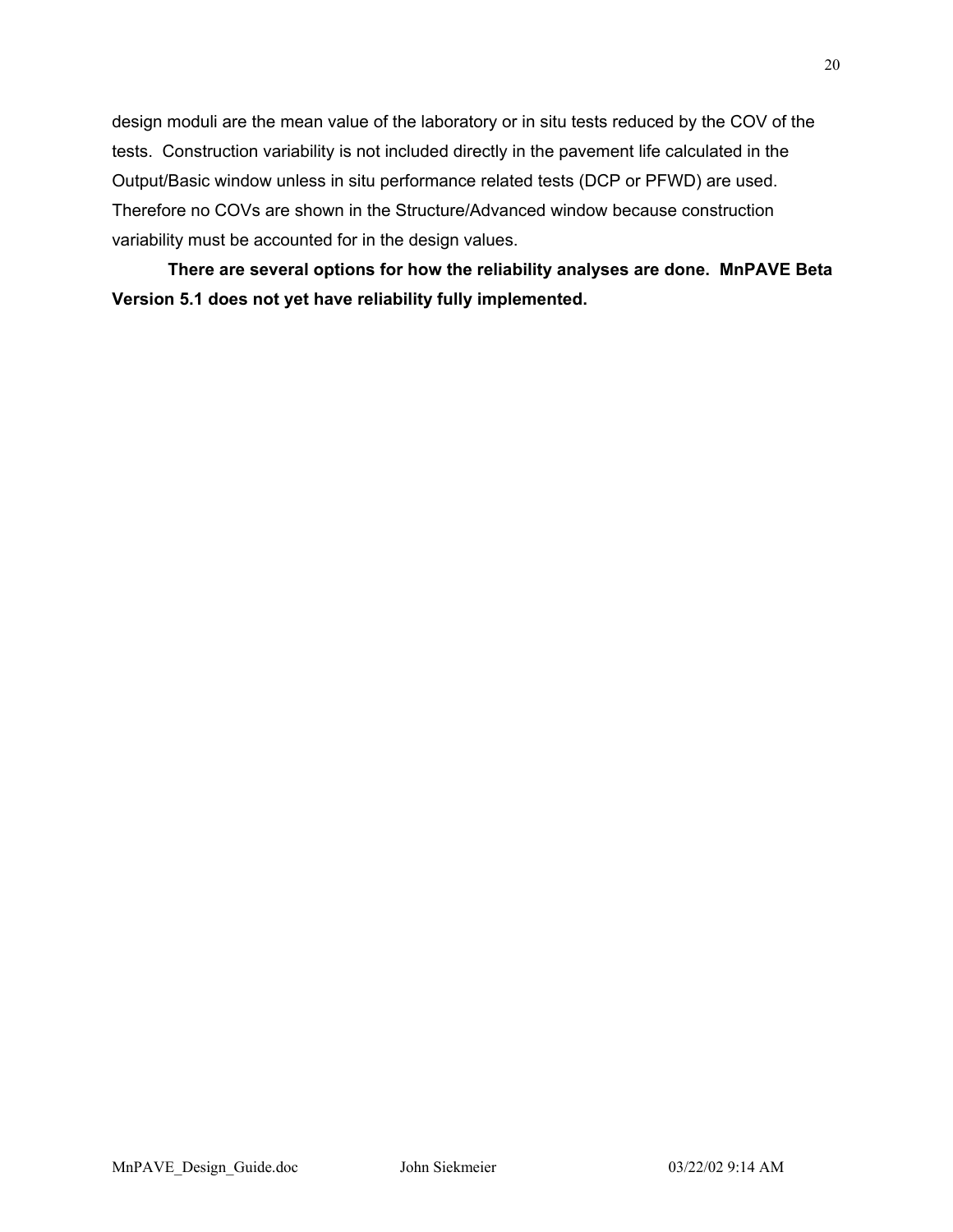design moduli are the mean value of the laboratory or in situ tests reduced by the COV of the tests. Construction variability is not included directly in the pavement life calculated in the Output/Basic window unless in situ performance related tests (DCP or PFWD) are used. Therefore no COVs are shown in the Structure/Advanced window because construction variability must be accounted for in the design values.

**There are several options for how the reliability analyses are done. MnPAVE Beta Version 5.1 does not yet have reliability fully implemented.**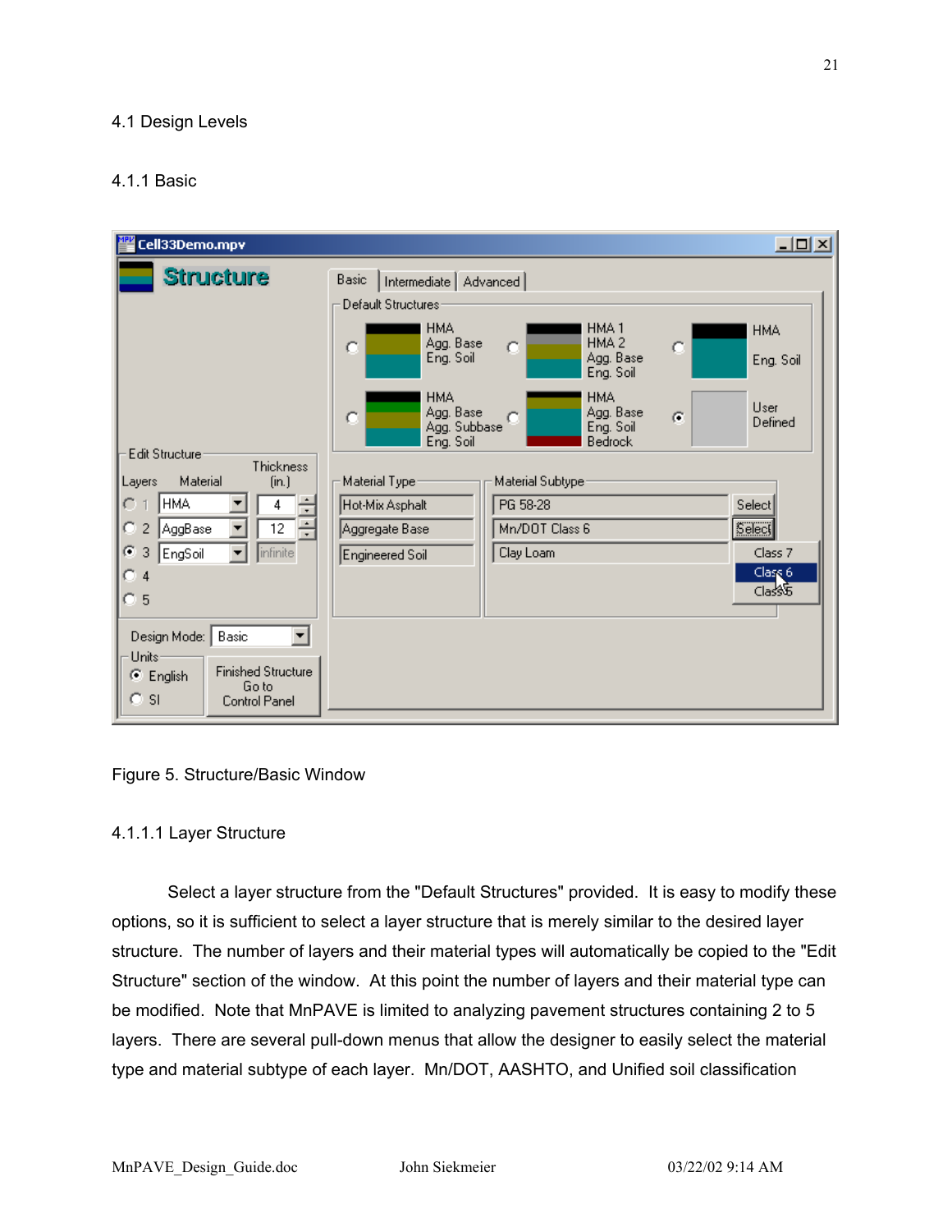## 4.1 Design Levels

### 4.1.1 Basic

Figure 5. Structure/Basic Window

#### 4.1.1.1 Layer Structure

Select a layer structure from the "Default Structures" provided. It is easy to modify these options, so it is sufficient to select a layer structure that is merely similar to the desired layer structure. The number of layers and their material types will automatically be copied to the "Edit Structure" section of the window. At this point the number of layers and their material type can be modified. Note that MnPAVE is limited to analyzing pavement structures containing 2 to 5 layers. There are several pull-down menus that allow the designer to easily select the material type and material subtype of each layer. Mn/DOT, AASHTO, and Unified soil classification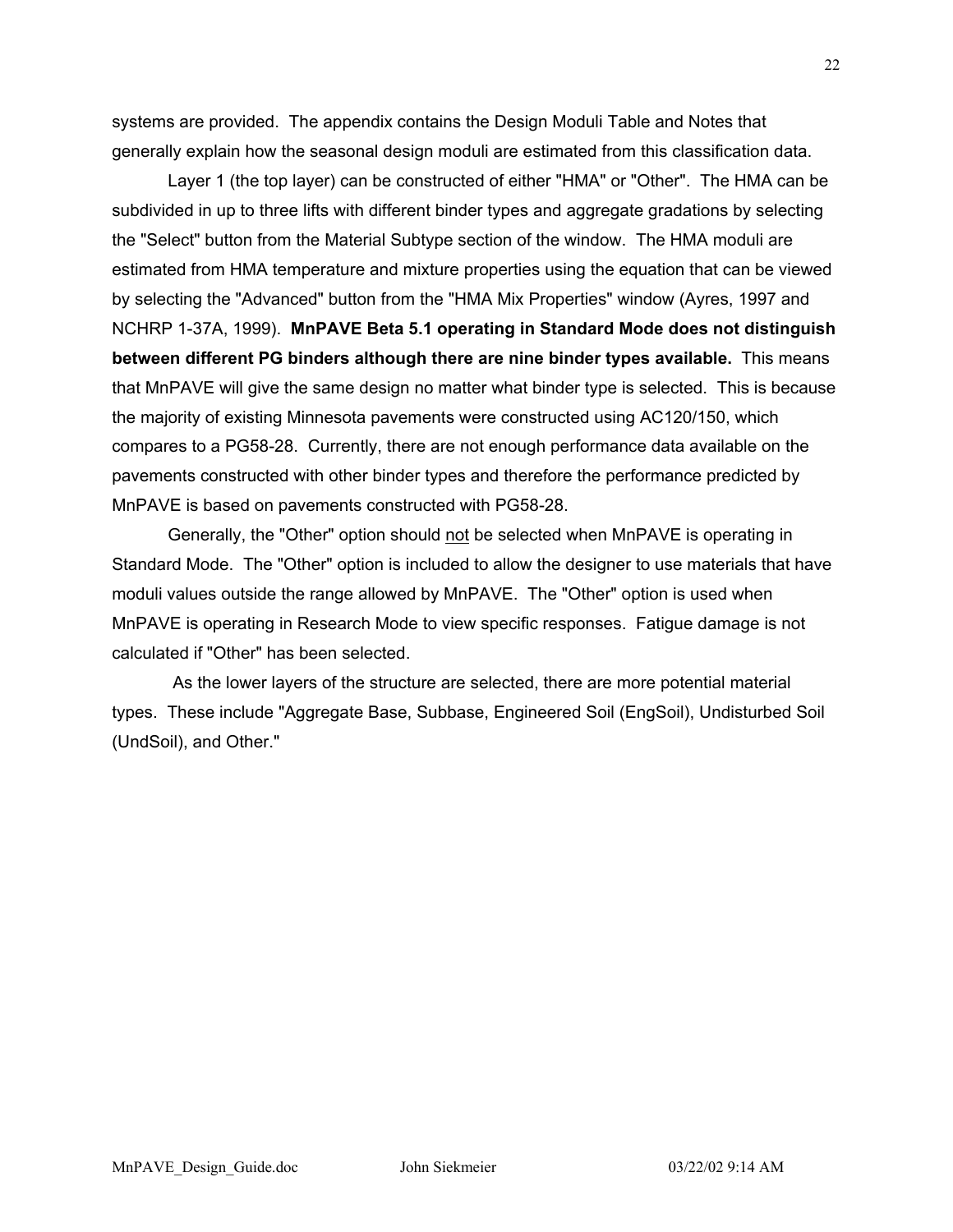systems are provided. The appendix contains the Design Moduli Table and Notes that generally explain how the seasonal design moduli are estimated from this classification data.

Layer 1 (the top layer) can be constructed of either "HMA" or "Other". The HMA can be subdivided in up to three lifts with different binder types and aggregate gradations by selecting the "Select" button from the Material Subtype section of the window. The HMA moduli are estimated from HMA temperature and mixture properties using the equation that can be viewed by selecting the "Advanced" button from the "HMA Mix Properties" window (Ayres, 1997 and NCHRP 1-37A, 1999). **MnPAVE Beta 5.1 operating in Standard Mode does not distinguish between different PG binders although there are nine binder types available.** This means that MnPAVE will give the same design no matter what binder type is selected. This is because the majority of existing Minnesota pavements were constructed using AC120/150, which compares to a PG58-28. Currently, there are not enough performance data available on the pavements constructed with other binder types and therefore the performance predicted by MnPAVE is based on pavements constructed with PG58-28.

Generally, the "Other" option should <u>not</u> be selected when MnPAVE is operating in Standard Mode. The "Other" option is included to allow the designer to use materials that have moduli values outside the range allowed by MnPAVE. The "Other" option is used when MnPAVE is operating in Research Mode to view specific responses. Fatigue damage is not calculated if "Other" has been selected.

As the lower layers of the structure are selected, there are more potential material types. These include "Aggregate Base, Subbase, Engineered Soil (EngSoil), Undisturbed Soil (UndSoil), and Other."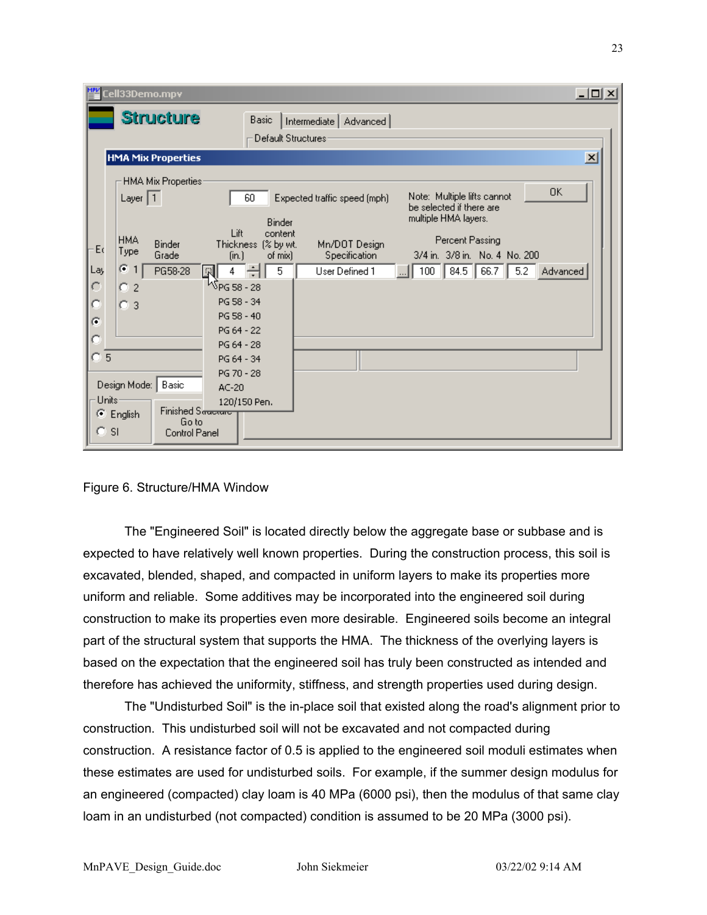Figure 6. Structure/HMA Window

The "Engineered Soil" is located directly below the aggregate base or subbase and is expected to have relatively well known properties. During the construction process, this soil is excavated, blended, shaped, and compacted in uniform layers to make its properties more uniform and reliable. Some additives may be incorporated into the engineered soil during construction to make its properties even more desirable. Engineered soils become an integral part of the structural system that supports the HMA. The thickness of the overlying layers is based on the expectation that the engineered soil has truly been constructed as intended and therefore has achieved the uniformity, stiffness, and strength properties used during design.

The "Undisturbed Soil" is the in-place soil that existed along the road's alignment prior to construction. This undisturbed soil will not be excavated and not compacted during construction. A resistance factor of 0.5 is applied to the engineered soil moduli estimates when these estimates are used for undisturbed soils. For example, if the summer design modulus for an engineered (compacted) clay loam is 40 MPa (6000 psi), then the modulus of that same clay loam in an undisturbed (not compacted) condition is assumed to be 20 MPa (3000 psi).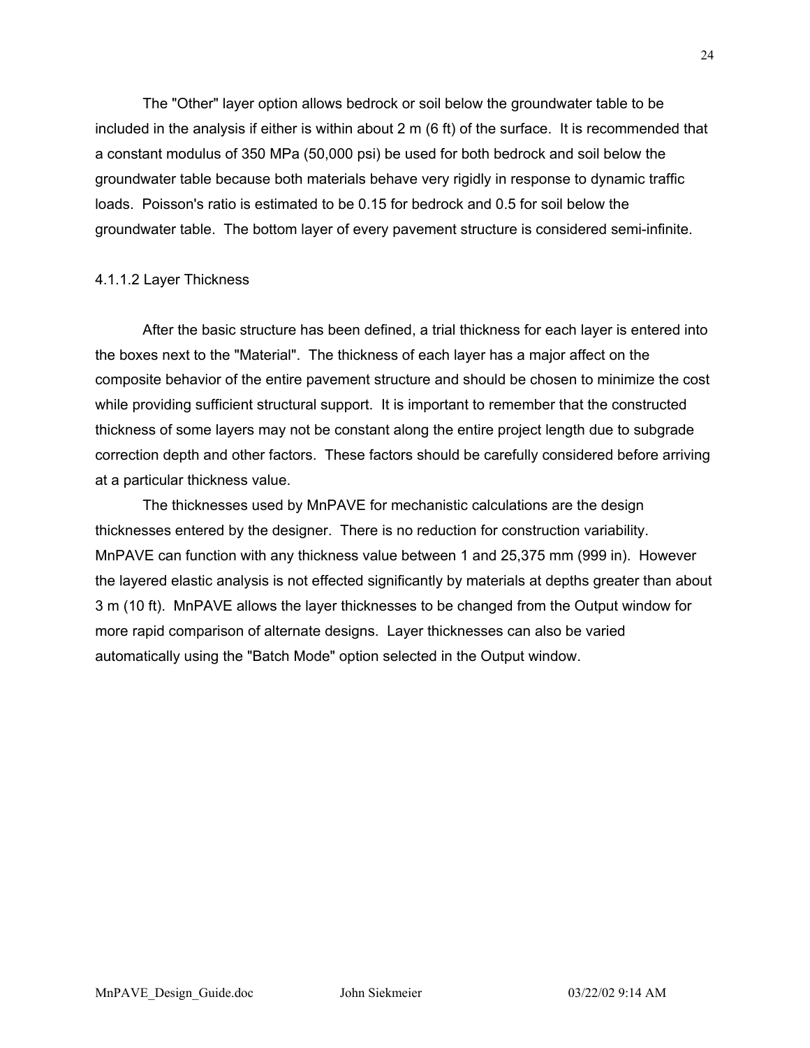The "Other" layer option allows bedrock or soil below the groundwater table to be included in the analysis if either is within about 2 m (6 ft) of the surface. It is recommended that a constant modulus of 350 MPa (50,000 psi) be used for both bedrock and soil below the groundwater table because both materials behave very rigidly in response to dynamic traffic loads. Poisson's ratio is estimated to be 0.15 for bedrock and 0.5 for soil below the groundwater table. The bottom layer of every pavement structure is considered semi-infinite.

#### 4.1.1.2 Layer Thickness

After the basic structure has been defined, a trial thickness for each layer is entered into the boxes next to the "Material". The thickness of each layer has a major affect on the composite behavior of the entire pavement structure and should be chosen to minimize the cost while providing sufficient structural support. It is important to remember that the constructed thickness of some layers may not be constant along the entire project length due to subgrade correction depth and other factors. These factors should be carefully considered before arriving at a particular thickness value.

The thicknesses used by MnPAVE for mechanistic calculations are the design thicknesses entered by the designer. There is no reduction for construction variability. MnPAVE can function with any thickness value between 1 and 25,375 mm (999 in). However the layered elastic analysis is not effected significantly by materials at depths greater than about 3 m (10 ft). MnPAVE allows the layer thicknesses to be changed from the Output window for more rapid comparison of alternate designs. Layer thicknesses can also be varied automatically using the "Batch Mode" option selected in the Output window.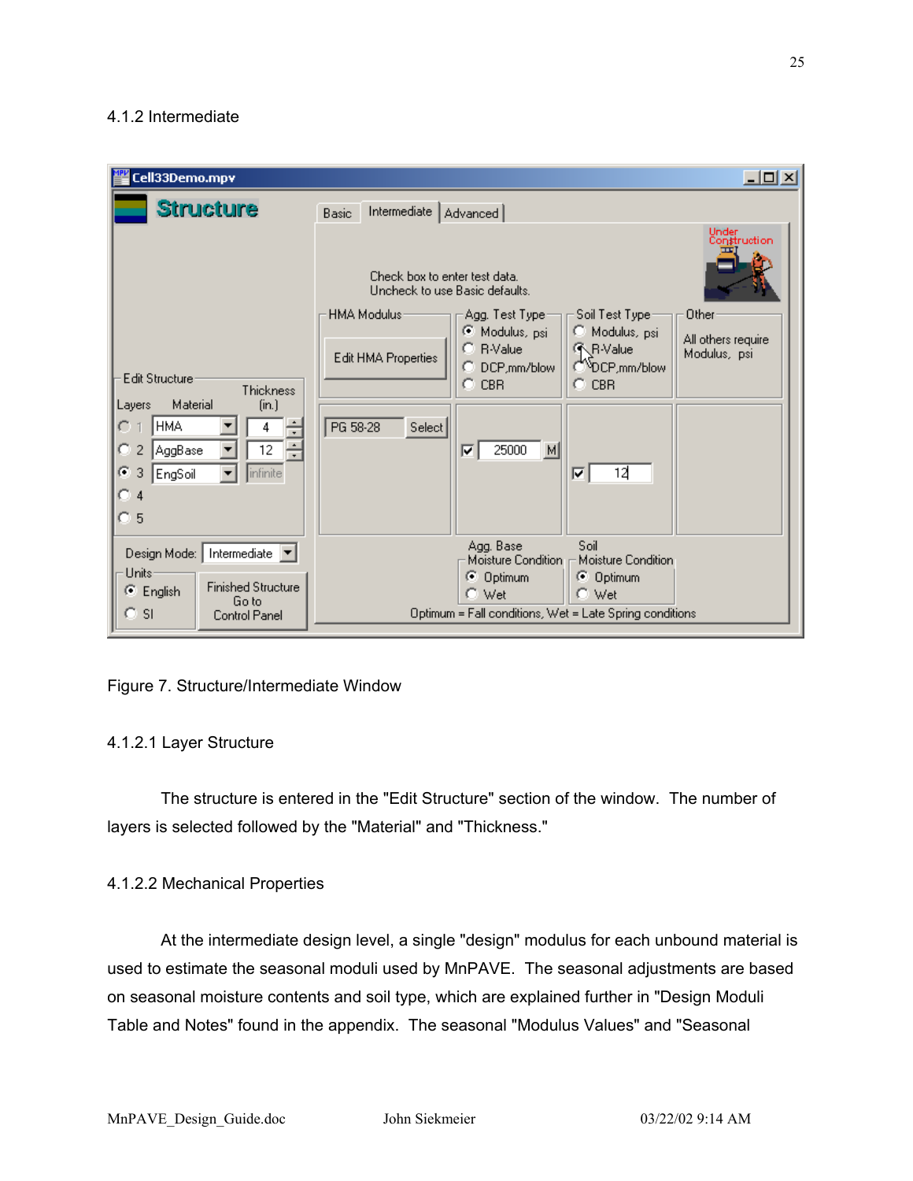### 4.1.2 Intermediate

Figure 7. Structure/Intermediate Window

#### 4.1.2.1 Layer Structure

The structure is entered in the "Edit Structure" section of the window. The number of layers is selected followed by the "Material" and "Thickness."

#### 4.1.2.2 Mechanical Properties

At the intermediate design level, a single "design" modulus for each unbound material is used to estimate the seasonal moduli used by MnPAVE. The seasonal adjustments are based on seasonal moisture contents and soil type, which are explained further in "Design Moduli Table and Notes" found in the appendix. The seasonal "Modulus Values" and "Seasonal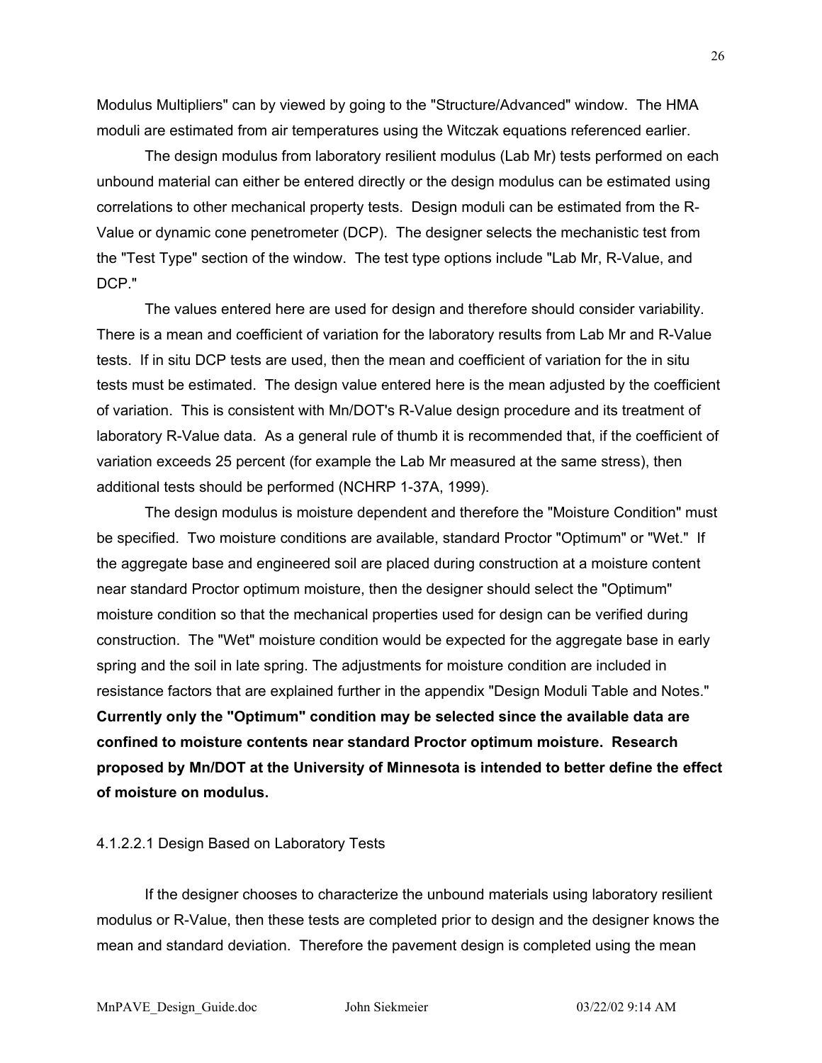Modulus Multipliers" can by viewed by going to the "Structure/Advanced" window. The HMA moduli are estimated from air temperatures using the Witczak equations referenced earlier.

The design modulus from laboratory resilient modulus (Lab Mr) tests performed on each unbound material can either be entered directly or the design modulus can be estimated using correlations to other mechanical property tests. Design moduli can be estimated from the R-Value or dynamic cone penetrometer (DCP). The designer selects the mechanistic test from the "Test Type" section of the window. The test type options include "Lab Mr, R-Value, and DCP."

The values entered here are used for design and therefore should consider variability. There is a mean and coefficient of variation for the laboratory results from Lab Mr and R-Value tests. If in situ DCP tests are used, then the mean and coefficient of variation for the in situ tests must be estimated. The design value entered here is the mean adjusted by the coefficient of variation. This is consistent with Mn/DOT's R-Value design procedure and its treatment of laboratory R-Value data. As a general rule of thumb it is recommended that, if the coefficient of variation exceeds 25 percent (for example the Lab Mr measured at the same stress), then additional tests should be performed (NCHRP 1-37A, 1999).

The design modulus is moisture dependent and therefore the "Moisture Condition" must be specified. Two moisture conditions are available, standard Proctor "Optimum" or "Wet." If the aggregate base and engineered soil are placed during construction at a moisture content near standard Proctor optimum moisture, then the designer should select the "Optimum" moisture condition so that the mechanical properties used for design can be verified during construction. The "Wet" moisture condition would be expected for the aggregate base in early spring and the soil in late spring. The adjustments for moisture condition are included in resistance factors that are explained further in the appendix "Design Moduli Table and Notes." **Currently only the "Optimum" condition may be selected since the available data are confined to moisture contents near standard Proctor optimum moisture. Research proposed by Mn/DOT at the University of Minnesota is intended to better define the effect of moisture on modulus.**

#### 4.1.2.2.1 Design Based on Laboratory Tests

If the designer chooses to characterize the unbound materials using laboratory resilient modulus or R-Value, then these tests are completed prior to design and the designer knows the mean and standard deviation. Therefore the pavement design is completed using the mean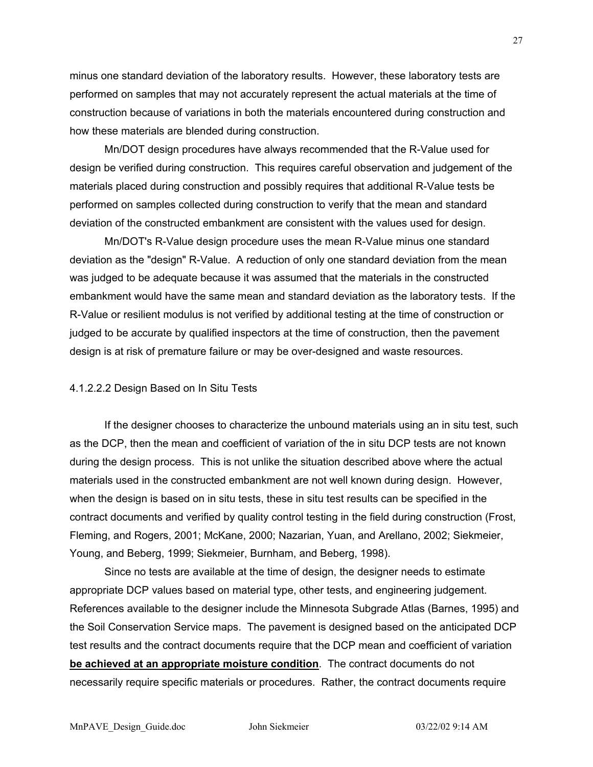minus one standard deviation of the laboratory results. However, these laboratory tests are performed on samples that may not accurately represent the actual materials at the time of construction because of variations in both the materials encountered during construction and how these materials are blended during construction.

Mn/DOT design procedures have always recommended that the R-Value used for design be verified during construction. This requires careful observation and judgement of the materials placed during construction and possibly requires that additional R-Value tests be performed on samples collected during construction to verify that the mean and standard deviation of the constructed embankment are consistent with the values used for design.

Mn/DOT's R-Value design procedure uses the mean R-Value minus one standard deviation as the "design" R-Value. A reduction of only one standard deviation from the mean was judged to be adequate because it was assumed that the materials in the constructed embankment would have the same mean and standard deviation as the laboratory tests. If the R-Value or resilient modulus is not verified by additional testing at the time of construction or judged to be accurate by qualified inspectors at the time of construction, then the pavement design is at risk of premature failure or may be over-designed and waste resources.

#### 4.1.2.2.2 Design Based on In Situ Tests

If the designer chooses to characterize the unbound materials using an in situ test, such as the DCP, then the mean and coefficient of variation of the in situ DCP tests are not known during the design process. This is not unlike the situation described above where the actual materials used in the constructed embankment are not well known during design. However, when the design is based on in situ tests, these in situ test results can be specified in the contract documents and verified by quality control testing in the field during construction (Frost, Fleming, and Rogers, 2001; McKane, 2000; Nazarian, Yuan, and Arellano, 2002; Siekmeier, Young, and Beberg, 1999; Siekmeier, Burnham, and Beberg, 1998).

Since no tests are available at the time of design, the designer needs to estimate appropriate DCP values based on material type, other tests, and engineering judgement. References available to the designer include the Minnesota Subgrade Atlas (Barnes, 1995) and the Soil Conservation Service maps. The pavement is designed based on the anticipated DCP test results and the contract documents require that the DCP mean and coefficient of variation **<u>be achieved at an appropriate moisture condition</u>**. The contract documents do not necessarily require specific materials or procedures. Rather, the contract documents require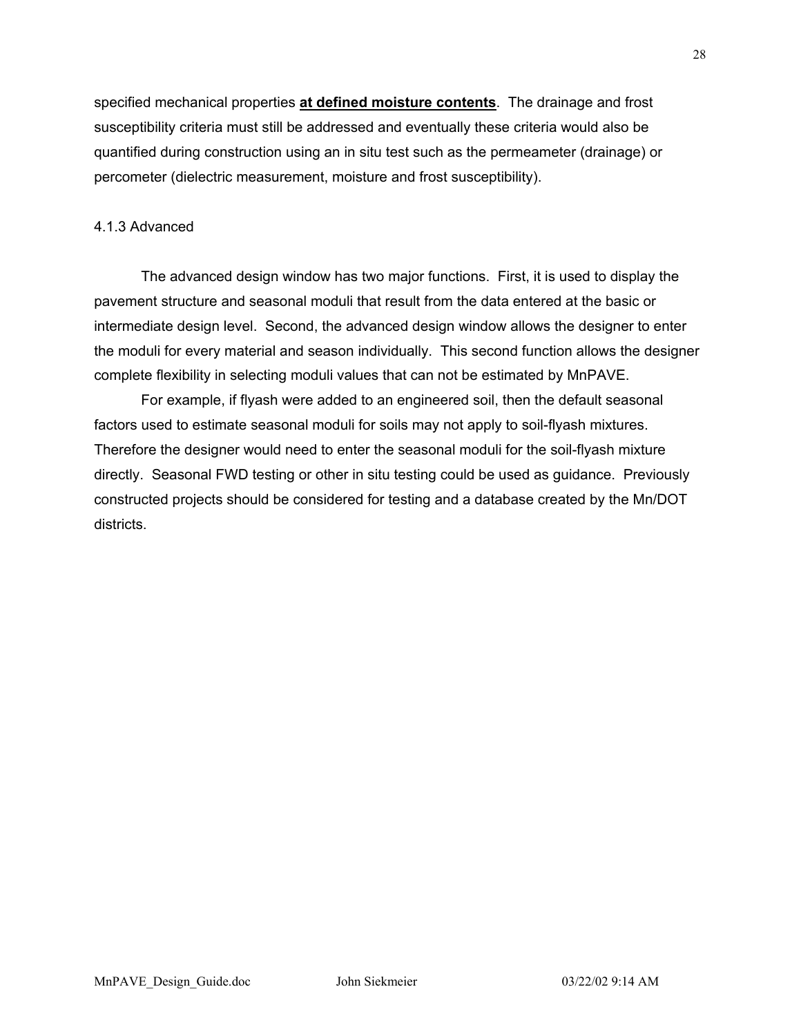specified mechanical properties **at defined moisture contents**. The drainage and frost susceptibility criteria must still be addressed and eventually these criteria would also be quantified during construction using an in situ test such as the permeameter (drainage) or percometer (dielectric measurement, moisture and frost susceptibility).

### 4.1.3 Advanced

The advanced design window has two major functions. First, it is used to display the pavement structure and seasonal moduli that result from the data entered at the basic or intermediate design level. Second, the advanced design window allows the designer to enter the moduli for every material and season individually. This second function allows the designer complete flexibility in selecting moduli values that can not be estimated by MnPAVE.

For example, if flyash were added to an engineered soil, then the default seasonal factors used to estimate seasonal moduli for soils may not apply to soil-flyash mixtures. Therefore the designer would need to enter the seasonal moduli for the soil-flyash mixture directly. Seasonal FWD testing or other in situ testing could be used as guidance. Previously constructed projects should be considered for testing and a database created by the Mn/DOT districts.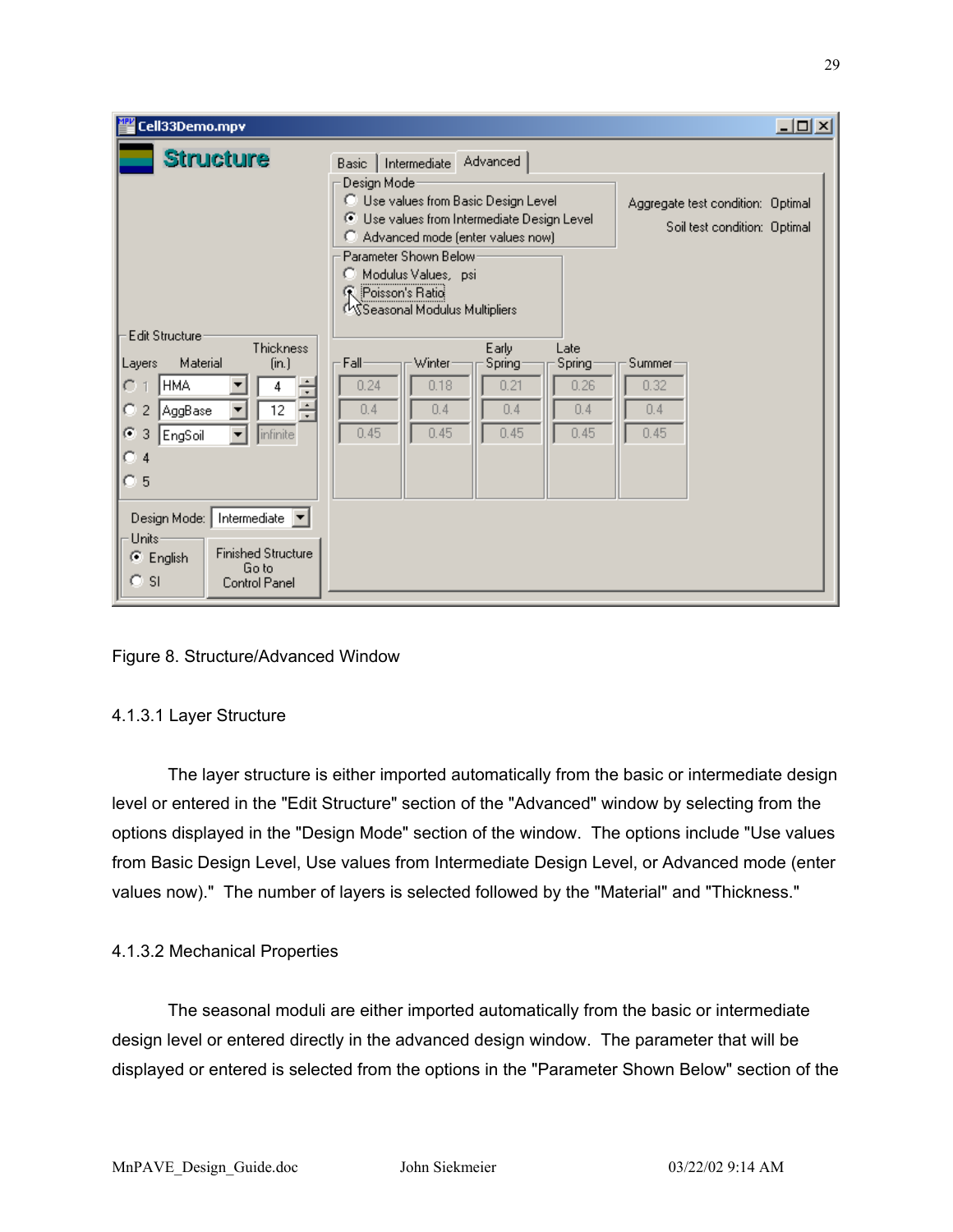Figure 8. Structure/Advanced Window

#### 4.1.3.1 Layer Structure

The layer structure is either imported automatically from the basic or intermediate design level or entered in the "Edit Structure" section of the "Advanced" window by selecting from the options displayed in the "Design Mode" section of the window. The options include "Use values from Basic Design Level, Use values from Intermediate Design Level, or Advanced mode (enter values now)." The number of layers is selected followed by the "Material" and "Thickness."

#### 4.1.3.2 Mechanical Properties

The seasonal moduli are either imported automatically from the basic or intermediate design level or entered directly in the advanced design window. The parameter that will be displayed or entered is selected from the options in the "Parameter Shown Below" section of the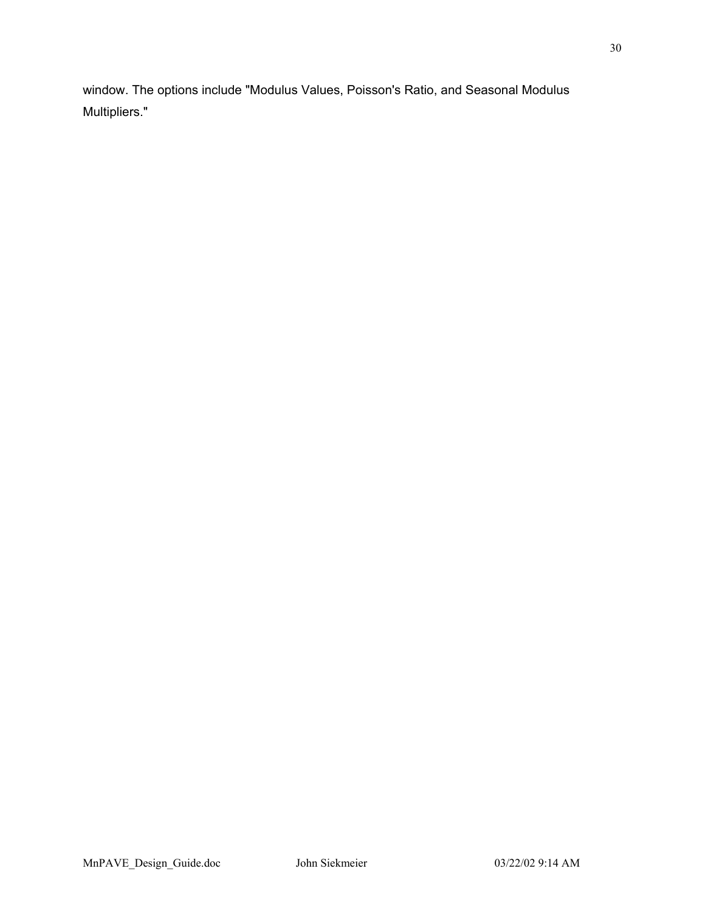window. The options include "Modulus Values, Poisson's Ratio, and Seasonal Modulus Multipliers."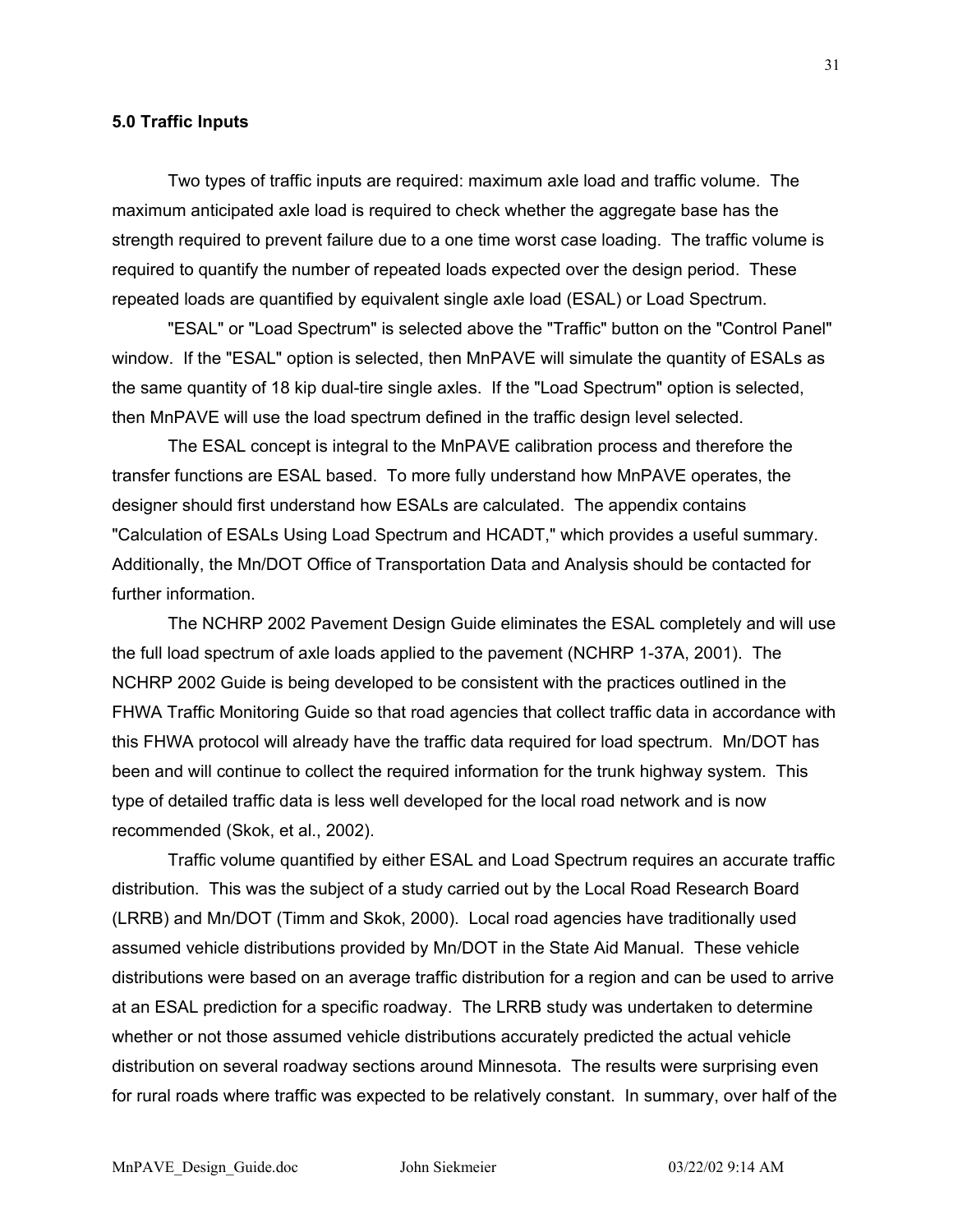## 5.0 Traffic Inputs

Two types of traffic inputs are required: maximum axle load and traffic volume. The maximum anticipated axle load is required to check whether the aggregate base has the strength required to prevent failure due to a one time worst case loading. The traffic volume is required to quantify the number of repeated loads expected over the design period. These repeated loads are quantified by equivalent single axle load (ESAL) or Load Spectrum.

"ESAL" or "Load Spectrum" is selected above the "Traffic" button on the "Control Panel" window. If the "ESAL" option is selected, then MnPAVE will simulate the quantity of ESALs as the same quantity of 18 kip dual-tire single axles. If the "Load Spectrum" option is selected, then MnPAVE will use the load spectrum defined in the traffic design level selected.

The ESAL concept is integral to the MnPAVE calibration process and therefore the transfer functions are ESAL based. To more fully understand how MnPAVE operates, the designer should first understand how ESALs are calculated. The appendix contains "Calculation of ESALs Using Load Spectrum and HCADT," which provides a useful summary. Additionally, the Mn/DOT Office of Transportation Data and Analysis should be contacted for further information.

The NCHRP 2002 Pavement Design Guide eliminates the ESAL completely and will use the full load spectrum of axle loads applied to the pavement (NCHRP 1-37A, 2001). The NCHRP 2002 Guide is being developed to be consistent with the practices outlined in the FHWA Traffic Monitoring Guide so that road agencies that collect traffic data in accordance with this FHWA protocol will already have the traffic data required for load spectrum. Mn/DOT has been and will continue to collect the required information for the trunk highway system. This type of detailed traffic data is less well developed for the local road network and is now recommended (Skok, et al., 2002).

Traffic volume quantified by either ESAL and Load Spectrum requires an accurate traffic distribution. This was the subject of a study carried out by the Local Road Research Board (LRRB) and Mn/DOT (Timm and Skok, 2000). Local road agencies have traditionally used assumed vehicle distributions provided by Mn/DOT in the State Aid Manual. These vehicle distributions were based on an average traffic distribution for a region and can be used to arrive at an ESAL prediction for a specific roadway. The LRRB study was undertaken to determine whether or not those assumed vehicle distributions accurately predicted the actual vehicle distribution on several roadway sections around Minnesota. The results were surprising even for rural roads where traffic was expected to be relatively constant. In summary, over half of the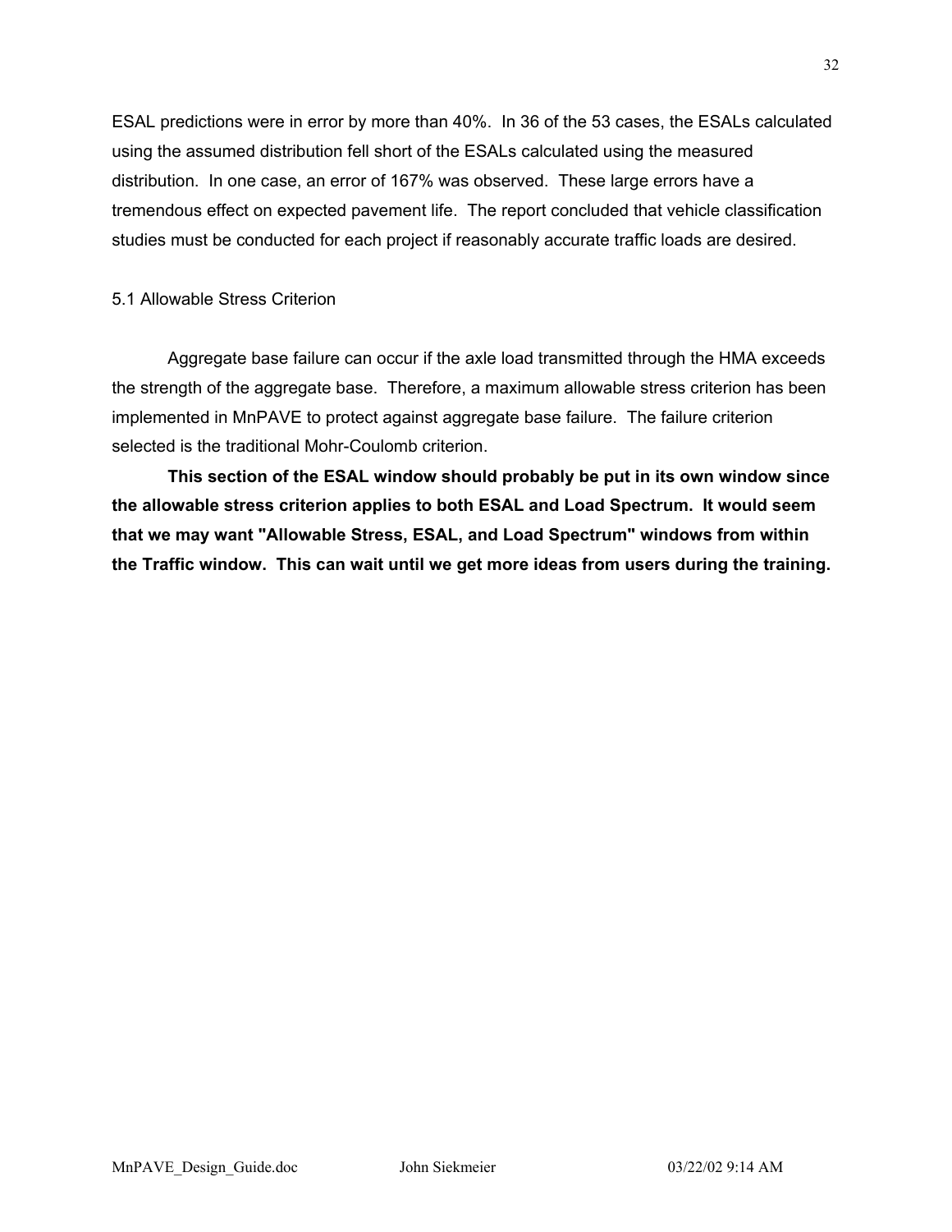ESAL predictions were in error by more than 40%. In 36 of the 53 cases, the ESALs calculated using the assumed distribution fell short of the ESALs calculated using the measured distribution. In one case, an error of 167% was observed. These large errors have a tremendous effect on expected pavement life. The report concluded that vehicle classification studies must be conducted for each project if reasonably accurate traffic loads are desired.

## 5.1 Allowable Stress Criterion

Aggregate base failure can occur if the axle load transmitted through the HMA exceeds the strength of the aggregate base. Therefore, a maximum allowable stress criterion has been implemented in MnPAVE to protect against aggregate base failure. The failure criterion selected is the traditional Mohr-Coulomb criterion.

**This section of the ESAL window should probably be put in its own window since the allowable stress criterion applies to both ESAL and Load Spectrum. It would seem that we may want "Allowable Stress, ESAL, and Load Spectrum" windows from within the Traffic window. This can wait until we get more ideas from users during the training.**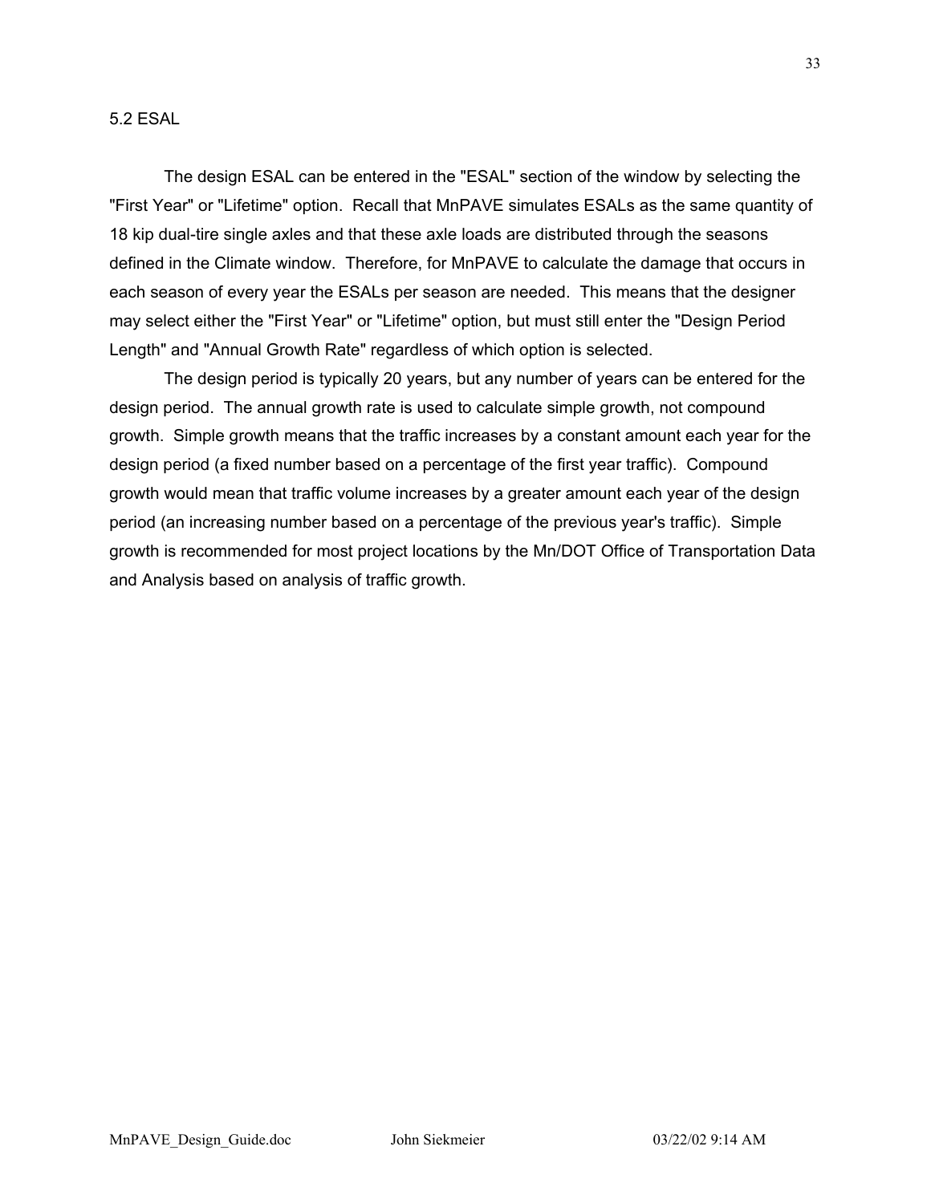## 5.2 ESAL

The design ESAL can be entered in the "ESAL" section of the window by selecting the "First Year" or "Lifetime" option. Recall that MnPAVE simulates ESALs as the same quantity of 18 kip dual-tire single axles and that these axle loads are distributed through the seasons defined in the Climate window. Therefore, for MnPAVE to calculate the damage that occurs in each season of every year the ESALs per season are needed. This means that the designer may select either the "First Year" or "Lifetime" option, but must still enter the "Design Period Length" and "Annual Growth Rate" regardless of which option is selected.

The design period is typically 20 years, but any number of years can be entered for the design period. The annual growth rate is used to calculate simple growth, not compound growth. Simple growth means that the traffic increases by a constant amount each year for the design period (a fixed number based on a percentage of the first year traffic). Compound growth would mean that traffic volume increases by a greater amount each year of the design period (an increasing number based on a percentage of the previous year's traffic). Simple growth is recommended for most project locations by the Mn/DOT Office of Transportation Data and Analysis based on analysis of traffic growth.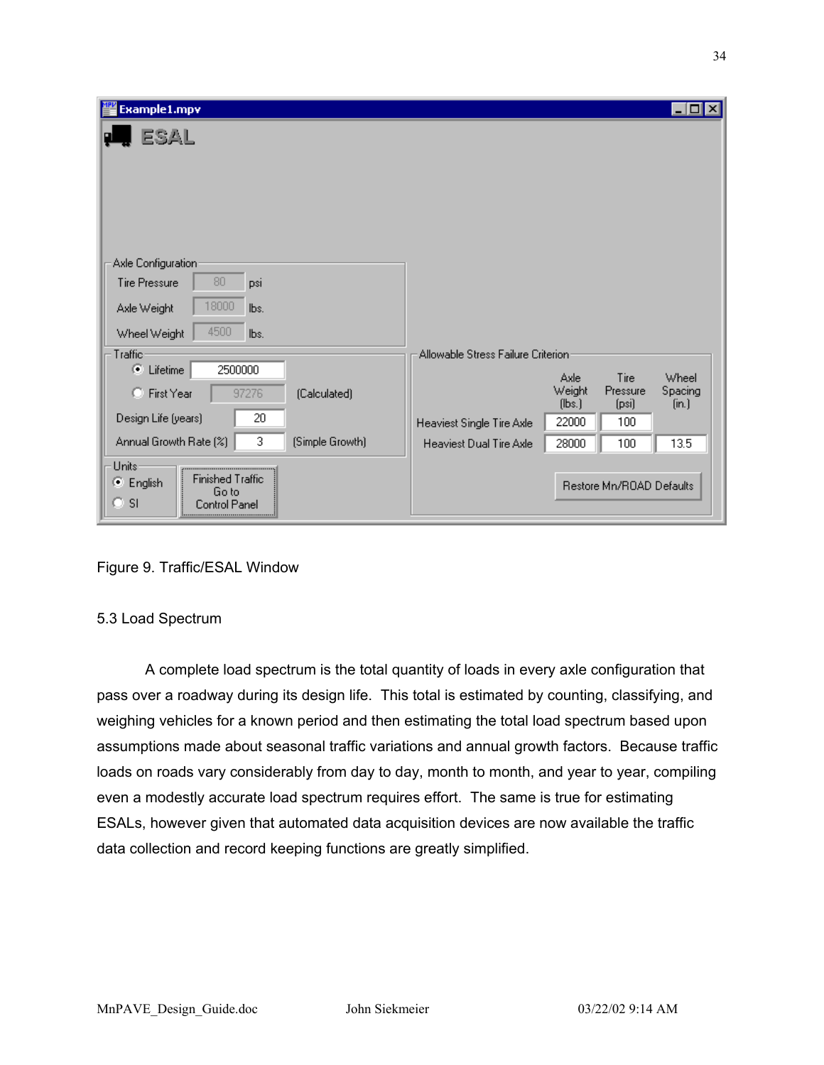Figure 9. Traffic/ESAL Window

## 5.3 Load Spectrum

A complete load spectrum is the total quantity of loads in every axle configuration that pass over a roadway during its design life. This total is estimated by counting, classifying, and weighing vehicles for a known period and then estimating the total load spectrum based upon assumptions made about seasonal traffic variations and annual growth factors. Because traffic loads on roads vary considerably from day to day, month to month, and year to year, compiling even a modestly accurate load spectrum requires effort. The same is true for estimating ESALs, however given that automated data acquisition devices are now available the traffic data collection and record keeping functions are greatly simplified.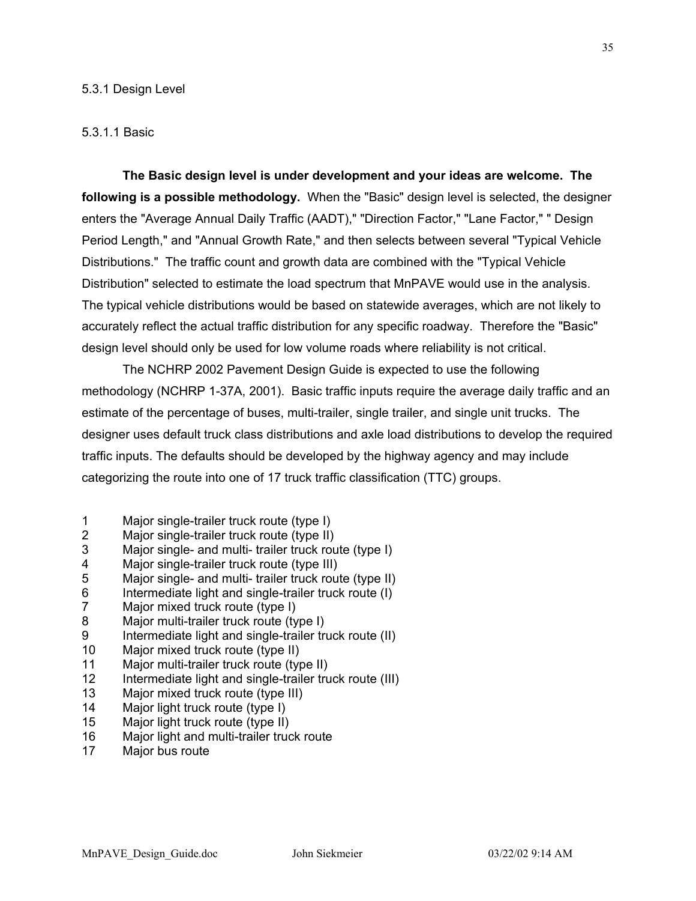### 5.3.1 Design Level

#### 5.3.1.1 Basic

**The Basic design level is under development and your ideas are welcome. The following is a possible methodology.** When the "Basic" design level is selected, the designer enters the "Average Annual Daily Traffic (AADT)," "Direction Factor," "Lane Factor," " Design Period Length," and "Annual Growth Rate," and then selects between several "Typical Vehicle Distributions." The traffic count and growth data are combined with the "Typical Vehicle Distribution" selected to estimate the load spectrum that MnPAVE would use in the analysis. The typical vehicle distributions would be based on statewide averages, which are not likely to accurately reflect the actual traffic distribution for any specific roadway. Therefore the "Basic" design level should only be used for low volume roads where reliability is not critical.

The NCHRP 2002 Pavement Design Guide is expected to use the following methodology (NCHRP 1-37A, 2001). Basic traffic inputs require the average daily traffic and an estimate of the percentage of buses, multi-trailer, single trailer, and single unit trucks. The designer uses default truck class distributions and axle load distributions to develop the required traffic inputs. The defaults should be developed by the highway agency and may include categorizing the route into one of 17 truck traffic classification (TTC) groups.

1. Major single-trailer truck route (type I)
2. Major single-trailer truck route (type II)
3. Major single- and multi- trailer truck route (type I)
4. Major single-trailer truck route (type III)
5. Major single- and multi- trailer truck route (type II)
6. Intermediate light and single-trailer truck route (I)
7. Major mixed truck route (type I)
8. Major multi-trailer truck route (type I)
9. Intermediate light and single-trailer truck route (II)
10. Major mixed truck route (type II)
11. Major multi-trailer truck route (type II)
12. Intermediate light and single-trailer truck route (III)
13. Major mixed truck route (type III)
14. Major light truck route (type I)
15. Major light truck route (type II)
16. Major light and multi-trailer truck route
17. Major bus route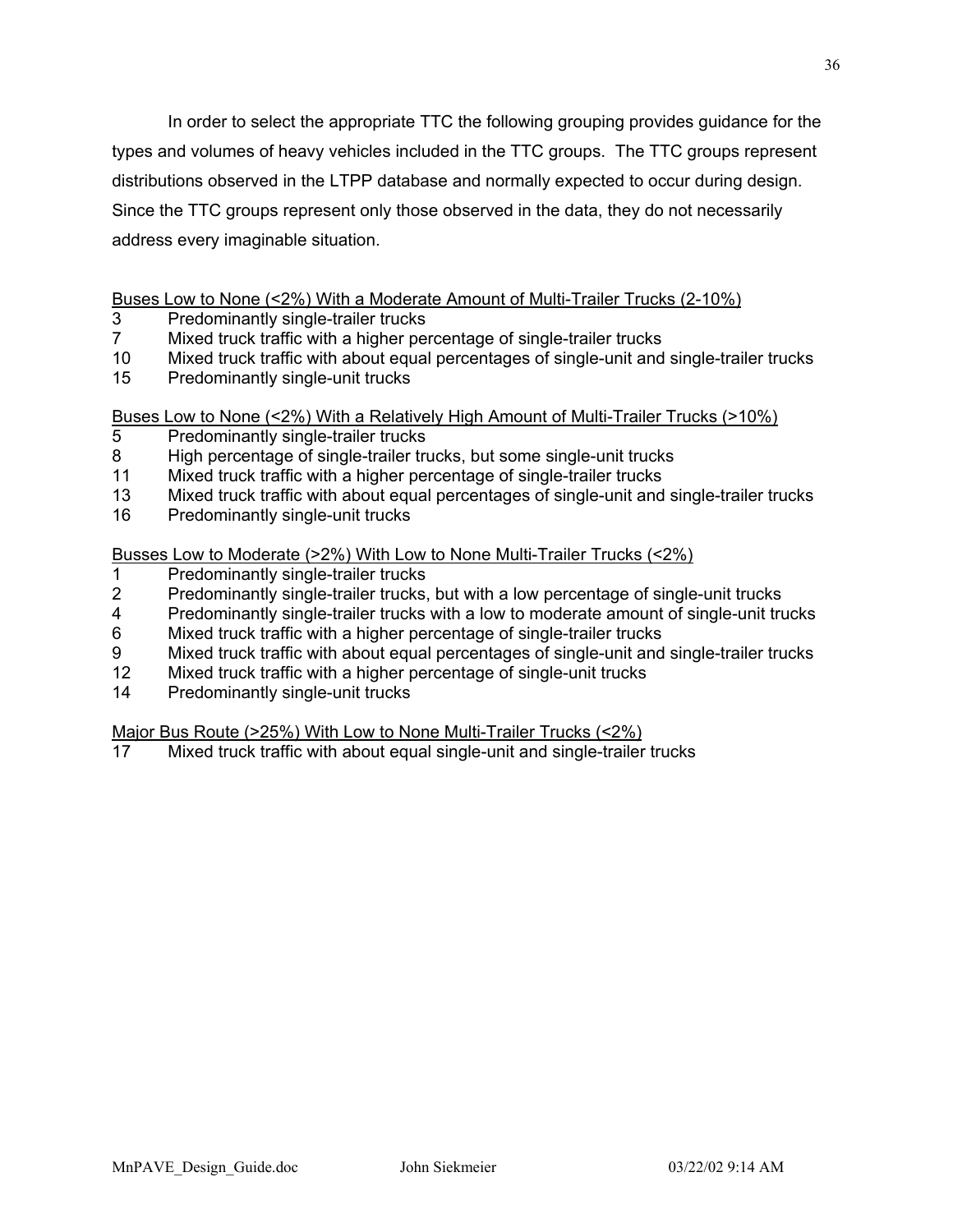In order to select the appropriate TTC the following grouping provides guidance for the types and volumes of heavy vehicles included in the TTC groups. The TTC groups represent distributions observed in the LTPP database and normally expected to occur during design. Since the TTC groups represent only those observed in the data, they do not necessarily address every imaginable situation.

<u>Buses Low to None (<2%) With a Moderate Amount of Multi-Trailer Trucks (2-10%)</u>

3 Predominantly single-trailer trucks
7 Mixed truck traffic with a higher percentage of single-trailer trucks
10 Mixed truck traffic with about equal percentages of single-unit and single-trailer trucks
15 Predominantly single-unit trucks

<u>Buses Low to None (<2%) With a Relatively High Amount of Multi-Trailer Trucks (>10%)</u>

5 Predominantly single-trailer trucks
8 High percentage of single-trailer trucks, but some single-unit trucks
11 Mixed truck traffic with a higher percentage of single-trailer trucks
13 Mixed truck traffic with about equal percentages of single-unit and single-trailer trucks
16 Predominantly single-unit trucks

<u>Busses Low to Moderate (>2%) With Low to None Multi-Trailer Trucks (<2%)</u>

1 Predominantly single-trailer trucks
2 Predominantly single-trailer trucks, but with a low percentage of single-unit trucks
4 Predominantly single-trailer trucks with a low to moderate amount of single-unit trucks
6 Mixed truck traffic with a higher percentage of single-trailer trucks
9 Mixed truck traffic with about equal percentages of single-unit and single-trailer trucks
12 Mixed truck traffic with a higher percentage of single-unit trucks
14 Predominantly single-unit trucks

<u>Major Bus Route (>25%) With Low to None Multi-Trailer Trucks (<2%)</u>

17 Mixed truck traffic with about equal single-unit and single-trailer trucks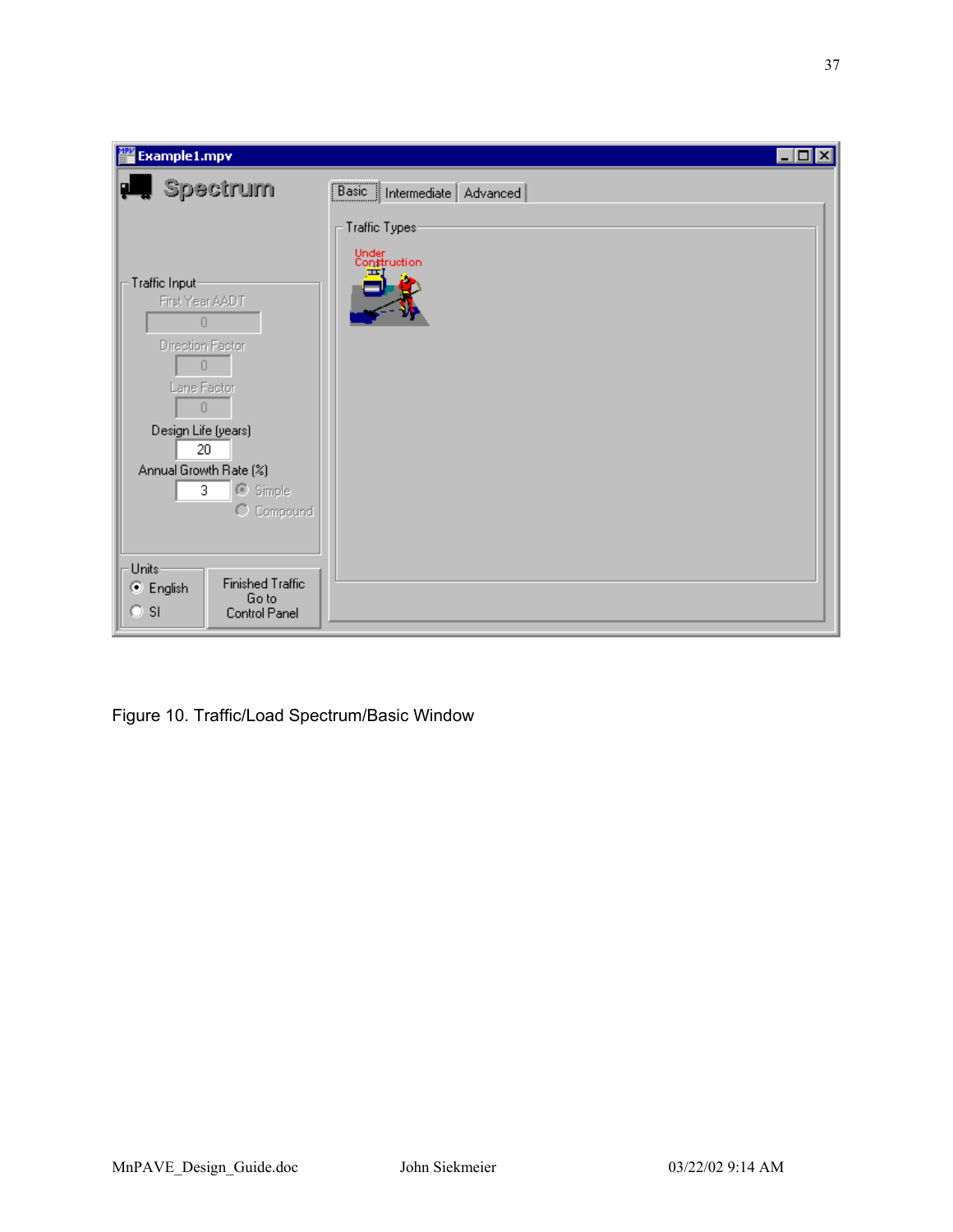Figure 10. Traffic/Load Spectrum/Basic Window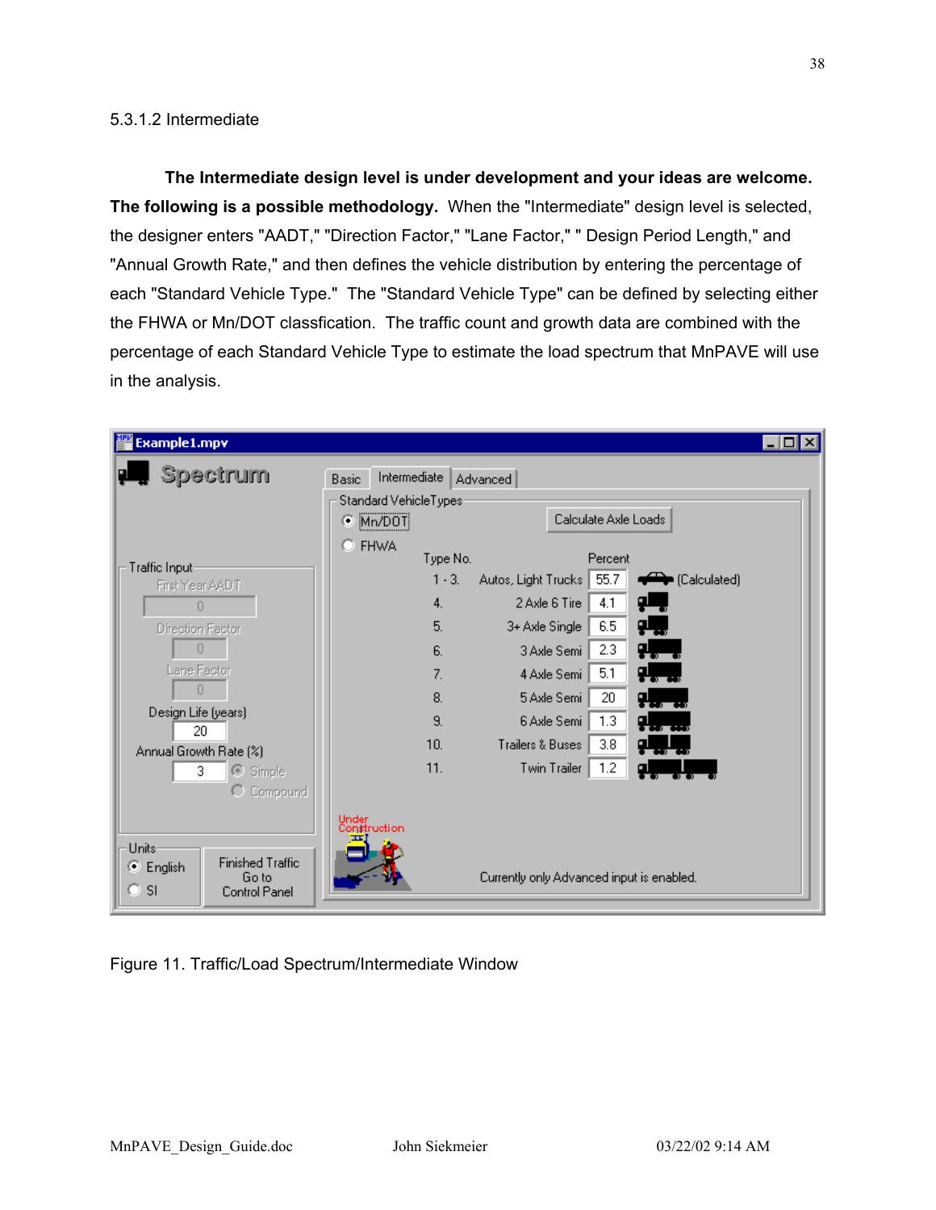5.3.1.2 Intermediate

**The Intermediate design level is under development and your ideas are welcome. The following is a possible methodology.** When the "Intermediate" design level is selected, the designer enters "AADT," "Direction Factor," "Lane Factor," " Design Period Length," and "Annual Growth Rate," and then defines the vehicle distribution by entering the percentage of each "Standard Vehicle Type." The "Standard Vehicle Type" can be defined by selecting either the FHWA or Mn/DOT classfication. The traffic count and growth data are combined with the percentage of each Standard Vehicle Type to estimate the load spectrum that MnPAVE will use in the analysis.

Figure 11. Traffic/Load Spectrum/Intermediate Window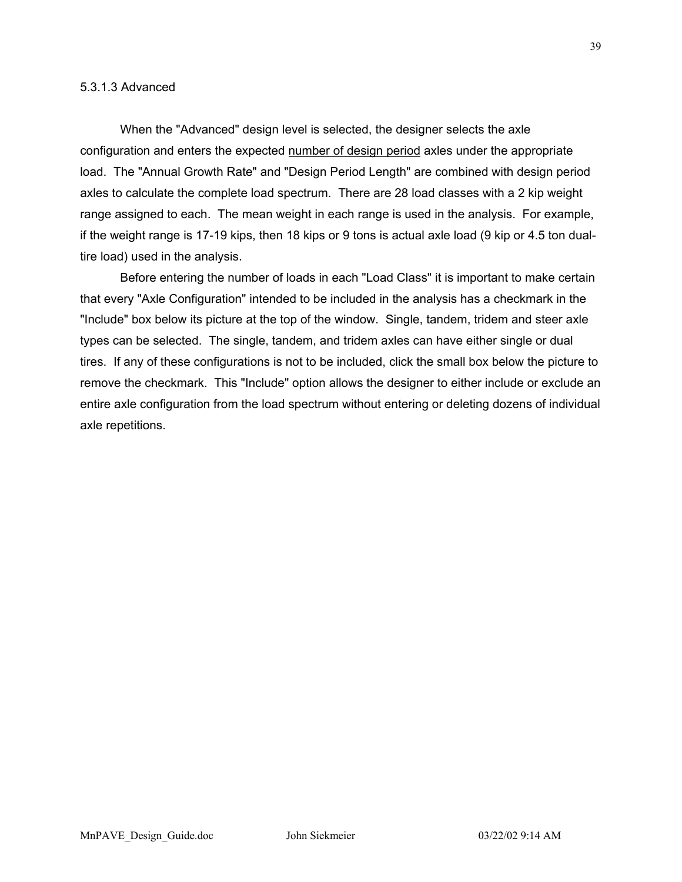#### 5.3.1.3 Advanced

When the "Advanced" design level is selected, the designer selects the axle configuration and enters the expected <u>number of design period</u> axles under the appropriate load. The "Annual Growth Rate" and "Design Period Length" are combined with design period axles to calculate the complete load spectrum. There are 28 load classes with a 2 kip weight range assigned to each. The mean weight in each range is used in the analysis. For example, if the weight range is 17-19 kips, then 18 kips or 9 tons is actual axle load (9 kip or 4.5 ton dual-tire load) used in the analysis.

Before entering the number of loads in each "Load Class" it is important to make certain that every "Axle Configuration" intended to be included in the analysis has a checkmark in the "Include" box below its picture at the top of the window. Single, tandem, tridem and steer axle types can be selected. The single, tandem, and tridem axles can have either single or dual tires. If any of these configurations is not to be included, click the small box below the picture to remove the checkmark. This "Include" option allows the designer to either include or exclude an entire axle configuration from the load spectrum without entering or deleting dozens of individual axle repetitions.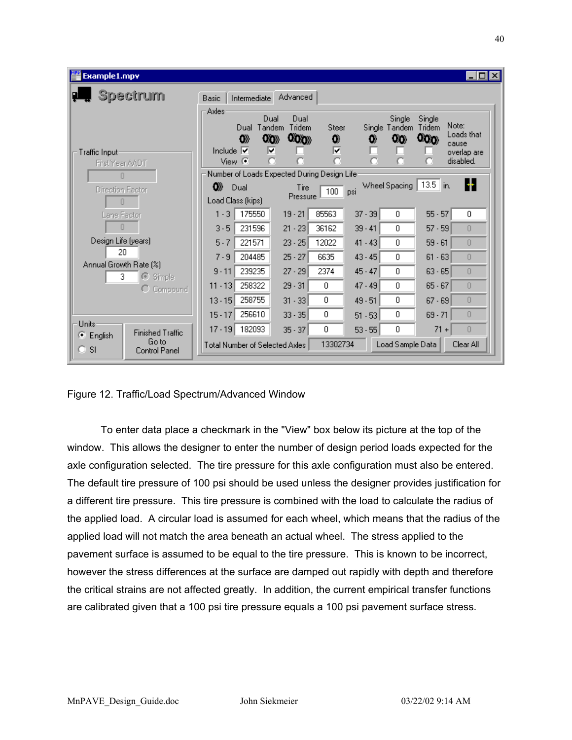Figure 12. Traffic/Load Spectrum/Advanced Window

To enter data place a checkmark in the "View" box below its picture at the top of the window. This allows the designer to enter the number of design period loads expected for the axle configuration selected. The tire pressure for this axle configuration must also be entered. The default tire pressure of 100 psi should be used unless the designer provides justification for a different tire pressure. This tire pressure is combined with the load to calculate the radius of the applied load. A circular load is assumed for each wheel, which means that the radius of the applied load will not match the area beneath an actual wheel. The stress applied to the pavement surface is assumed to be equal to the tire pressure. This is known to be incorrect, however the stress differences at the surface are damped out rapidly with depth and therefore the critical strains are not affected greatly. In addition, the current empirical transfer functions are calibrated given that a 100 psi tire pressure equals a 100 psi pavement surface stress.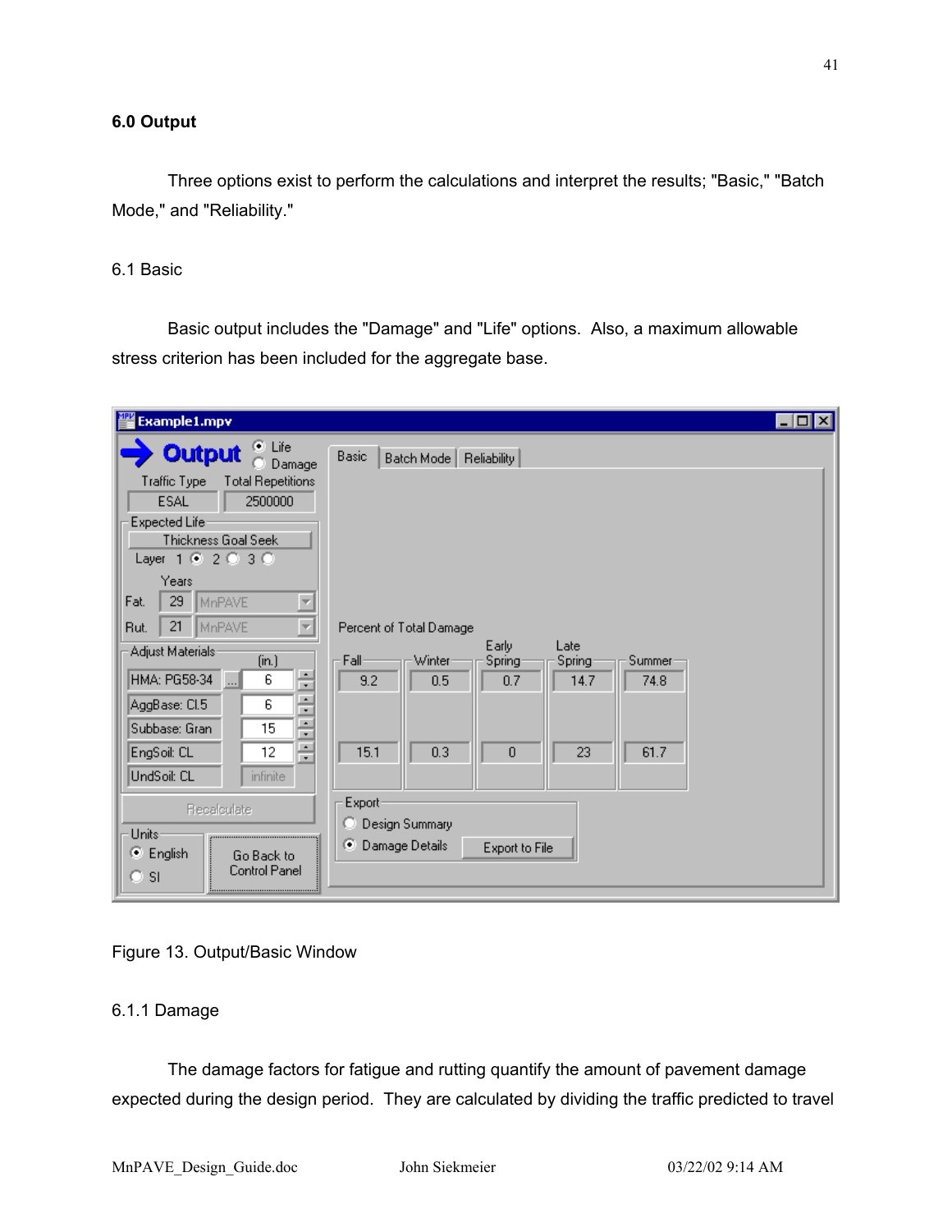## 6.0 Output

Three options exist to perform the calculations and interpret the results; "Basic," "Batch Mode," and "Reliability."

### 6.1 Basic

Basic output includes the "Damage" and "Life" options. Also, a maximum allowable stress criterion has been included for the aggregate base.

Figure 13. Output/Basic Window

#### 6.1.1 Damage

The damage factors for fatigue and rutting quantify the amount of pavement damage expected during the design period. They are calculated by dividing the traffic predicted to travel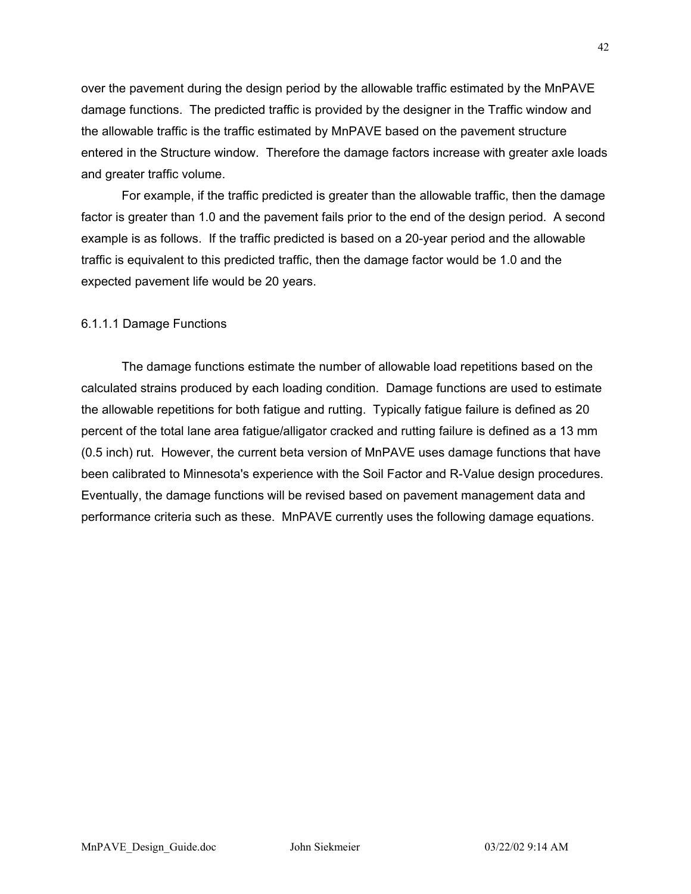over the pavement during the design period by the allowable traffic estimated by the MnPAVE damage functions. The predicted traffic is provided by the designer in the Traffic window and the allowable traffic is the traffic estimated by MnPAVE based on the pavement structure entered in the Structure window. Therefore the damage factors increase with greater axle loads and greater traffic volume.

For example, if the traffic predicted is greater than the allowable traffic, then the damage factor is greater than 1.0 and the pavement fails prior to the end of the design period. A second example is as follows. If the traffic predicted is based on a 20-year period and the allowable traffic is equivalent to this predicted traffic, then the damage factor would be 1.0 and the expected pavement life would be 20 years.

#### 6.1.1.1 Damage Functions

The damage functions estimate the number of allowable load repetitions based on the calculated strains produced by each loading condition. Damage functions are used to estimate the allowable repetitions for both fatigue and rutting. Typically fatigue failure is defined as 20 percent of the total lane area fatigue/alligator cracked and rutting failure is defined as a 13 mm (0.5 inch) rut. However, the current beta version of MnPAVE uses damage functions that have been calibrated to Minnesota's experience with the Soil Factor and R-Value design procedures. Eventually, the damage functions will be revised based on pavement management data and performance criteria such as these. MnPAVE currently uses the following damage equations.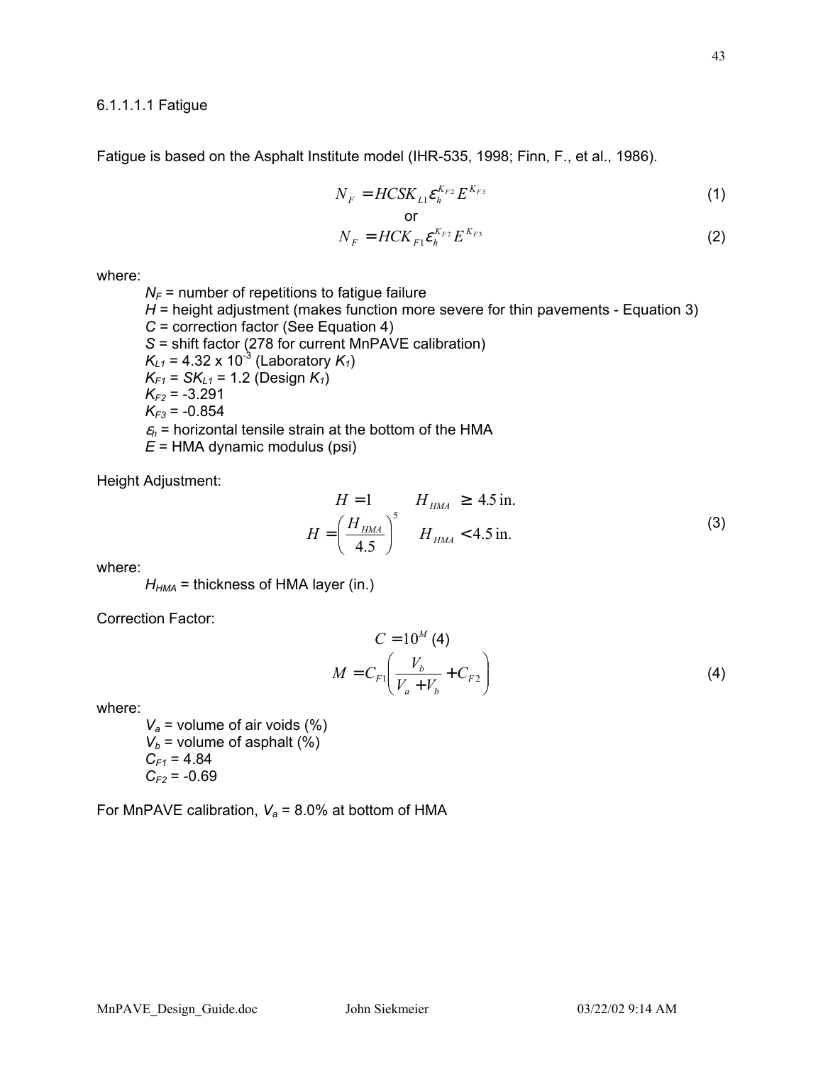#### 6.1.1.1.1 Fatigue

Fatigue is based on the Asphalt Institute model (IHR-535, 1998; Finn, F., et al., 1986).

$$N_F = HCSK_{L1}\varepsilon_h^{K_{F2}}E^{K_{F3}} \tag{1}$$

or

$$N_F = HCK_{F1}\varepsilon_h^{K_{F2}}E^{K_{F3}} \tag{2}$$

where:

- $N_F$ = number of repetitions to fatigue failure
- $H$ = height adjustment (makes function more severe for thin pavements - Equation 3)
- $C$ = correction factor (See Equation 4)
- $S$ = shift factor (278 for current MnPAVE calibration)
- $K_{L1}$ = 4.32 x $10^{-3}$ (Laboratory $K_1$)
- $K_{F1}$ = $SK_{L1}$ = 1.2 (Design $K_1$)
- $K_{F2}$ = -3.291
- $K_{F3}$ = -0.854
- $\varepsilon_h$ = horizontal tensile strain at the bottom of the HMA
- $E$ = HMA dynamic modulus (psi)

Height Adjustment:

$$H = 1 \qquad H_{HMA} \geq 4.5\text{ in.}$$
$$H = \left(\frac{H_{HMA}}{4.5}\right)^5 \qquad H_{HMA} < 4.5\text{ in.} \tag{3}$$

where:

- $H_{HMA}$ = thickness of HMA layer (in.)

Correction Factor:

$$C = 10^M \text{ (4)}$$
$$M = C_{F1}\left(\frac{V_b}{V_a + V_b} + C_{F2}\right) \tag{4}$$

where:

- $V_a$ = volume of air voids (%)
- $V_b$ = volume of asphalt (%)
- $C_{F1}$ = 4.84
- $C_{F2}$ = -0.69

For MnPAVE calibration, $V_a$ = 8.0% at bottom of HMA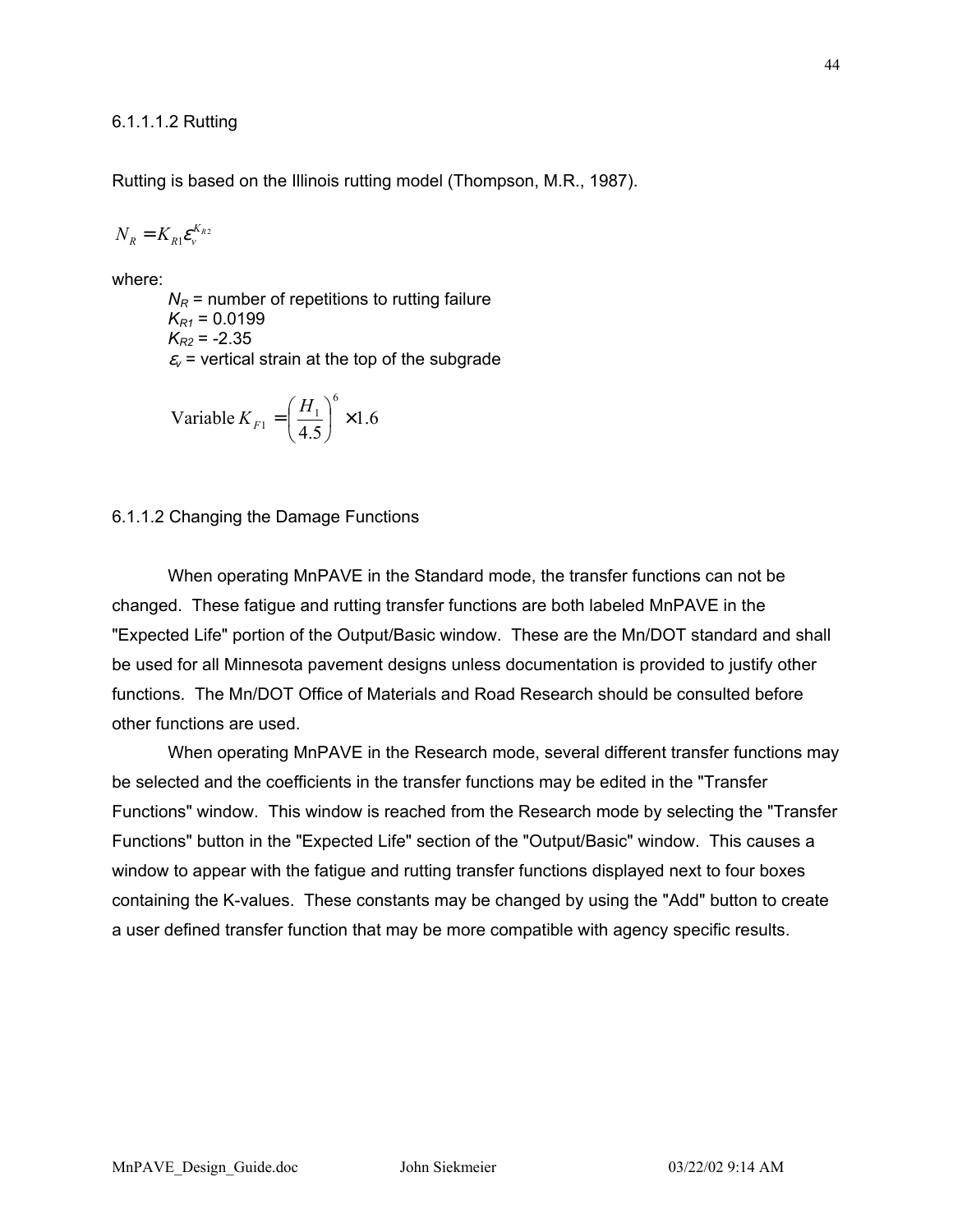6.1.1.1.2 Rutting

Rutting is based on the Illinois rutting model (Thompson, M.R., 1987).

$$N_R = K_{R1}\varepsilon_v^{K_{R2}}$$

where:

- $N_R$ = number of repetitions to rutting failure
- $K_{R1}$ = 0.0199
- $K_{R2}$ = -2.35
- $\varepsilon_v$ = vertical strain at the top of the subgrade

$$\text{Variable } K_{F1} = \left(\frac{H_1}{4.5}\right)^6 \times 1.6$$

6.1.1.2 Changing the Damage Functions

When operating MnPAVE in the Standard mode, the transfer functions can not be changed. These fatigue and rutting transfer functions are both labeled MnPAVE in the "Expected Life" portion of the Output/Basic window. These are the Mn/DOT standard and shall be used for all Minnesota pavement designs unless documentation is provided to justify other functions. The Mn/DOT Office of Materials and Road Research should be consulted before other functions are used.

When operating MnPAVE in the Research mode, several different transfer functions may be selected and the coefficients in the transfer functions may be edited in the "Transfer Functions" window. This window is reached from the Research mode by selecting the "Transfer Functions" button in the "Expected Life" section of the "Output/Basic" window. This causes a window to appear with the fatigue and rutting transfer functions displayed next to four boxes containing the K-values. These constants may be changed by using the "Add" button to create a user defined transfer function that may be more compatible with agency specific results.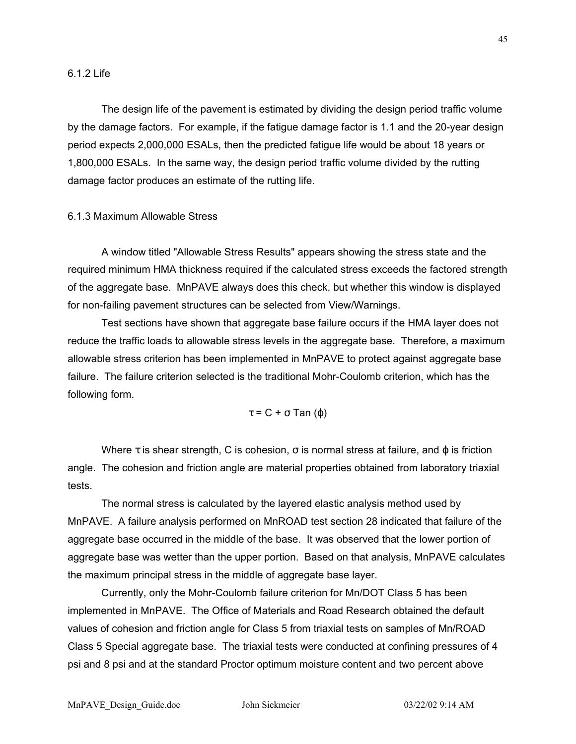### 6.1.2 Life

The design life of the pavement is estimated by dividing the design period traffic volume by the damage factors. For example, if the fatigue damage factor is 1.1 and the 20-year design period expects 2,000,000 ESALs, then the predicted fatigue life would be about 18 years or 1,800,000 ESALs. In the same way, the design period traffic volume divided by the rutting damage factor produces an estimate of the rutting life.

### 6.1.3 Maximum Allowable Stress

A window titled "Allowable Stress Results" appears showing the stress state and the required minimum HMA thickness required if the calculated stress exceeds the factored strength of the aggregate base. MnPAVE always does this check, but whether this window is displayed for non-failing pavement structures can be selected from View/Warnings.

Test sections have shown that aggregate base failure occurs if the HMA layer does not reduce the traffic loads to allowable stress levels in the aggregate base. Therefore, a maximum allowable stress criterion has been implemented in MnPAVE to protect against aggregate base failure. The failure criterion selected is the traditional Mohr-Coulomb criterion, which has the following form.

$$\tau = C + \sigma \operatorname{Tan}(\phi)$$

Where $\tau$ is shear strength, C is cohesion, $\sigma$ is normal stress at failure, and $\phi$ is friction angle. The cohesion and friction angle are material properties obtained from laboratory triaxial tests.

The normal stress is calculated by the layered elastic analysis method used by MnPAVE. A failure analysis performed on MnROAD test section 28 indicated that failure of the aggregate base occurred in the middle of the base. It was observed that the lower portion of aggregate base was wetter than the upper portion. Based on that analysis, MnPAVE calculates the maximum principal stress in the middle of aggregate base layer.

Currently, only the Mohr-Coulomb failure criterion for Mn/DOT Class 5 has been implemented in MnPAVE. The Office of Materials and Road Research obtained the default values of cohesion and friction angle for Class 5 from triaxial tests on samples of Mn/ROAD Class 5 Special aggregate base. The triaxial tests were conducted at confining pressures of 4 psi and 8 psi and at the standard Proctor optimum moisture content and two percent above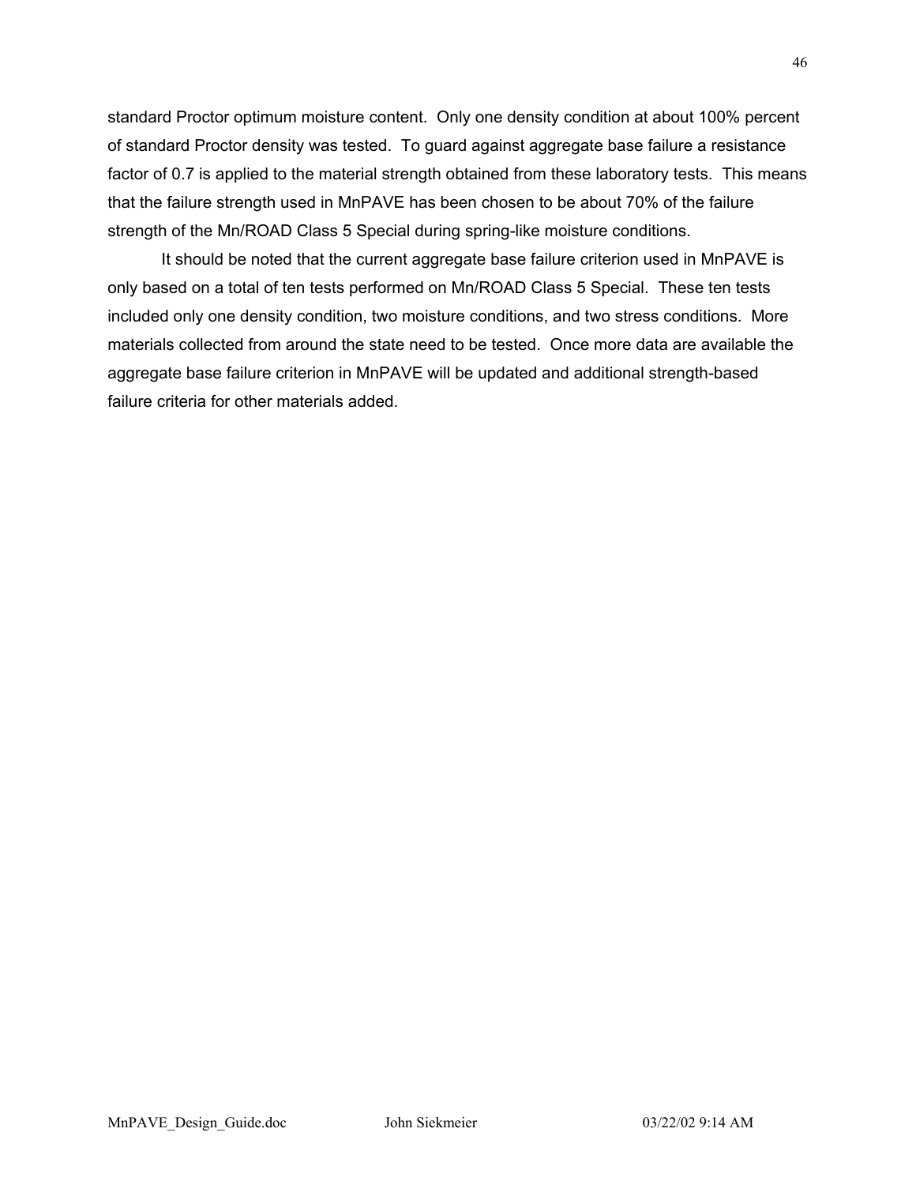standard Proctor optimum moisture content. Only one density condition at about 100% percent of standard Proctor density was tested. To guard against aggregate base failure a resistance factor of 0.7 is applied to the material strength obtained from these laboratory tests. This means that the failure strength used in MnPAVE has been chosen to be about 70% of the failure strength of the Mn/ROAD Class 5 Special during spring-like moisture conditions.

It should be noted that the current aggregate base failure criterion used in MnPAVE is only based on a total of ten tests performed on Mn/ROAD Class 5 Special. These ten tests included only one density condition, two moisture conditions, and two stress conditions. More materials collected from around the state need to be tested. Once more data are available the aggregate base failure criterion in MnPAVE will be updated and additional strength-based failure criteria for other materials added.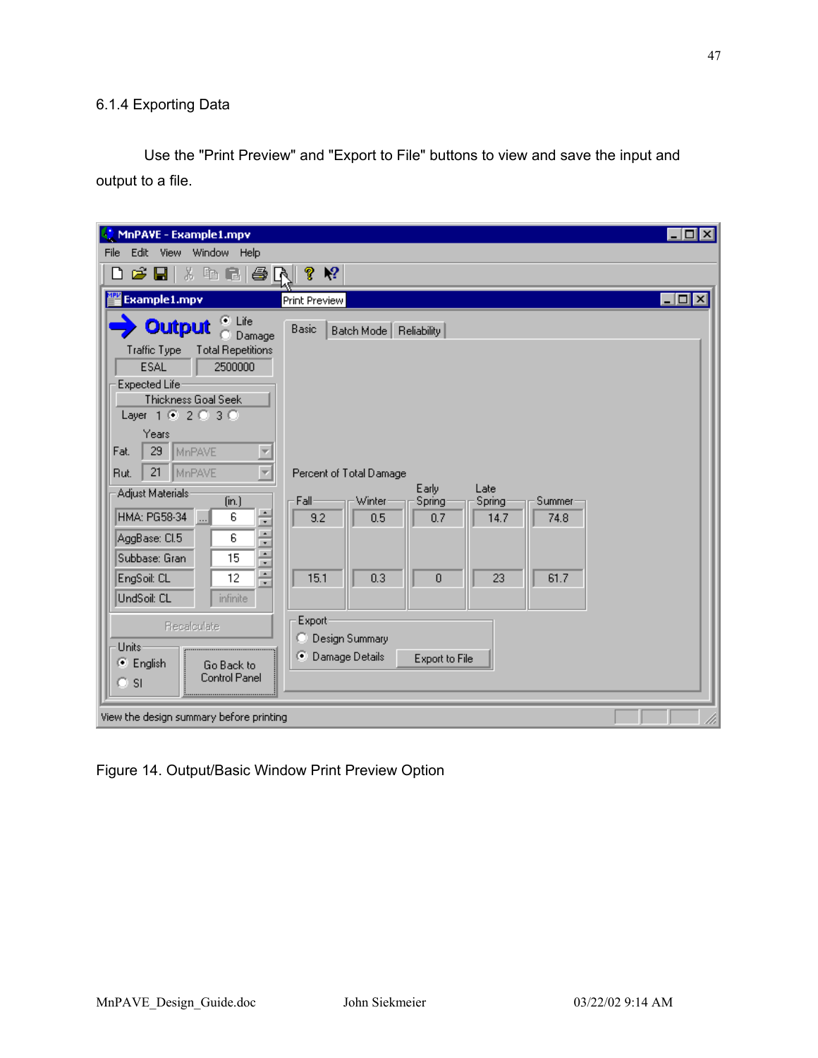6.1.4 Exporting Data

Use the "Print Preview" and "Export to File" buttons to view and save the input and output to a file.

Figure 14. Output/Basic Window Print Preview Option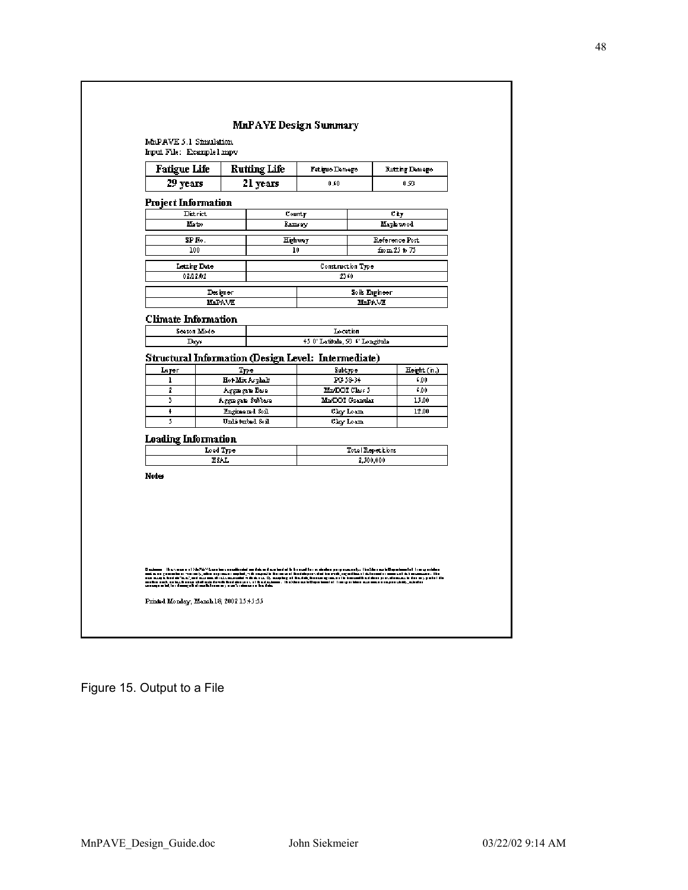# MnPAVE Design Summary

MnPAVE 5.1 Simulation
Input File: Example1.mpv

| Fatigue Life | Rutting Life | Fatigue Damage | Rutting Damage |
|---|---|---|---|
| 29 years | 21 years | 0.60 | 0.93 |

## Project Information

| District | County | City |
|---|---|---|
| Metro | Ramsey | Maplewood |

| SP No. | Highway | Reference Post |
|---|---|---|
| 100 | 10 | from 25 to 75 |

| Letting Date | Construction Type |
|---|---|
| 02/12/02 | 2360 |

| Designer | Soils Engineer |
|---|---|
| MnPAVE | MnPAVE |

## Climate Information

| Season Mode | Location |
|---|---|
| Days | 45.0° Latitude, 93.4° Longitude |

## Structural Information (Design Level: Intermediate)

| Layer | Type | Subtype | Height (in.) |
|---|---|---|---|
| 1 | Hot-Mix Asphalt | PG 58-34 | 6.00 |
| 2 | Aggregate Base | MnDOT Class 5 | 6.00 |
| 3 | Aggregate Subbase | MnDOT Granular | 15.00 |
| 4 | Engineered Soil | Clay Loam | 12.00 |
| 5 | Undisturbed Soil | Clay Loam | |

## Loading Information

| Load Type | Total Repetitions |
|---|---|
| ESAL | 2,500,000 |

**Notes**

Printed Monday, March 18, 2002 15:45:55

Figure 15. Output to a File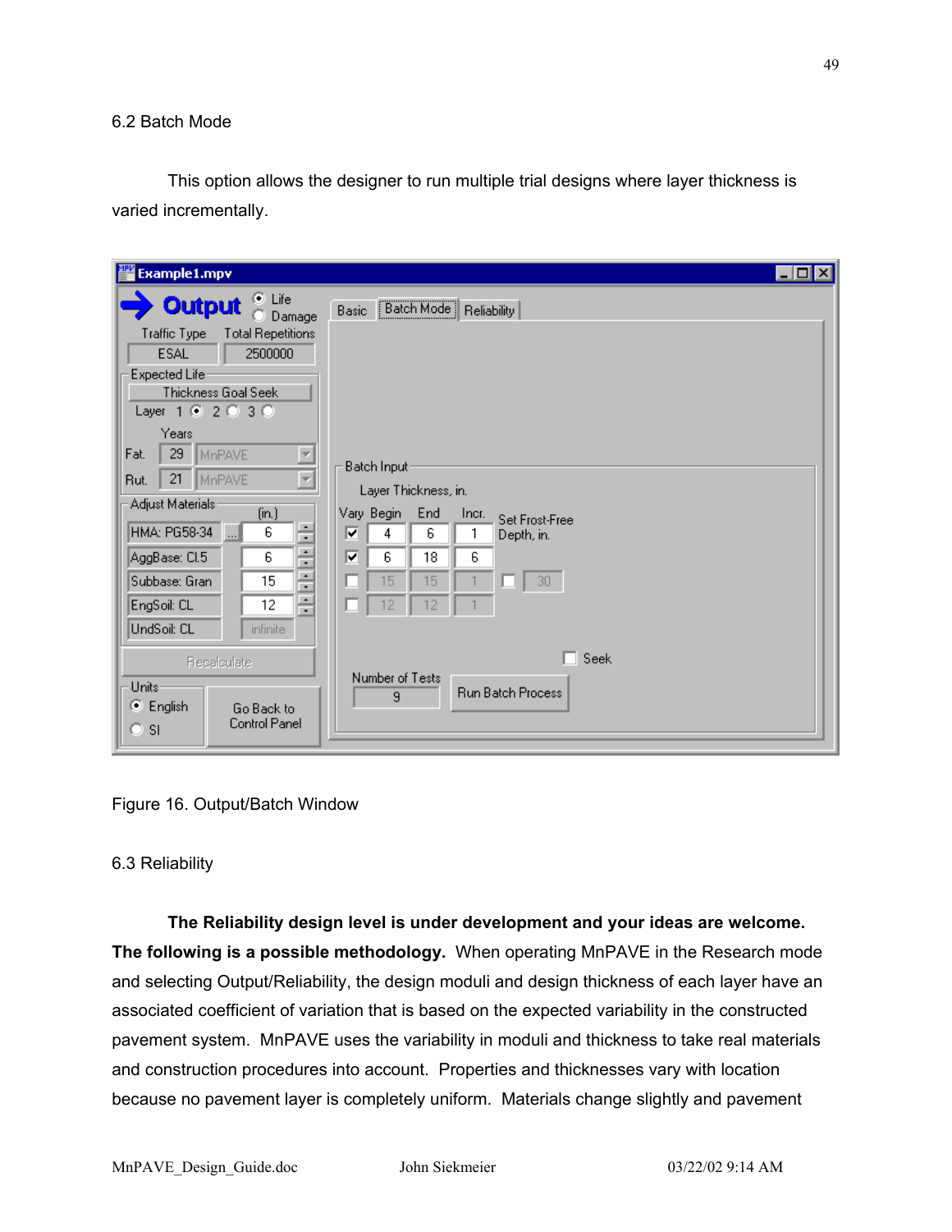## 6.2 Batch Mode

This option allows the designer to run multiple trial designs where layer thickness is varied incrementally.

Figure 16. Output/Batch Window

## 6.3 Reliability

**The Reliability design level is under development and your ideas are welcome. The following is a possible methodology.** When operating MnPAVE in the Research mode and selecting Output/Reliability, the design moduli and design thickness of each layer have an associated coefficient of variation that is based on the expected variability in the constructed pavement system. MnPAVE uses the variability in moduli and thickness to take real materials and construction procedures into account. Properties and thicknesses vary with location because no pavement layer is completely uniform. Materials change slightly and pavement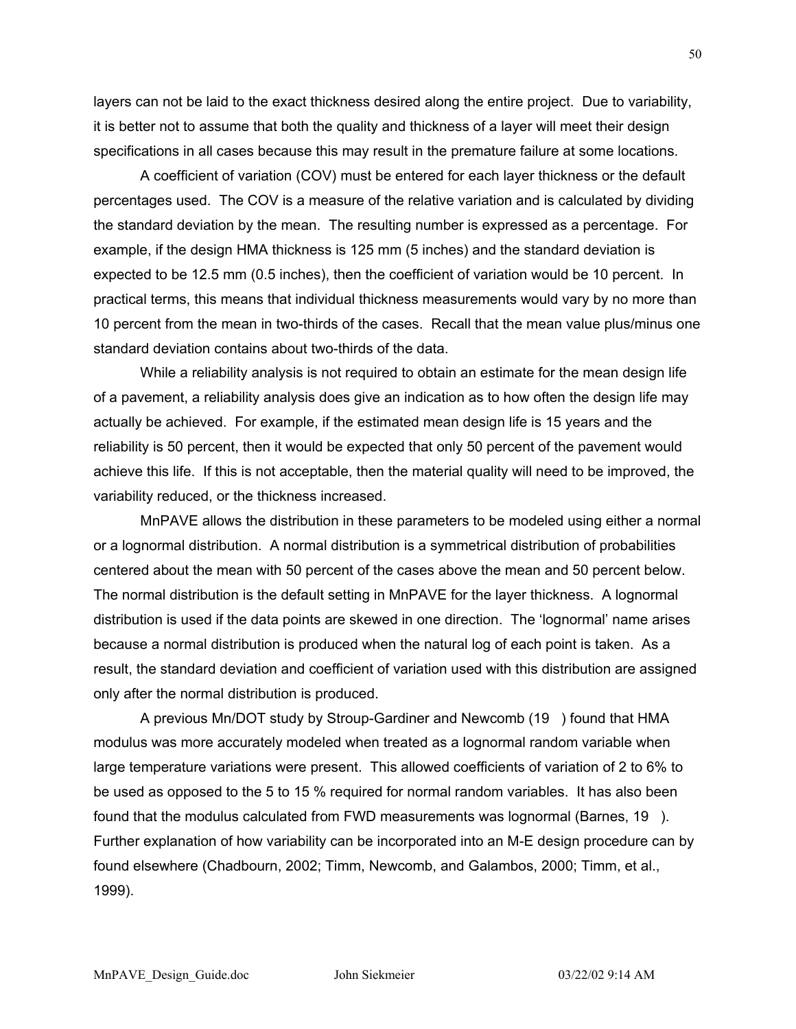layers can not be laid to the exact thickness desired along the entire project. Due to variability, it is better not to assume that both the quality and thickness of a layer will meet their design specifications in all cases because this may result in the premature failure at some locations.

A coefficient of variation (COV) must be entered for each layer thickness or the default percentages used. The COV is a measure of the relative variation and is calculated by dividing the standard deviation by the mean. The resulting number is expressed as a percentage. For example, if the design HMA thickness is 125 mm (5 inches) and the standard deviation is expected to be 12.5 mm (0.5 inches), then the coefficient of variation would be 10 percent. In practical terms, this means that individual thickness measurements would vary by no more than 10 percent from the mean in two-thirds of the cases. Recall that the mean value plus/minus one standard deviation contains about two-thirds of the data.

While a reliability analysis is not required to obtain an estimate for the mean design life of a pavement, a reliability analysis does give an indication as to how often the design life may actually be achieved. For example, if the estimated mean design life is 15 years and the reliability is 50 percent, then it would be expected that only 50 percent of the pavement would achieve this life. If this is not acceptable, then the material quality will need to be improved, the variability reduced, or the thickness increased.

MnPAVE allows the distribution in these parameters to be modeled using either a normal or a lognormal distribution. A normal distribution is a symmetrical distribution of probabilities centered about the mean with 50 percent of the cases above the mean and 50 percent below. The normal distribution is the default setting in MnPAVE for the layer thickness. A lognormal distribution is used if the data points are skewed in one direction. The 'lognormal' name arises because a normal distribution is produced when the natural log of each point is taken. As a result, the standard deviation and coefficient of variation used with this distribution are assigned only after the normal distribution is produced.

A previous Mn/DOT study by Stroup-Gardiner and Newcomb (19 ) found that HMA modulus was more accurately modeled when treated as a lognormal random variable when large temperature variations were present. This allowed coefficients of variation of 2 to 6% to be used as opposed to the 5 to 15 % required for normal random variables. It has also been found that the modulus calculated from FWD measurements was lognormal (Barnes, 19 ). Further explanation of how variability can be incorporated into an M-E design procedure can by found elsewhere (Chadbourn, 2002; Timm, Newcomb, and Galambos, 2000; Timm, et al., 1999).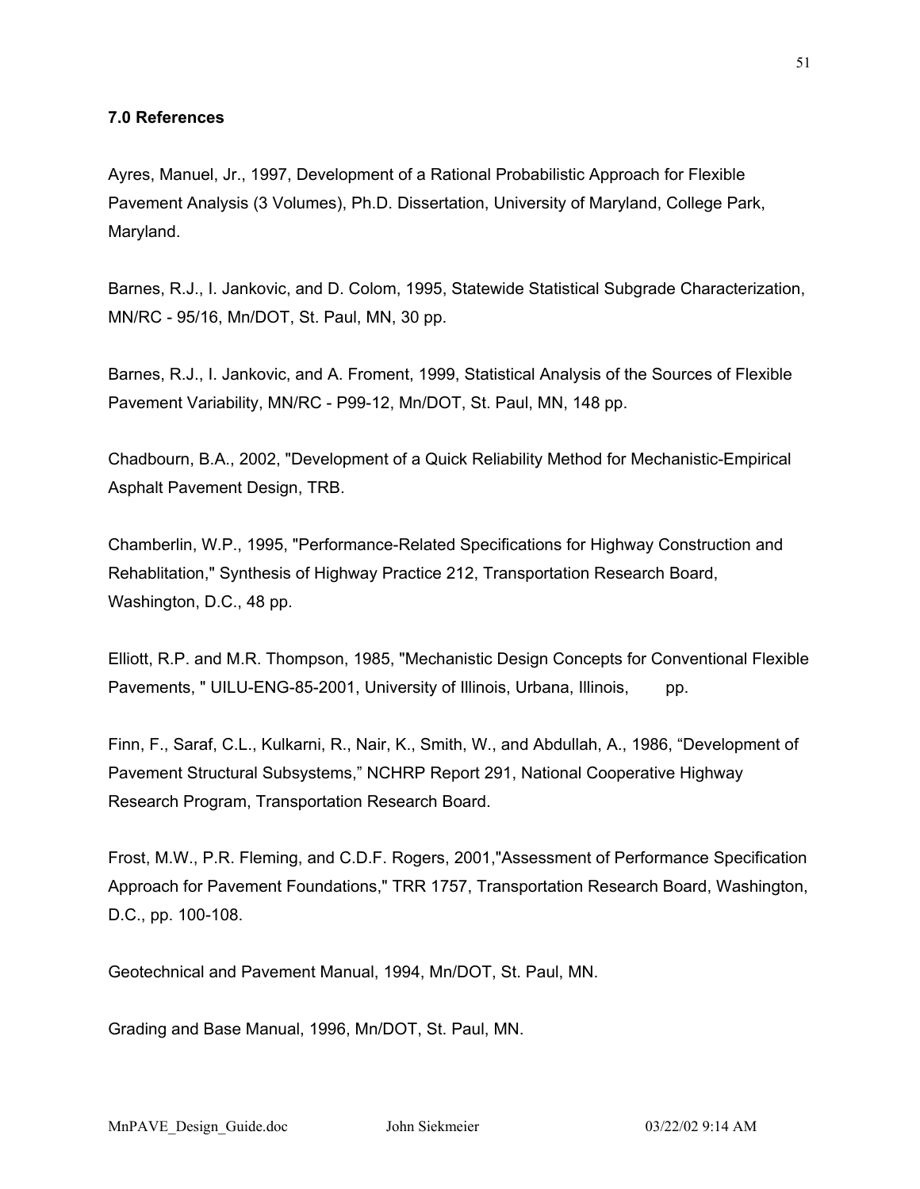### 7.0 References

Ayres, Manuel, Jr., 1997, Development of a Rational Probabilistic Approach for Flexible Pavement Analysis (3 Volumes), Ph.D. Dissertation, University of Maryland, College Park, Maryland.

Barnes, R.J., I. Jankovic, and D. Colom, 1995, Statewide Statistical Subgrade Characterization, MN/RC - 95/16, Mn/DOT, St. Paul, MN, 30 pp.

Barnes, R.J., I. Jankovic, and A. Froment, 1999, Statistical Analysis of the Sources of Flexible Pavement Variability, MN/RC - P99-12, Mn/DOT, St. Paul, MN, 148 pp.

Chadbourn, B.A., 2002, "Development of a Quick Reliability Method for Mechanistic-Empirical Asphalt Pavement Design, TRB.

Chamberlin, W.P., 1995, "Performance-Related Specifications for Highway Construction and Rehablitation," Synthesis of Highway Practice 212, Transportation Research Board, Washington, D.C., 48 pp.

Elliott, R.P. and M.R. Thompson, 1985, "Mechanistic Design Concepts for Conventional Flexible Pavements, " UILU-ENG-85-2001, University of Illinois, Urbana, Illinois, pp.

Finn, F., Saraf, C.L., Kulkarni, R., Nair, K., Smith, W., and Abdullah, A., 1986, "Development of Pavement Structural Subsystems," NCHRP Report 291, National Cooperative Highway Research Program, Transportation Research Board.

Frost, M.W., P.R. Fleming, and C.D.F. Rogers, 2001,"Assessment of Performance Specification Approach for Pavement Foundations," TRR 1757, Transportation Research Board, Washington, D.C., pp. 100-108.

Geotechnical and Pavement Manual, 1994, Mn/DOT, St. Paul, MN.

Grading and Base Manual, 1996, Mn/DOT, St. Paul, MN.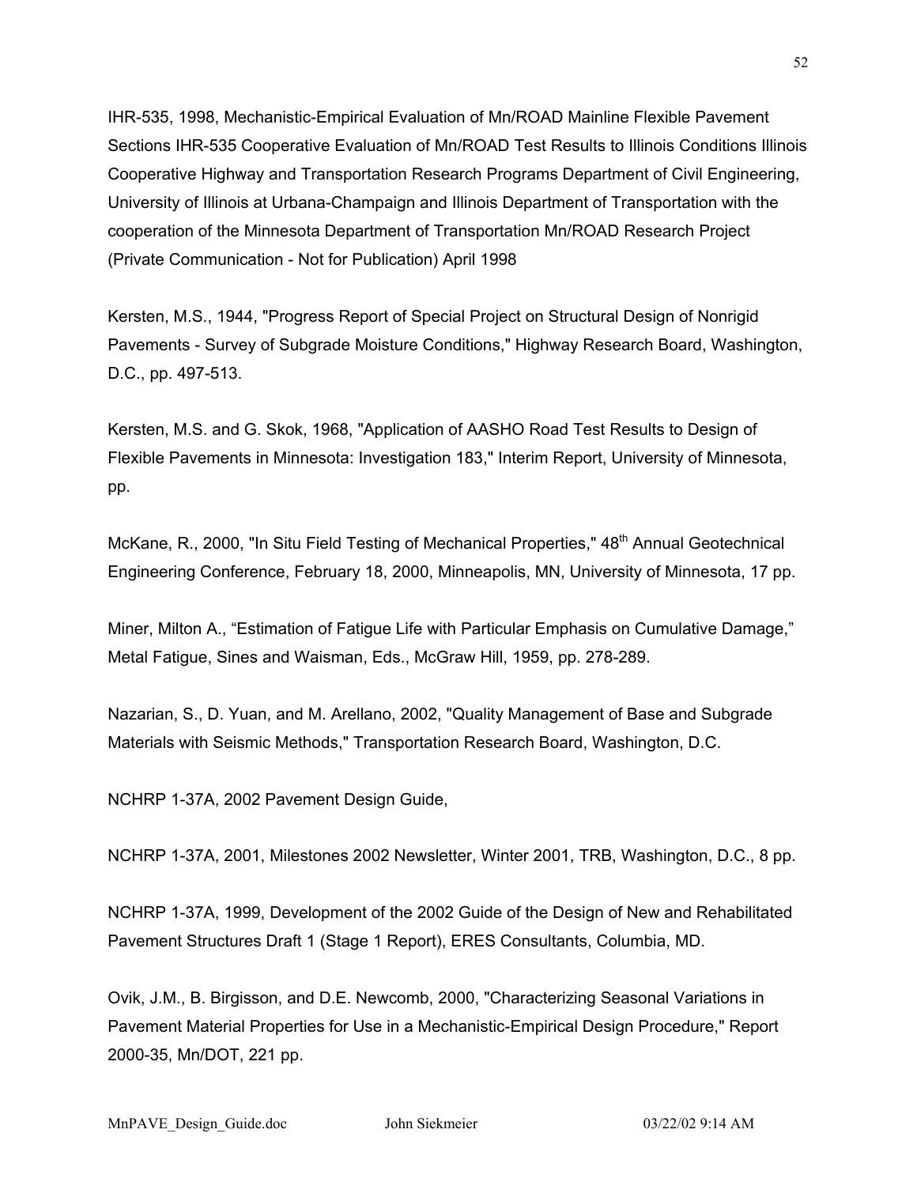IHR-535, 1998, Mechanistic-Empirical Evaluation of Mn/ROAD Mainline Flexible Pavement Sections IHR-535 Cooperative Evaluation of Mn/ROAD Test Results to Illinois Conditions Illinois Cooperative Highway and Transportation Research Programs Department of Civil Engineering, University of Illinois at Urbana-Champaign and Illinois Department of Transportation with the cooperation of the Minnesota Department of Transportation Mn/ROAD Research Project (Private Communication - Not for Publication) April 1998

Kersten, M.S., 1944, "Progress Report of Special Project on Structural Design of Nonrigid Pavements - Survey of Subgrade Moisture Conditions," Highway Research Board, Washington, D.C., pp. 497-513.

Kersten, M.S. and G. Skok, 1968, "Application of AASHO Road Test Results to Design of Flexible Pavements in Minnesota: Investigation 183," Interim Report, University of Minnesota, pp.

McKane, R., 2000, "In Situ Field Testing of Mechanical Properties," 48th Annual Geotechnical Engineering Conference, February 18, 2000, Minneapolis, MN, University of Minnesota, 17 pp.

Miner, Milton A., "Estimation of Fatigue Life with Particular Emphasis on Cumulative Damage," Metal Fatigue, Sines and Waisman, Eds., McGraw Hill, 1959, pp. 278-289.

Nazarian, S., D. Yuan, and M. Arellano, 2002, "Quality Management of Base and Subgrade Materials with Seismic Methods," Transportation Research Board, Washington, D.C.

NCHRP 1-37A, 2002 Pavement Design Guide,

NCHRP 1-37A, 2001, Milestones 2002 Newsletter, Winter 2001, TRB, Washington, D.C., 8 pp.

NCHRP 1-37A, 1999, Development of the 2002 Guide of the Design of New and Rehabilitated Pavement Structures Draft 1 (Stage 1 Report), ERES Consultants, Columbia, MD.

Ovik, J.M., B. Birgisson, and D.E. Newcomb, 2000, "Characterizing Seasonal Variations in Pavement Material Properties for Use in a Mechanistic-Empirical Design Procedure," Report 2000-35, Mn/DOT, 221 pp.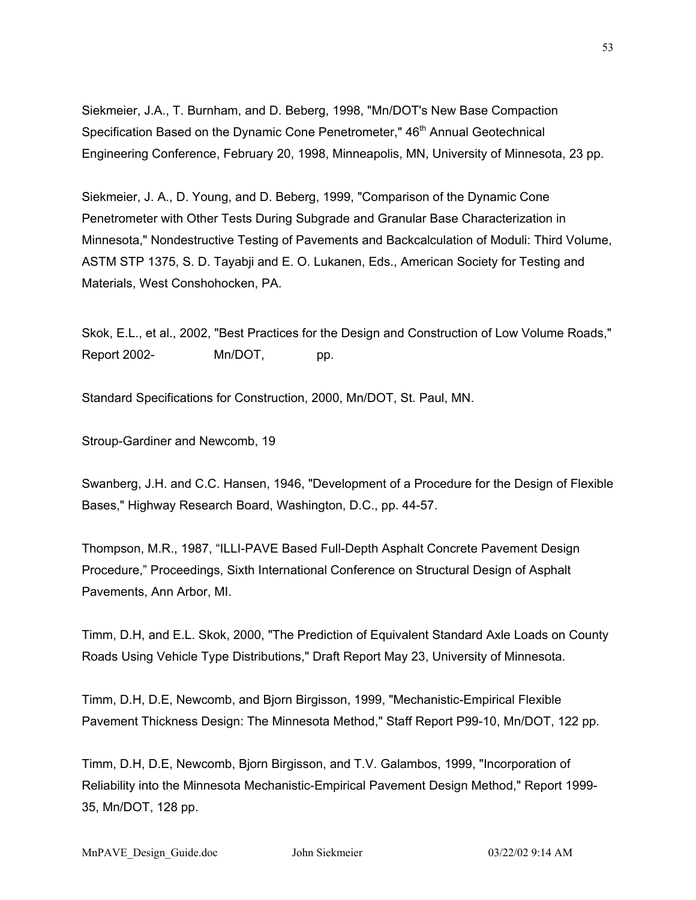Siekmeier, J.A., T. Burnham, and D. Beberg, 1998, "Mn/DOT's New Base Compaction Specification Based on the Dynamic Cone Penetrometer," 46th Annual Geotechnical Engineering Conference, February 20, 1998, Minneapolis, MN, University of Minnesota, 23 pp.

Siekmeier, J. A., D. Young, and D. Beberg, 1999, "Comparison of the Dynamic Cone Penetrometer with Other Tests During Subgrade and Granular Base Characterization in Minnesota," Nondestructive Testing of Pavements and Backcalculation of Moduli: Third Volume, ASTM STP 1375, S. D. Tayabji and E. O. Lukanen, Eds., American Society for Testing and Materials, West Conshohocken, PA.

Skok, E.L., et al., 2002, "Best Practices for the Design and Construction of Low Volume Roads," Report 2002-          Mn/DOT,          pp.

Standard Specifications for Construction, 2000, Mn/DOT, St. Paul, MN.

Stroup-Gardiner and Newcomb, 19

Swanberg, J.H. and C.C. Hansen, 1946, "Development of a Procedure for the Design of Flexible Bases," Highway Research Board, Washington, D.C., pp. 44-57.

Thompson, M.R., 1987, "ILLI-PAVE Based Full-Depth Asphalt Concrete Pavement Design Procedure," Proceedings, Sixth International Conference on Structural Design of Asphalt Pavements, Ann Arbor, MI.

Timm, D.H, and E.L. Skok, 2000, "The Prediction of Equivalent Standard Axle Loads on County Roads Using Vehicle Type Distributions," Draft Report May 23, University of Minnesota.

Timm, D.H, D.E, Newcomb, and Bjorn Birgisson, 1999, "Mechanistic-Empirical Flexible Pavement Thickness Design: The Minnesota Method," Staff Report P99-10, Mn/DOT, 122 pp.

Timm, D.H, D.E, Newcomb, Bjorn Birgisson, and T.V. Galambos, 1999, "Incorporation of Reliability into the Minnesota Mechanistic-Empirical Pavement Design Method," Report 1999-35, Mn/DOT, 128 pp.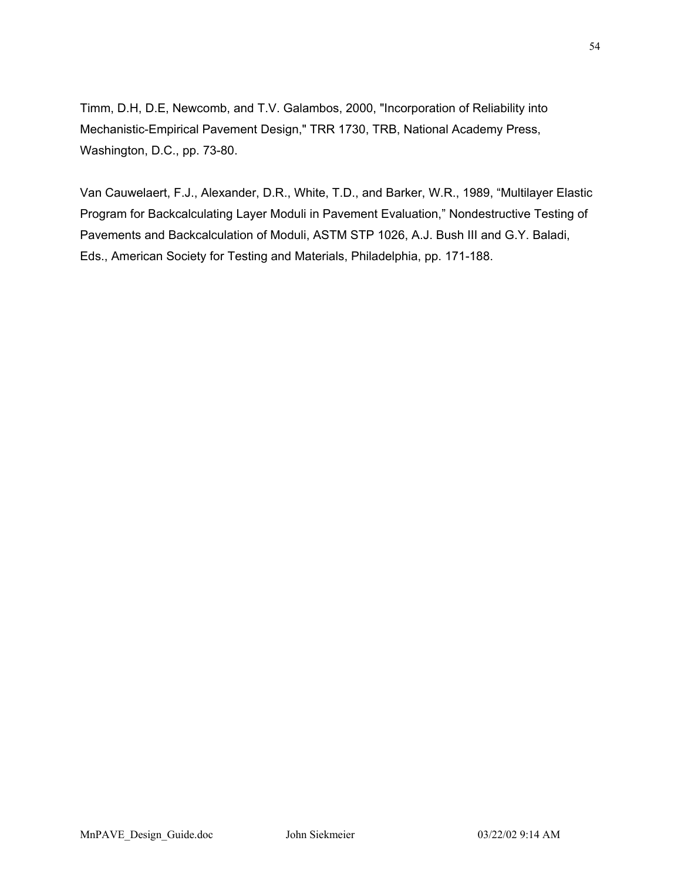Timm, D.H, D.E, Newcomb, and T.V. Galambos, 2000, "Incorporation of Reliability into Mechanistic-Empirical Pavement Design," TRR 1730, TRB, National Academy Press, Washington, D.C., pp. 73-80.

Van Cauwelaert, F.J., Alexander, D.R., White, T.D., and Barker, W.R., 1989, “Multilayer Elastic Program for Backcalculating Layer Moduli in Pavement Evaluation,” Nondestructive Testing of Pavements and Backcalculation of Moduli, ASTM STP 1026, A.J. Bush III and G.Y. Baladi, Eds., American Society for Testing and Materials, Philadelphia, pp. 171-188.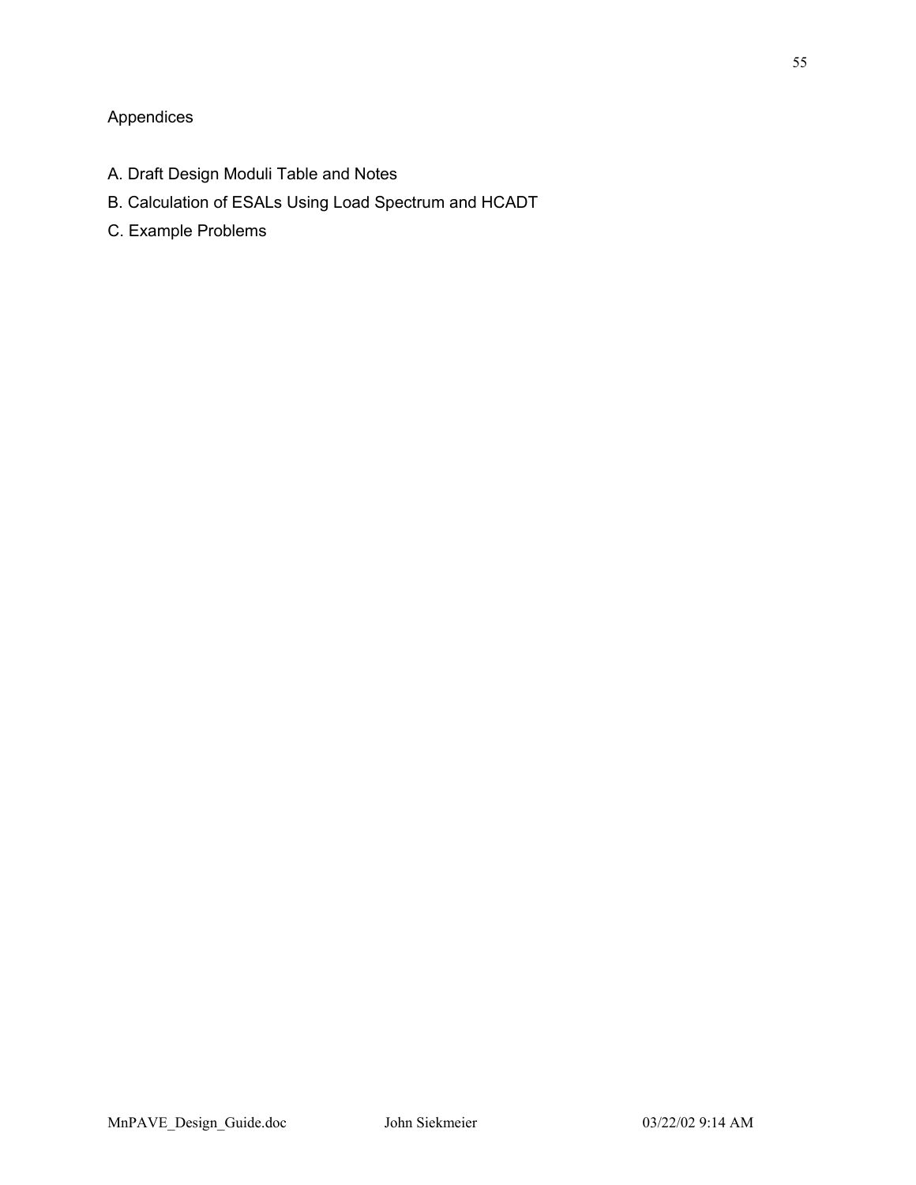# Appendices

A. Draft Design Moduli Table and Notes

B. Calculation of ESALs Using Load Spectrum and HCADT

C. Example Problems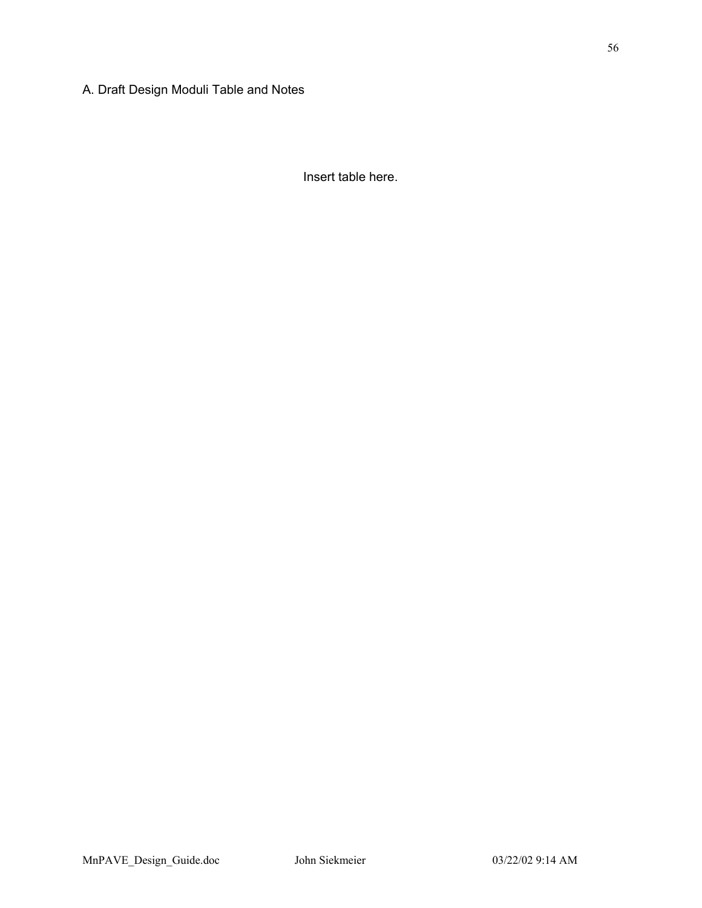## A. Draft Design Moduli Table and Notes

Insert table here.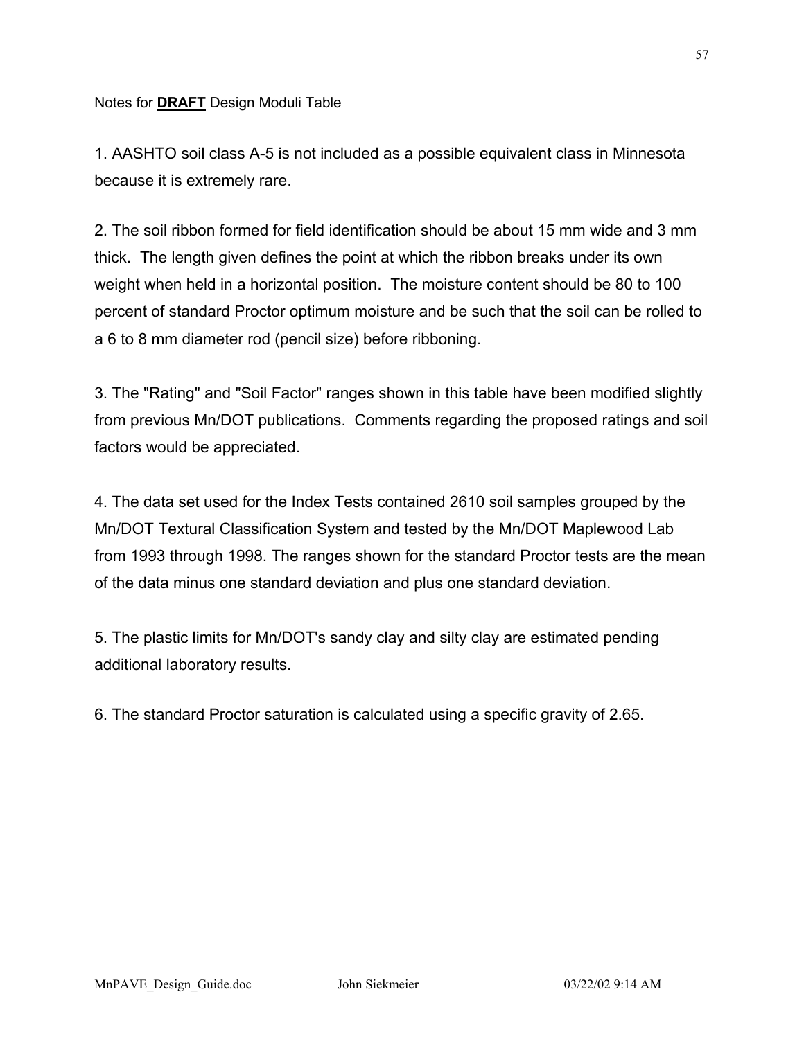Notes for **DRAFT** Design Moduli Table

1. AASHTO soil class A-5 is not included as a possible equivalent class in Minnesota because it is extremely rare.

2. The soil ribbon formed for field identification should be about 15 mm wide and 3 mm thick. The length given defines the point at which the ribbon breaks under its own weight when held in a horizontal position. The moisture content should be 80 to 100 percent of standard Proctor optimum moisture and be such that the soil can be rolled to a 6 to 8 mm diameter rod (pencil size) before ribboning.

3. The "Rating" and "Soil Factor" ranges shown in this table have been modified slightly from previous Mn/DOT publications. Comments regarding the proposed ratings and soil factors would be appreciated.

4. The data set used for the Index Tests contained 2610 soil samples grouped by the Mn/DOT Textural Classification System and tested by the Mn/DOT Maplewood Lab from 1993 through 1998. The ranges shown for the standard Proctor tests are the mean of the data minus one standard deviation and plus one standard deviation.

5. The plastic limits for Mn/DOT's sandy clay and silty clay are estimated pending additional laboratory results.

6. The standard Proctor saturation is calculated using a specific gravity of 2.65.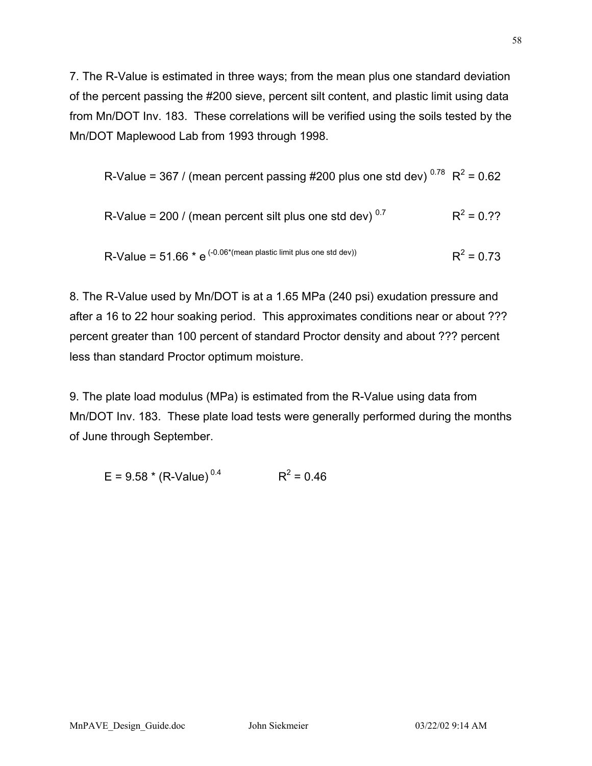7. The R-Value is estimated in three ways; from the mean plus one standard deviation of the percent passing the #200 sieve, percent silt content, and plastic limit using data from Mn/DOT Inv. 183. These correlations will be verified using the soils tested by the Mn/DOT Maplewood Lab from 1993 through 1998.

$$\text{R-Value} = 367 / (\text{mean percent passing \#200 plus one std dev})^{0.78} \quad R^2 = 0.62$$

$$\text{R-Value} = 200 / (\text{mean percent silt plus one std dev})^{0.7} \quad R^2 = 0.??$$

$$\text{R-Value} = 51.66 * e^{(-0.06*(\text{mean plastic limit plus one std dev}))} \quad R^2 = 0.73$$

8. The R-Value used by Mn/DOT is at a 1.65 MPa (240 psi) exudation pressure and after a 16 to 22 hour soaking period. This approximates conditions near or about ??? percent greater than 100 percent of standard Proctor density and about ??? percent less than standard Proctor optimum moisture.

9. The plate load modulus (MPa) is estimated from the R-Value using data from Mn/DOT Inv. 183. These plate load tests were generally performed during the months of June through September.

$$E = 9.58 * (\text{R-Value})^{0.4} \quad R^2 = 0.46$$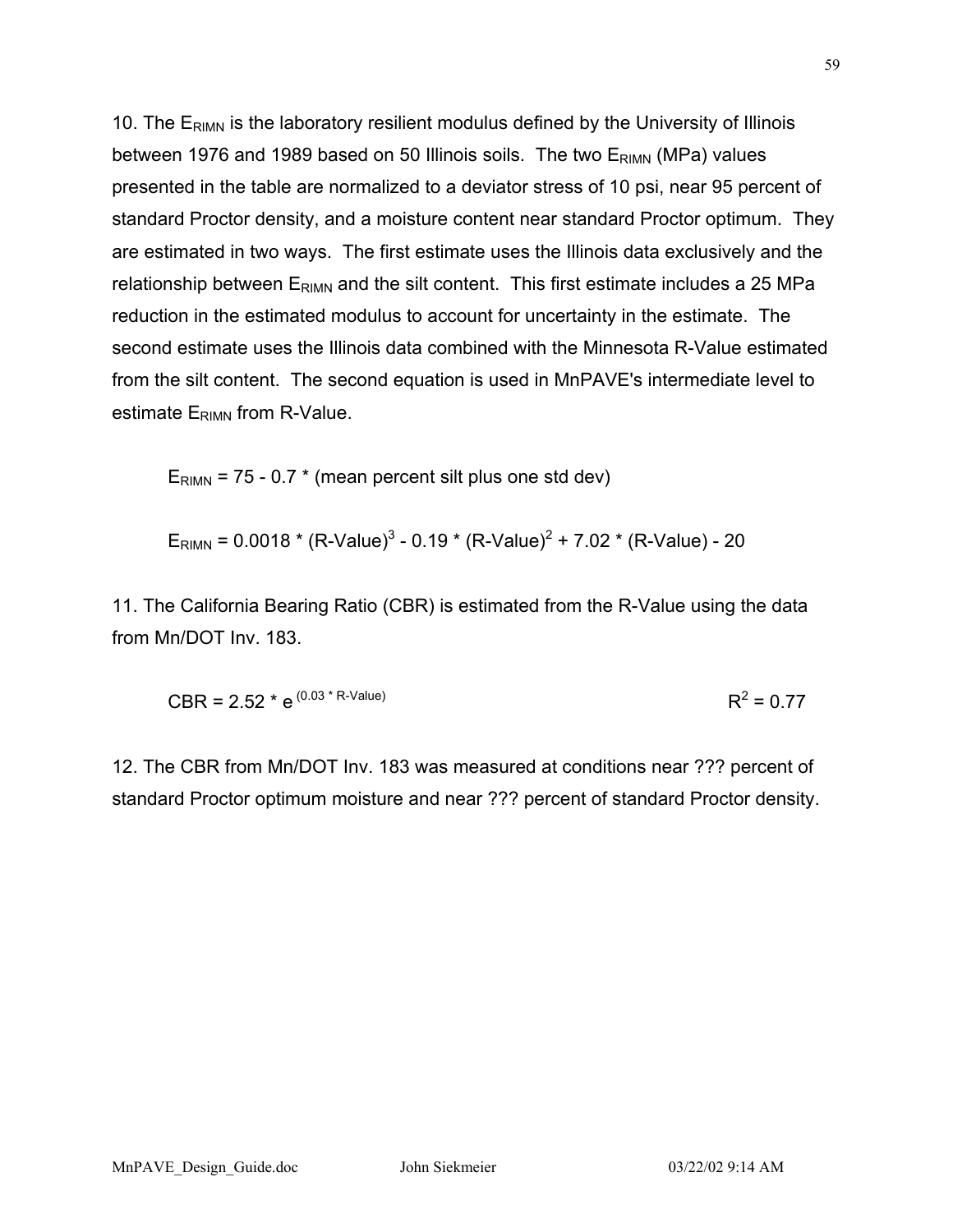10. The $E_{RIMN}$ is the laboratory resilient modulus defined by the University of Illinois between 1976 and 1989 based on 50 Illinois soils. The two $E_{RIMN}$ (MPa) values presented in the table are normalized to a deviator stress of 10 psi, near 95 percent of standard Proctor density, and a moisture content near standard Proctor optimum. They are estimated in two ways. The first estimate uses the Illinois data exclusively and the relationship between $E_{RIMN}$ and the silt content. This first estimate includes a 25 MPa reduction in the estimated modulus to account for uncertainty in the estimate. The second estimate uses the Illinois data combined with the Minnesota R-Value estimated from the silt content. The second equation is used in MnPAVE's intermediate level to estimate $E_{RIMN}$ from R-Value.

$$E_{RIMN} = 75 - 0.7 * \text{(mean percent silt plus one std dev)}$$

$$E_{RIMN} = 0.0018 * (\text{R-Value})^3 - 0.19 * (\text{R-Value})^2 + 7.02 * (\text{R-Value}) - 20$$

11. The California Bearing Ratio (CBR) is estimated from the R-Value using the data from Mn/DOT Inv. 183.

$$\text{CBR} = 2.52 * e^{(0.03 * \text{R-Value})} \qquad R^2 = 0.77$$

12. The CBR from Mn/DOT Inv. 183 was measured at conditions near ??? percent of standard Proctor optimum moisture and near ??? percent of standard Proctor density.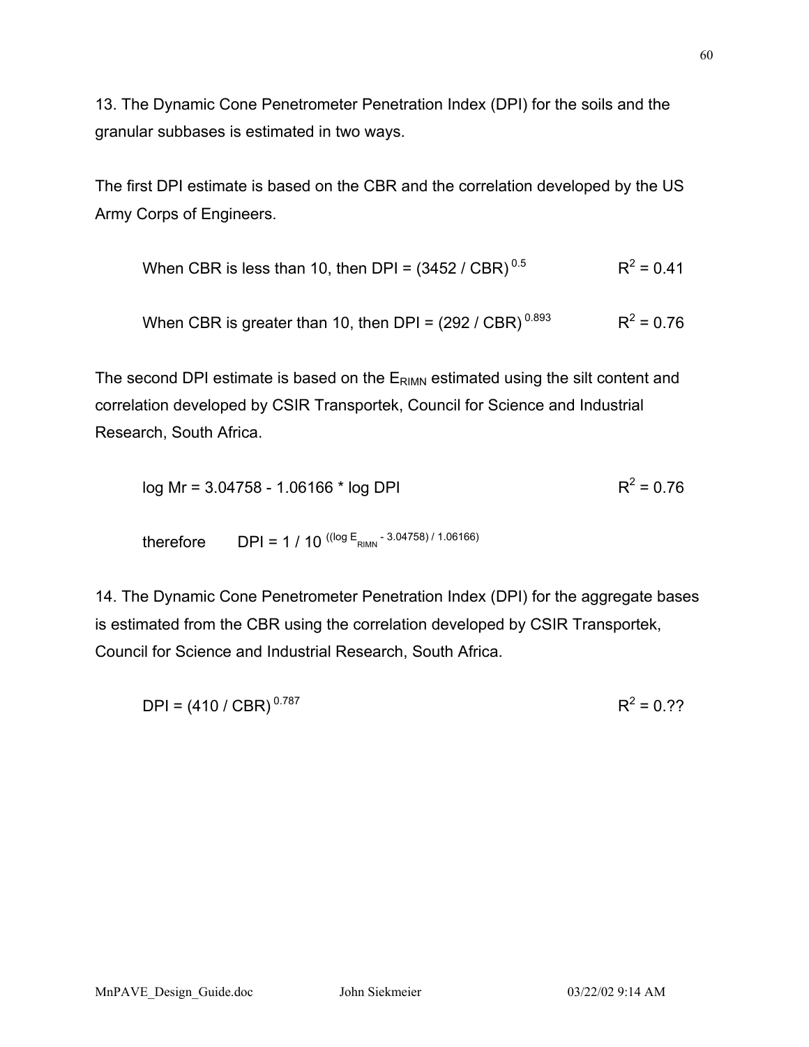13. The Dynamic Cone Penetrometer Penetration Index (DPI) for the soils and the granular subbases is estimated in two ways.

The first DPI estimate is based on the CBR and the correlation developed by the US Army Corps of Engineers.

When CBR is less than 10, then $DPI = (3452 / CBR)^{0.5}$ $\qquad R^2 = 0.41$

When CBR is greater than 10, then $DPI = (292 / CBR)^{0.893}$ $\qquad R^2 = 0.76$

The second DPI estimate is based on the $E_{RIMN}$ estimated using the silt content and correlation developed by CSIR Transportek, Council for Science and Industrial Research, South Africa.

$$\log Mr = 3.04758 - 1.06166 * \log DPI \qquad R^2 = 0.76$$

therefore $\quad DPI = 1 / 10^{((\log E_{RIMN} - 3.04758) / 1.06166)}$

14. The Dynamic Cone Penetrometer Penetration Index (DPI) for the aggregate bases is estimated from the CBR using the correlation developed by CSIR Transportek, Council for Science and Industrial Research, South Africa.

$$DPI = (410 / CBR)^{0.787} \qquad R^2 = 0.??$$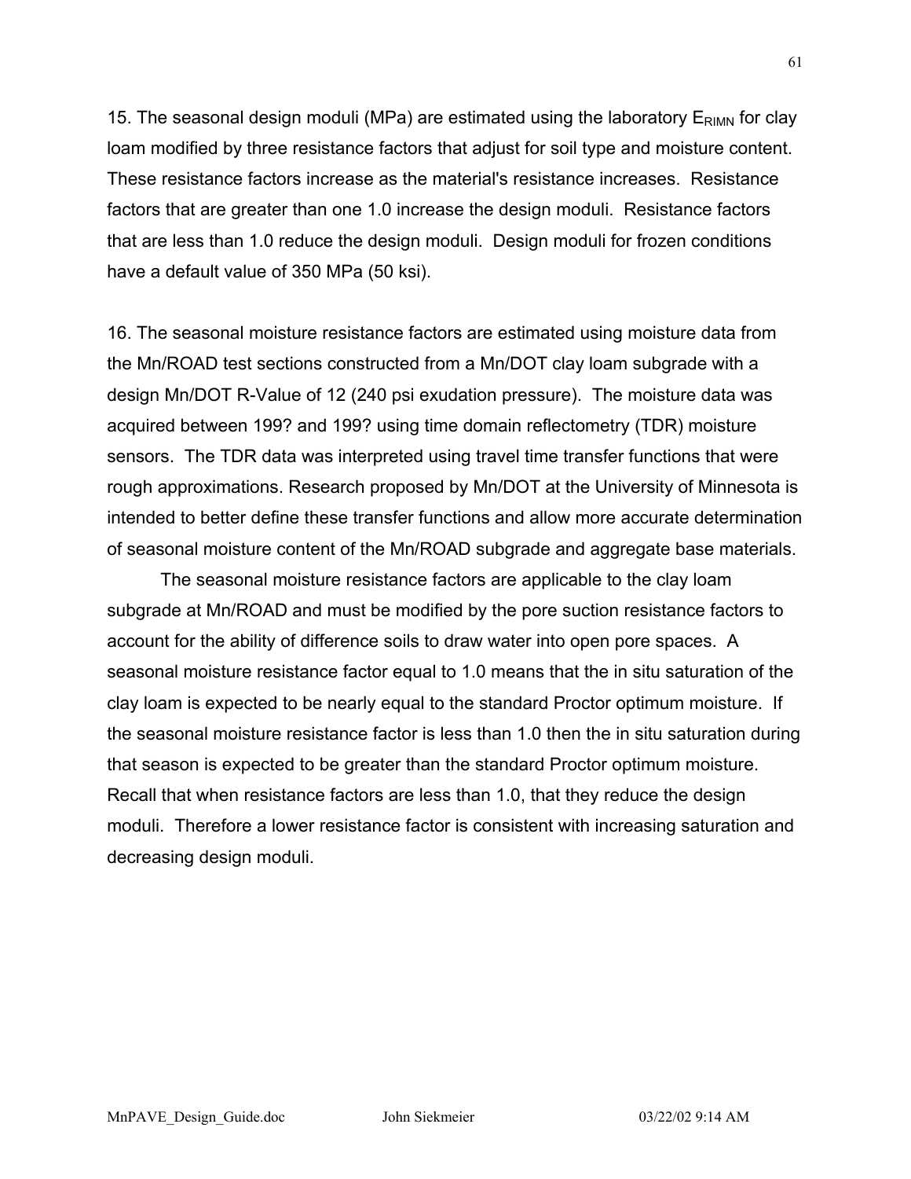15. The seasonal design moduli (MPa) are estimated using the laboratory $E_{RIMN}$ for clay loam modified by three resistance factors that adjust for soil type and moisture content. These resistance factors increase as the material's resistance increases. Resistance factors that are greater than one 1.0 increase the design moduli. Resistance factors that are less than 1.0 reduce the design moduli. Design moduli for frozen conditions have a default value of 350 MPa (50 ksi).

16. The seasonal moisture resistance factors are estimated using moisture data from the Mn/ROAD test sections constructed from a Mn/DOT clay loam subgrade with a design Mn/DOT R-Value of 12 (240 psi exudation pressure). The moisture data was acquired between 199? and 199? using time domain reflectometry (TDR) moisture sensors. The TDR data was interpreted using travel time transfer functions that were rough approximations. Research proposed by Mn/DOT at the University of Minnesota is intended to better define these transfer functions and allow more accurate determination of seasonal moisture content of the Mn/ROAD subgrade and aggregate base materials.

The seasonal moisture resistance factors are applicable to the clay loam subgrade at Mn/ROAD and must be modified by the pore suction resistance factors to account for the ability of difference soils to draw water into open pore spaces. A seasonal moisture resistance factor equal to 1.0 means that the in situ saturation of the clay loam is expected to be nearly equal to the standard Proctor optimum moisture. If the seasonal moisture resistance factor is less than 1.0 then the in situ saturation during that season is expected to be greater than the standard Proctor optimum moisture. Recall that when resistance factors are less than 1.0, that they reduce the design moduli. Therefore a lower resistance factor is consistent with increasing saturation and decreasing design moduli.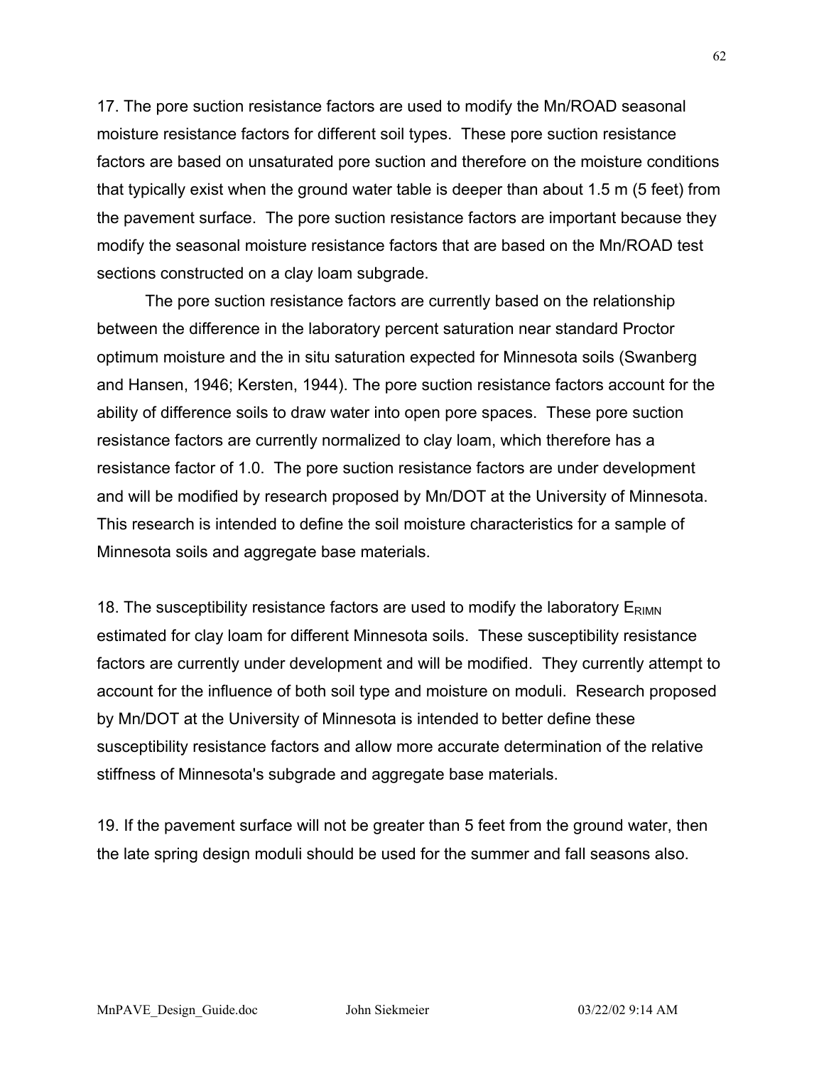17. The pore suction resistance factors are used to modify the Mn/ROAD seasonal moisture resistance factors for different soil types. These pore suction resistance factors are based on unsaturated pore suction and therefore on the moisture conditions that typically exist when the ground water table is deeper than about 1.5 m (5 feet) from the pavement surface. The pore suction resistance factors are important because they modify the seasonal moisture resistance factors that are based on the Mn/ROAD test sections constructed on a clay loam subgrade.

The pore suction resistance factors are currently based on the relationship between the difference in the laboratory percent saturation near standard Proctor optimum moisture and the in situ saturation expected for Minnesota soils (Swanberg and Hansen, 1946; Kersten, 1944). The pore suction resistance factors account for the ability of difference soils to draw water into open pore spaces. These pore suction resistance factors are currently normalized to clay loam, which therefore has a resistance factor of 1.0. The pore suction resistance factors are under development and will be modified by research proposed by Mn/DOT at the University of Minnesota. This research is intended to define the soil moisture characteristics for a sample of Minnesota soils and aggregate base materials.

18. The susceptibility resistance factors are used to modify the laboratory $E_{RIMN}$ estimated for clay loam for different Minnesota soils. These susceptibility resistance factors are currently under development and will be modified. They currently attempt to account for the influence of both soil type and moisture on moduli. Research proposed by Mn/DOT at the University of Minnesota is intended to better define these susceptibility resistance factors and allow more accurate determination of the relative stiffness of Minnesota's subgrade and aggregate base materials.

19. If the pavement surface will not be greater than 5 feet from the ground water, then the late spring design moduli should be used for the summer and fall seasons also.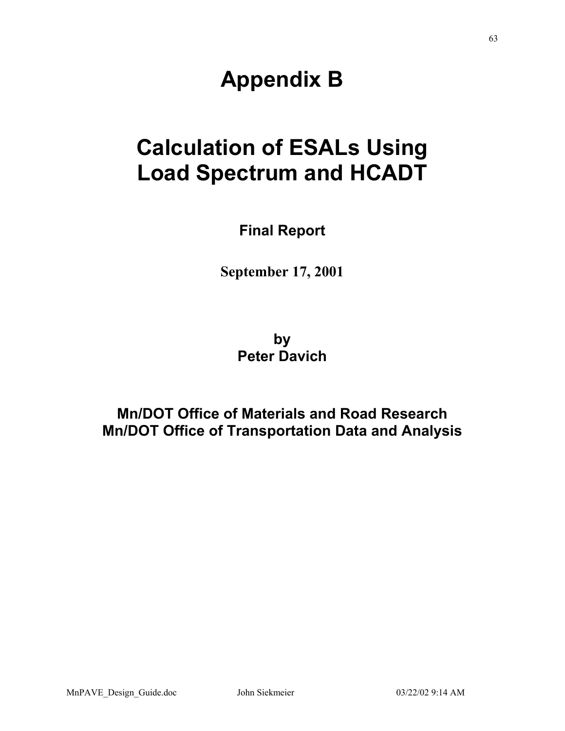# Appendix B

# Calculation of ESALs Using Load Spectrum and HCADT

**Final Report**

**September 17, 2001**

**by**
**Peter Davich**

**Mn/DOT Office of Materials and Road Research**
**Mn/DOT Office of Transportation Data and Analysis**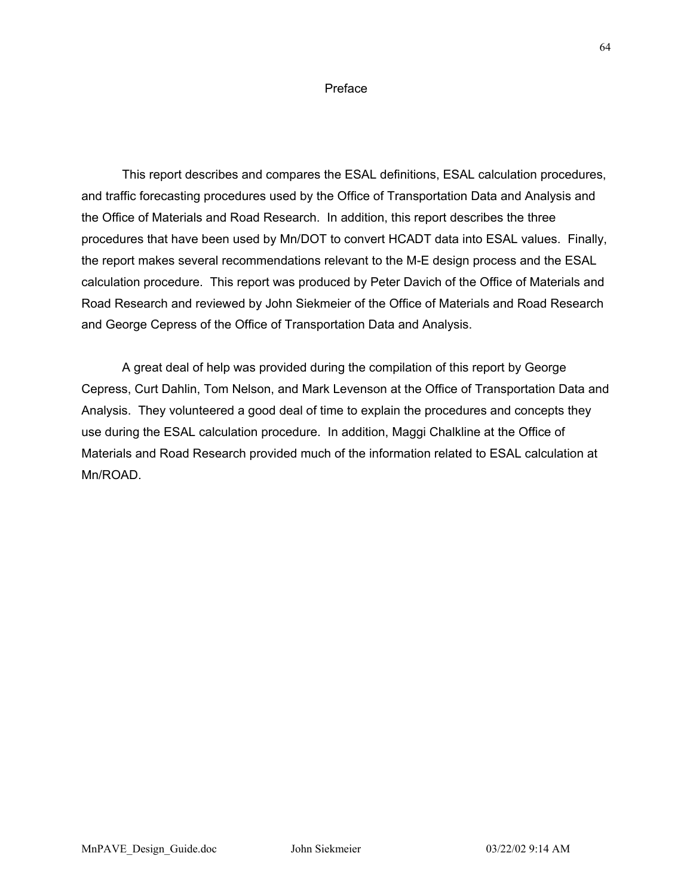# Preface

This report describes and compares the ESAL definitions, ESAL calculation procedures, and traffic forecasting procedures used by the Office of Transportation Data and Analysis and the Office of Materials and Road Research. In addition, this report describes the three procedures that have been used by Mn/DOT to convert HCADT data into ESAL values. Finally, the report makes several recommendations relevant to the M-E design process and the ESAL calculation procedure. This report was produced by Peter Davich of the Office of Materials and Road Research and reviewed by John Siekmeier of the Office of Materials and Road Research and George Cepress of the Office of Transportation Data and Analysis.

A great deal of help was provided during the compilation of this report by George Cepress, Curt Dahlin, Tom Nelson, and Mark Levenson at the Office of Transportation Data and Analysis. They volunteered a good deal of time to explain the procedures and concepts they use during the ESAL calculation procedure. In addition, Maggi Chalkline at the Office of Materials and Road Research provided much of the information related to ESAL calculation at Mn/ROAD.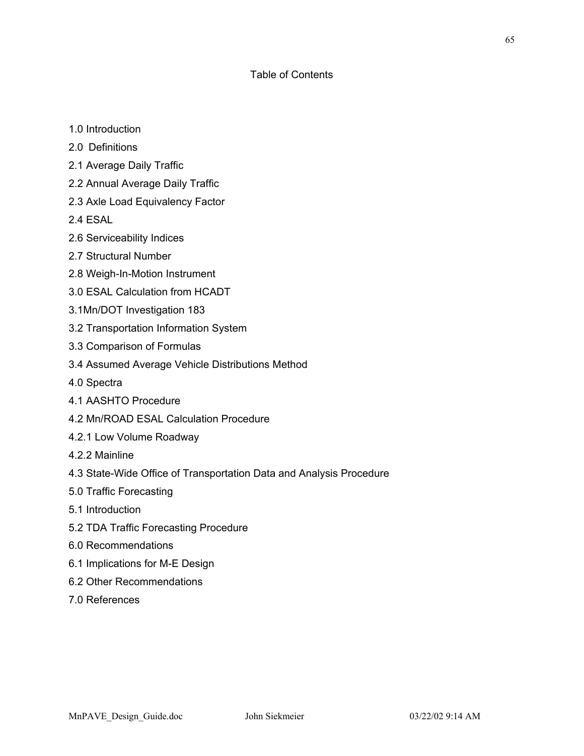# Table of Contents

1.0 Introduction

2.0  Definitions

2.1 Average Daily Traffic

2.2 Annual Average Daily Traffic

2.3 Axle Load Equivalency Factor

2.4 ESAL

2.6 Serviceability Indices

2.7 Structural Number

2.8 Weigh-In-Motion Instrument

3.0 ESAL Calculation from HCADT

3.1Mn/DOT Investigation 183

3.2 Transportation Information System

3.3 Comparison of Formulas

3.4 Assumed Average Vehicle Distributions Method

4.0 Spectra

4.1 AASHTO Procedure

4.2 Mn/ROAD ESAL Calculation Procedure

4.2.1 Low Volume Roadway

4.2.2 Mainline

4.3 State-Wide Office of Transportation Data and Analysis Procedure

5.0 Traffic Forecasting

5.1 Introduction

5.2 TDA Traffic Forecasting Procedure

6.0 Recommendations

6.1 Implications for M-E Design

6.2 Other Recommendations

7.0 References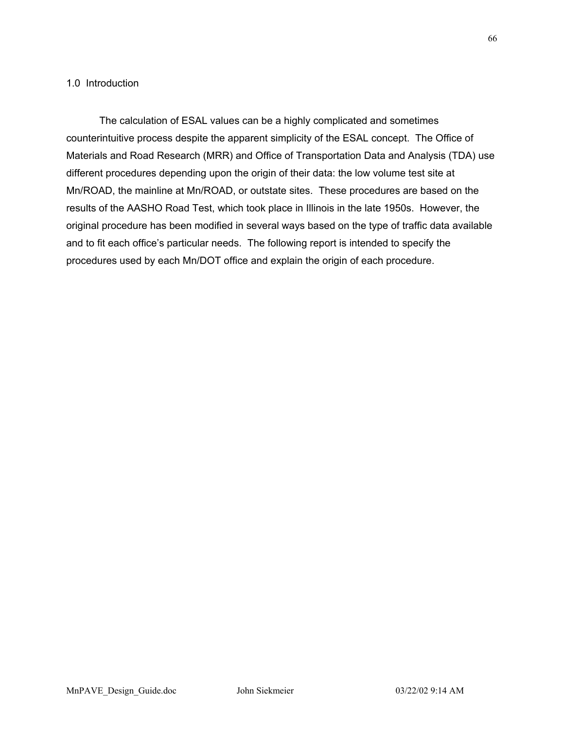## 1.0 Introduction

The calculation of ESAL values can be a highly complicated and sometimes counterintuitive process despite the apparent simplicity of the ESAL concept. The Office of Materials and Road Research (MRR) and Office of Transportation Data and Analysis (TDA) use different procedures depending upon the origin of their data: the low volume test site at Mn/ROAD, the mainline at Mn/ROAD, or outstate sites. These procedures are based on the results of the AASHO Road Test, which took place in Illinois in the late 1950s. However, the original procedure has been modified in several ways based on the type of traffic data available and to fit each office's particular needs. The following report is intended to specify the procedures used by each Mn/DOT office and explain the origin of each procedure.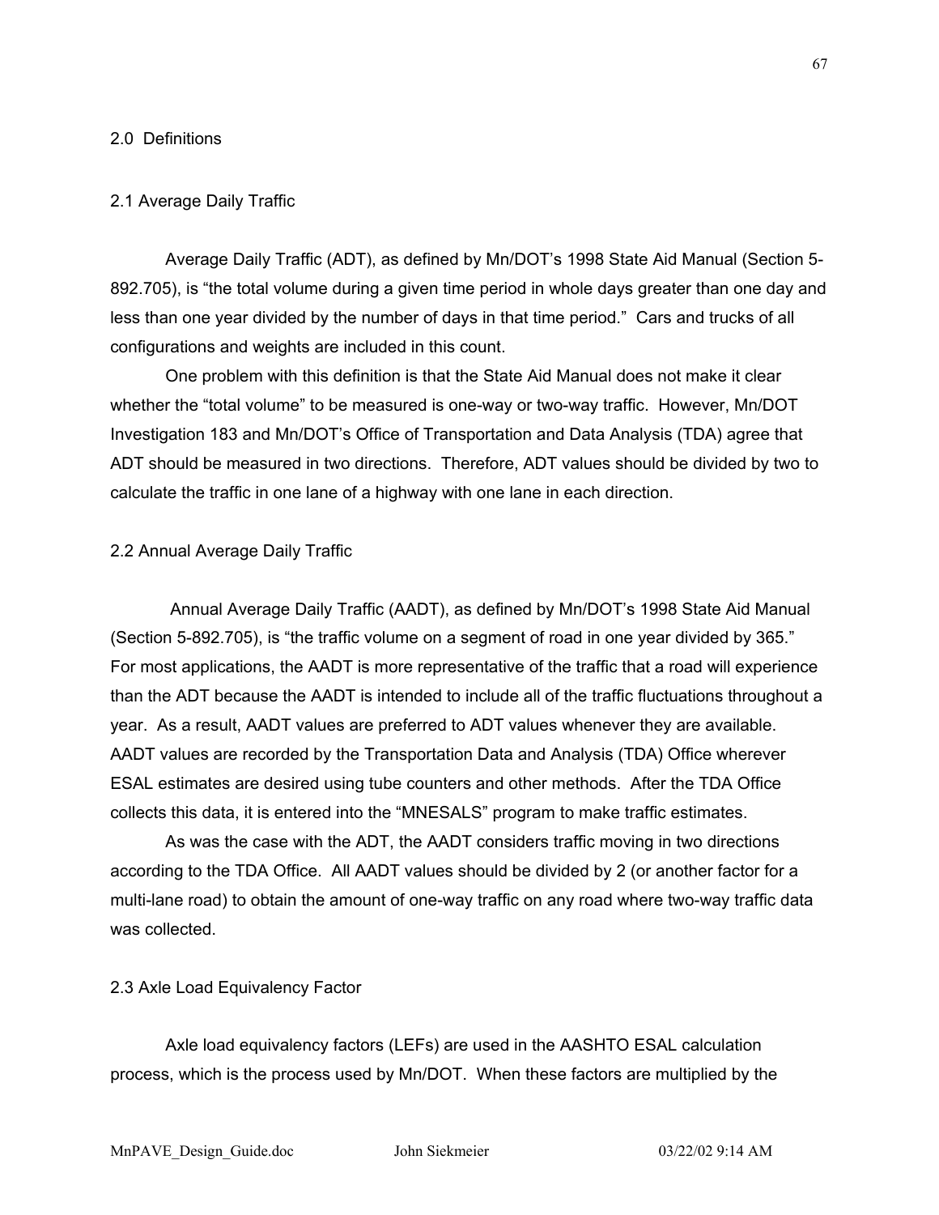## 2.0 Definitions

### 2.1 Average Daily Traffic

Average Daily Traffic (ADT), as defined by Mn/DOT's 1998 State Aid Manual (Section 5-892.705), is "the total volume during a given time period in whole days greater than one day and less than one year divided by the number of days in that time period." Cars and trucks of all configurations and weights are included in this count.

One problem with this definition is that the State Aid Manual does not make it clear whether the "total volume" to be measured is one-way or two-way traffic. However, Mn/DOT Investigation 183 and Mn/DOT's Office of Transportation and Data Analysis (TDA) agree that ADT should be measured in two directions. Therefore, ADT values should be divided by two to calculate the traffic in one lane of a highway with one lane in each direction.

### 2.2 Annual Average Daily Traffic

Annual Average Daily Traffic (AADT), as defined by Mn/DOT's 1998 State Aid Manual (Section 5-892.705), is "the traffic volume on a segment of road in one year divided by 365." For most applications, the AADT is more representative of the traffic that a road will experience than the ADT because the AADT is intended to include all of the traffic fluctuations throughout a year. As a result, AADT values are preferred to ADT values whenever they are available. AADT values are recorded by the Transportation Data and Analysis (TDA) Office wherever ESAL estimates are desired using tube counters and other methods. After the TDA Office collects this data, it is entered into the "MNESALS" program to make traffic estimates.

As was the case with the ADT, the AADT considers traffic moving in two directions according to the TDA Office. All AADT values should be divided by 2 (or another factor for a multi-lane road) to obtain the amount of one-way traffic on any road where two-way traffic data was collected.

### 2.3 Axle Load Equivalency Factor

Axle load equivalency factors (LEFs) are used in the AASHTO ESAL calculation process, which is the process used by Mn/DOT. When these factors are multiplied by the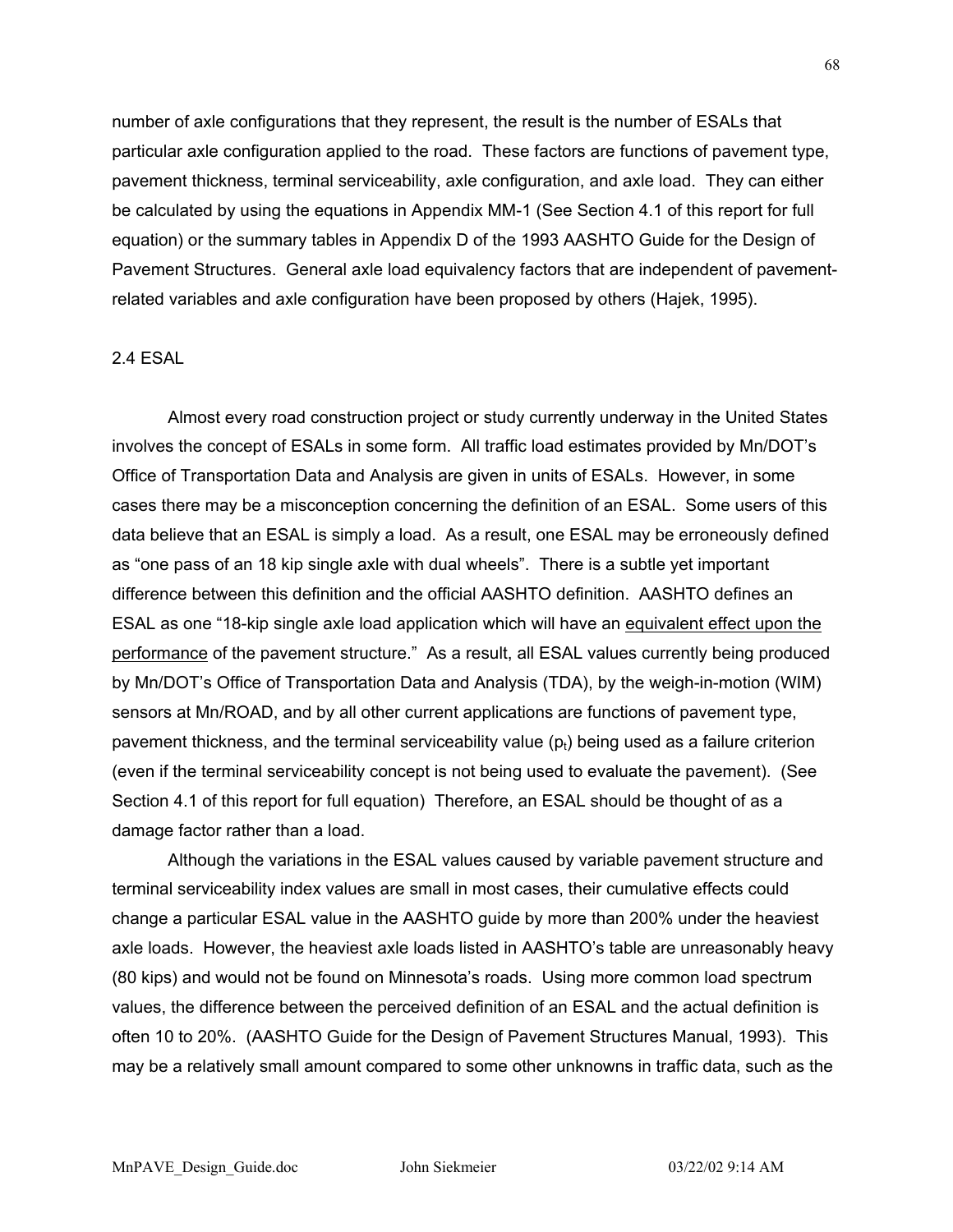number of axle configurations that they represent, the result is the number of ESALs that particular axle configuration applied to the road. These factors are functions of pavement type, pavement thickness, terminal serviceability, axle configuration, and axle load. They can either be calculated by using the equations in Appendix MM-1 (See Section 4.1 of this report for full equation) or the summary tables in Appendix D of the 1993 AASHTO Guide for the Design of Pavement Structures. General axle load equivalency factors that are independent of pavement-related variables and axle configuration have been proposed by others (Hajek, 1995).

## 2.4 ESAL

Almost every road construction project or study currently underway in the United States involves the concept of ESALs in some form. All traffic load estimates provided by Mn/DOT's Office of Transportation Data and Analysis are given in units of ESALs. However, in some cases there may be a misconception concerning the definition of an ESAL. Some users of this data believe that an ESAL is simply a load. As a result, one ESAL may be erroneously defined as "one pass of an 18 kip single axle with dual wheels". There is a subtle yet important difference between this definition and the official AASHTO definition. AASHTO defines an ESAL as one "18-kip single axle load application which will have an <u>equivalent effect upon the performance</u> of the pavement structure." As a result, all ESAL values currently being produced by Mn/DOT's Office of Transportation Data and Analysis (TDA), by the weigh-in-motion (WIM) sensors at Mn/ROAD, and by all other current applications are functions of pavement type, pavement thickness, and the terminal serviceability value ($p_t$) being used as a failure criterion (even if the terminal serviceability concept is not being used to evaluate the pavement). (See Section 4.1 of this report for full equation) Therefore, an ESAL should be thought of as a damage factor rather than a load.

Although the variations in the ESAL values caused by variable pavement structure and terminal serviceability index values are small in most cases, their cumulative effects could change a particular ESAL value in the AASHTO guide by more than 200% under the heaviest axle loads. However, the heaviest axle loads listed in AASHTO's table are unreasonably heavy (80 kips) and would not be found on Minnesota's roads. Using more common load spectrum values, the difference between the perceived definition of an ESAL and the actual definition is often 10 to 20%. (AASHTO Guide for the Design of Pavement Structures Manual, 1993). This may be a relatively small amount compared to some other unknowns in traffic data, such as the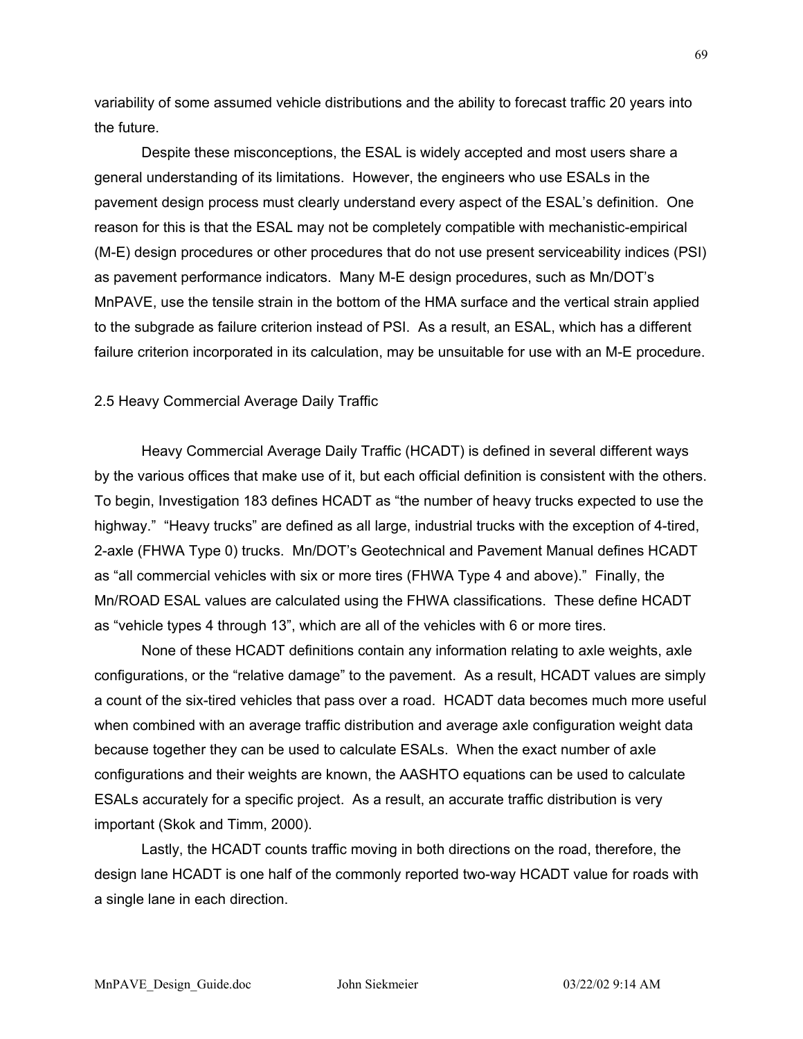variability of some assumed vehicle distributions and the ability to forecast traffic 20 years into the future.

Despite these misconceptions, the ESAL is widely accepted and most users share a general understanding of its limitations. However, the engineers who use ESALs in the pavement design process must clearly understand every aspect of the ESAL's definition. One reason for this is that the ESAL may not be completely compatible with mechanistic-empirical (M-E) design procedures or other procedures that do not use present serviceability indices (PSI) as pavement performance indicators. Many M-E design procedures, such as Mn/DOT's MnPAVE, use the tensile strain in the bottom of the HMA surface and the vertical strain applied to the subgrade as failure criterion instead of PSI. As a result, an ESAL, which has a different failure criterion incorporated in its calculation, may be unsuitable for use with an M-E procedure.

## 2.5 Heavy Commercial Average Daily Traffic

Heavy Commercial Average Daily Traffic (HCADT) is defined in several different ways by the various offices that make use of it, but each official definition is consistent with the others. To begin, Investigation 183 defines HCADT as "the number of heavy trucks expected to use the highway." "Heavy trucks" are defined as all large, industrial trucks with the exception of 4-tired, 2-axle (FHWA Type 0) trucks. Mn/DOT's Geotechnical and Pavement Manual defines HCADT as "all commercial vehicles with six or more tires (FHWA Type 4 and above)." Finally, the Mn/ROAD ESAL values are calculated using the FHWA classifications. These define HCADT as "vehicle types 4 through 13", which are all of the vehicles with 6 or more tires.

None of these HCADT definitions contain any information relating to axle weights, axle configurations, or the "relative damage" to the pavement. As a result, HCADT values are simply a count of the six-tired vehicles that pass over a road. HCADT data becomes much more useful when combined with an average traffic distribution and average axle configuration weight data because together they can be used to calculate ESALs. When the exact number of axle configurations and their weights are known, the AASHTO equations can be used to calculate ESALs accurately for a specific project. As a result, an accurate traffic distribution is very important (Skok and Timm, 2000).

Lastly, the HCADT counts traffic moving in both directions on the road, therefore, the design lane HCADT is one half of the commonly reported two-way HCADT value for roads with a single lane in each direction.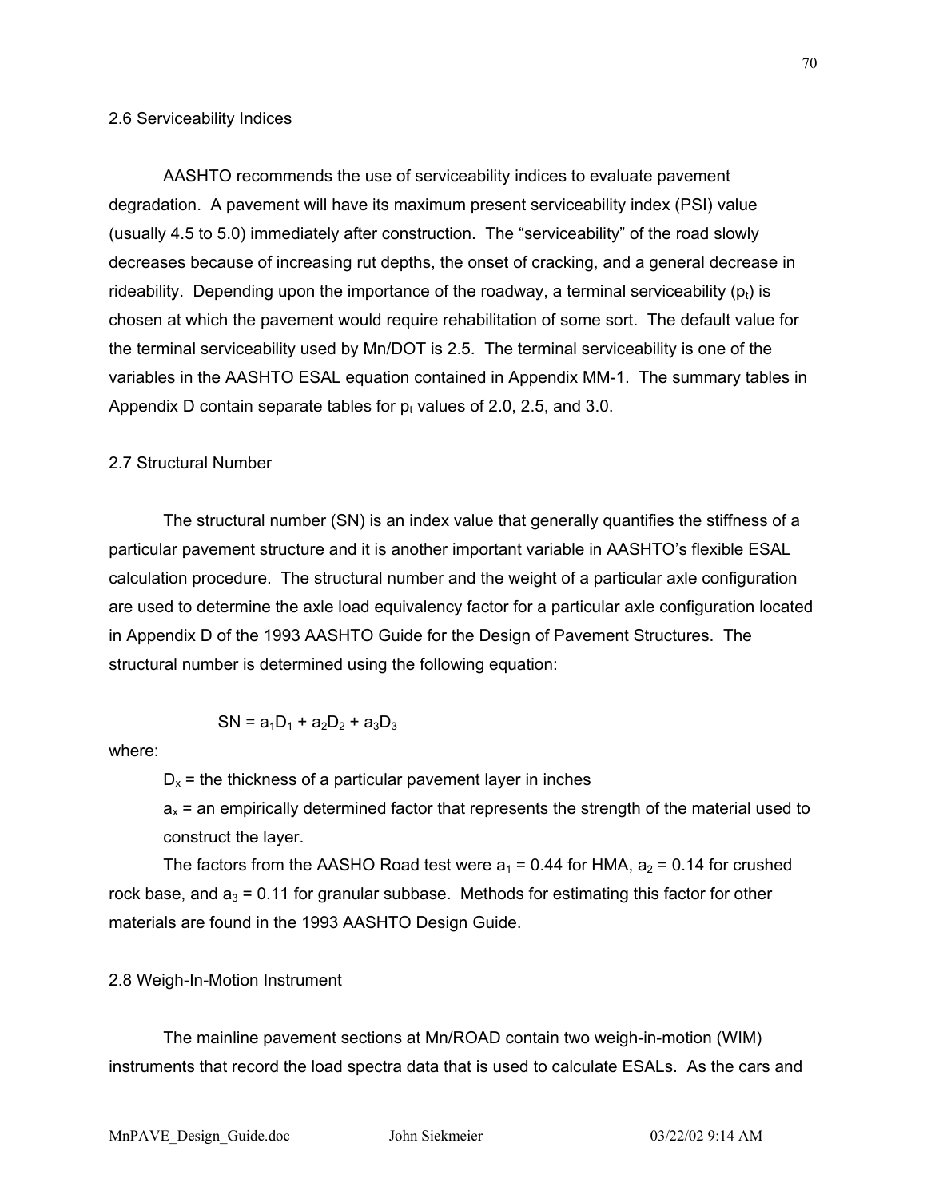## 2.6 Serviceability Indices

AASHTO recommends the use of serviceability indices to evaluate pavement degradation. A pavement will have its maximum present serviceability index (PSI) value (usually 4.5 to 5.0) immediately after construction. The "serviceability" of the road slowly decreases because of increasing rut depths, the onset of cracking, and a general decrease in rideability. Depending upon the importance of the roadway, a terminal serviceability ($p_t$) is chosen at which the pavement would require rehabilitation of some sort. The default value for the terminal serviceability used by Mn/DOT is 2.5. The terminal serviceability is one of the variables in the AASHTO ESAL equation contained in Appendix MM-1. The summary tables in Appendix D contain separate tables for $p_t$ values of 2.0, 2.5, and 3.0.

## 2.7 Structural Number

The structural number (SN) is an index value that generally quantifies the stiffness of a particular pavement structure and it is another important variable in AASHTO's flexible ESAL calculation procedure. The structural number and the weight of a particular axle configuration are used to determine the axle load equivalency factor for a particular axle configuration located in Appendix D of the 1993 AASHTO Guide for the Design of Pavement Structures. The structural number is determined using the following equation:

$$SN = a_1D_1 + a_2D_2 + a_3D_3$$

where:

$D_x$ = the thickness of a particular pavement layer in inches

$a_x$ = an empirically determined factor that represents the strength of the material used to construct the layer.

The factors from the AASHO Road test were $a_1 = 0.44$ for HMA, $a_2 = 0.14$ for crushed rock base, and $a_3 = 0.11$ for granular subbase. Methods for estimating this factor for other materials are found in the 1993 AASHTO Design Guide.

## 2.8 Weigh-In-Motion Instrument

The mainline pavement sections at Mn/ROAD contain two weigh-in-motion (WIM) instruments that record the load spectra data that is used to calculate ESALs. As the cars and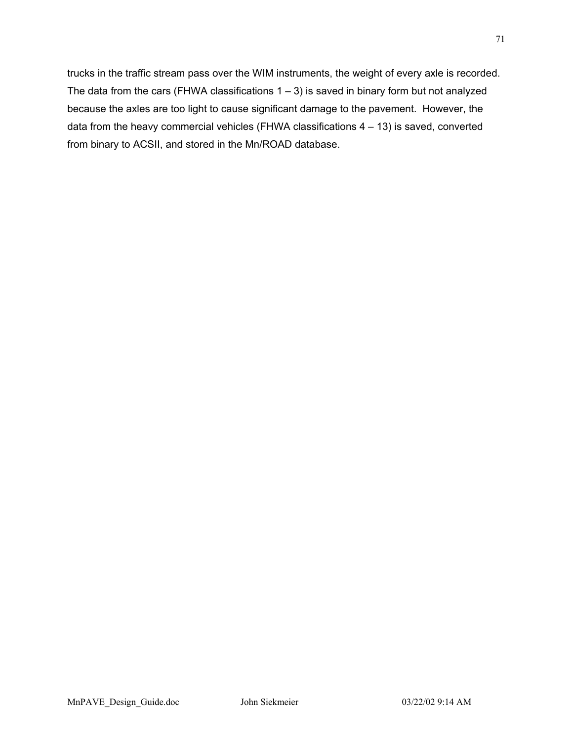trucks in the traffic stream pass over the WIM instruments, the weight of every axle is recorded. The data from the cars (FHWA classifications 1 – 3) is saved in binary form but not analyzed because the axles are too light to cause significant damage to the pavement. However, the data from the heavy commercial vehicles (FHWA classifications 4 – 13) is saved, converted from binary to ACSII, and stored in the Mn/ROAD database.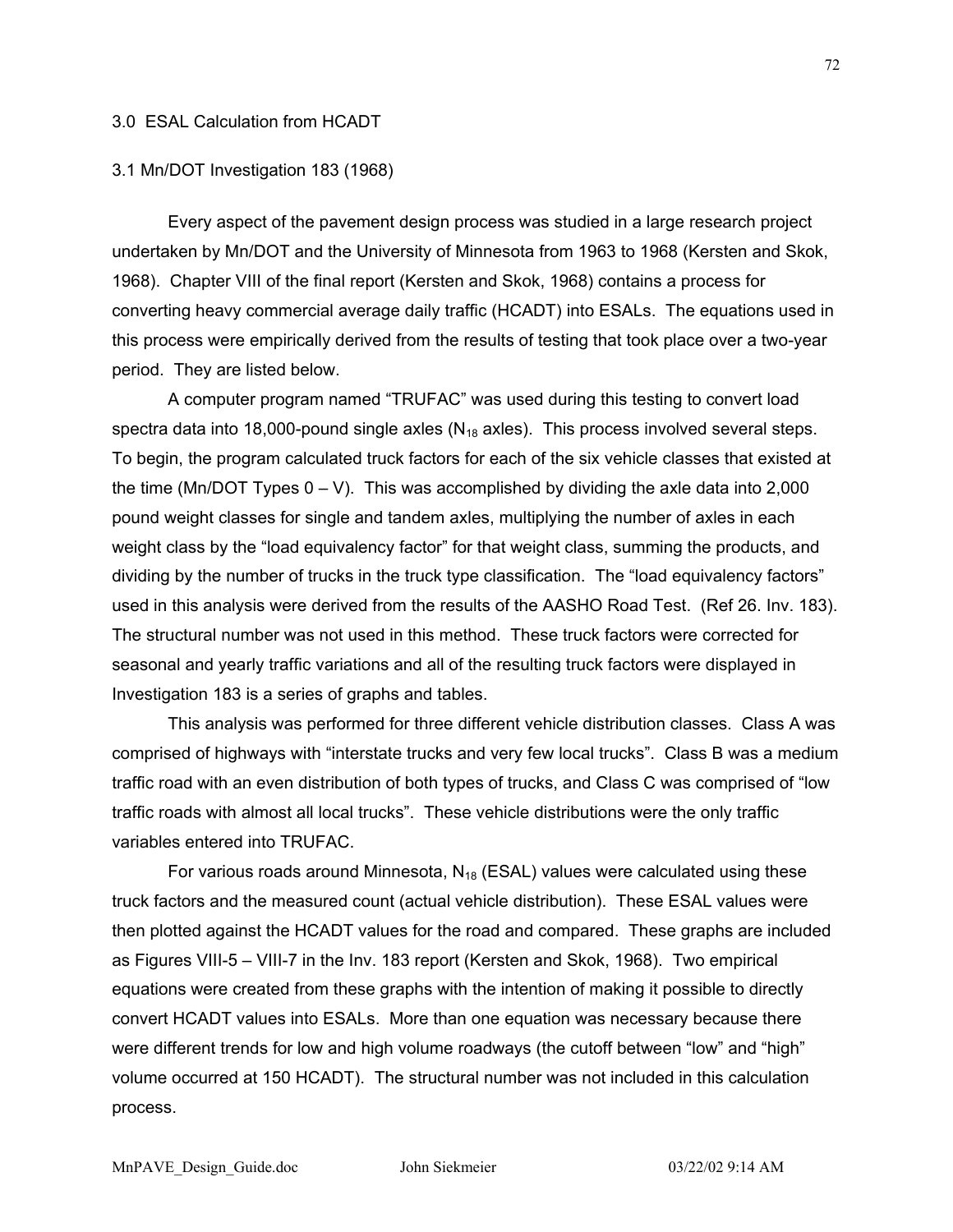## 3.0 ESAL Calculation from HCADT

### 3.1 Mn/DOT Investigation 183 (1968)

Every aspect of the pavement design process was studied in a large research project undertaken by Mn/DOT and the University of Minnesota from 1963 to 1968 (Kersten and Skok, 1968). Chapter VIII of the final report (Kersten and Skok, 1968) contains a process for converting heavy commercial average daily traffic (HCADT) into ESALs. The equations used in this process were empirically derived from the results of testing that took place over a two-year period. They are listed below.

A computer program named “TRUFAC” was used during this testing to convert load spectra data into 18,000-pound single axles ($N_{18}$ axles). This process involved several steps. To begin, the program calculated truck factors for each of the six vehicle classes that existed at the time (Mn/DOT Types 0 – V). This was accomplished by dividing the axle data into 2,000 pound weight classes for single and tandem axles, multiplying the number of axles in each weight class by the “load equivalency factor” for that weight class, summing the products, and dividing by the number of trucks in the truck type classification. The “load equivalency factors” used in this analysis were derived from the results of the AASHO Road Test. (Ref 26. Inv. 183). The structural number was not used in this method. These truck factors were corrected for seasonal and yearly traffic variations and all of the resulting truck factors were displayed in Investigation 183 is a series of graphs and tables.

This analysis was performed for three different vehicle distribution classes. Class A was comprised of highways with “interstate trucks and very few local trucks”. Class B was a medium traffic road with an even distribution of both types of trucks, and Class C was comprised of “low traffic roads with almost all local trucks”. These vehicle distributions were the only traffic variables entered into TRUFAC.

For various roads around Minnesota, $N_{18}$ (ESAL) values were calculated using these truck factors and the measured count (actual vehicle distribution). These ESAL values were then plotted against the HCADT values for the road and compared. These graphs are included as Figures VIII-5 – VIII-7 in the Inv. 183 report (Kersten and Skok, 1968). Two empirical equations were created from these graphs with the intention of making it possible to directly convert HCADT values into ESALs. More than one equation was necessary because there were different trends for low and high volume roadways (the cutoff between “low” and “high” volume occurred at 150 HCADT). The structural number was not included in this calculation process.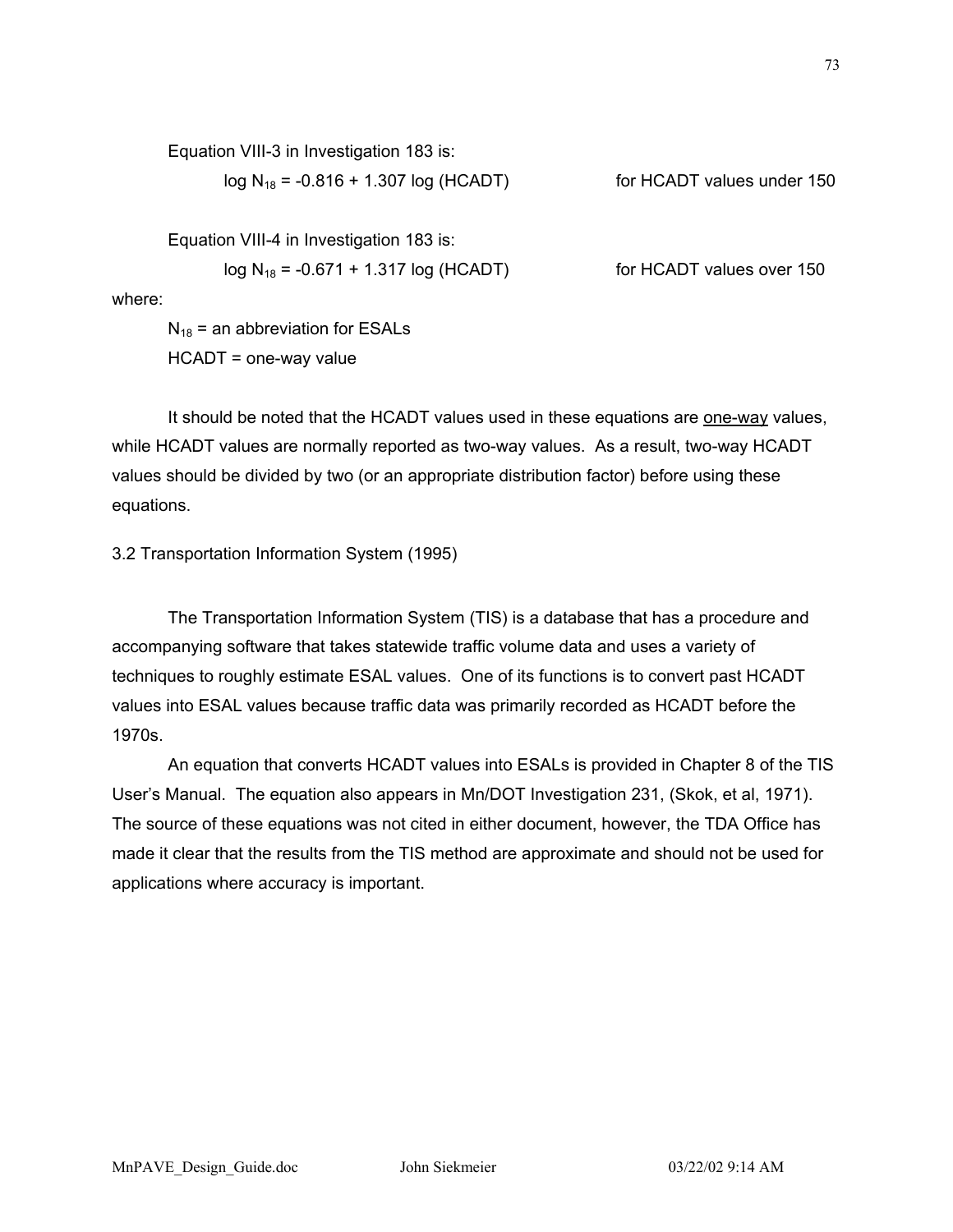Equation VIII-3 in Investigation 183 is:

$$\log N_{18} = -0.816 + 1.307 \log (HCADT) \qquad \text{for HCADT values under 150}$$

Equation VIII-4 in Investigation 183 is:

$$\log N_{18} = -0.671 + 1.317 \log (HCADT) \qquad \text{for HCADT values over 150}$$

where:

$N_{18}$ = an abbreviation for ESALs

HCADT = one-way value

It should be noted that the HCADT values used in these equations are one-way values, while HCADT values are normally reported as two-way values. As a result, two-way HCADT values should be divided by two (or an appropriate distribution factor) before using these equations.

3.2 Transportation Information System (1995)

The Transportation Information System (TIS) is a database that has a procedure and accompanying software that takes statewide traffic volume data and uses a variety of techniques to roughly estimate ESAL values. One of its functions is to convert past HCADT values into ESAL values because traffic data was primarily recorded as HCADT before the 1970s.

An equation that converts HCADT values into ESALs is provided in Chapter 8 of the TIS User's Manual. The equation also appears in Mn/DOT Investigation 231, (Skok, et al, 1971). The source of these equations was not cited in either document, however, the TDA Office has made it clear that the results from the TIS method are approximate and should not be used for applications where accuracy is important.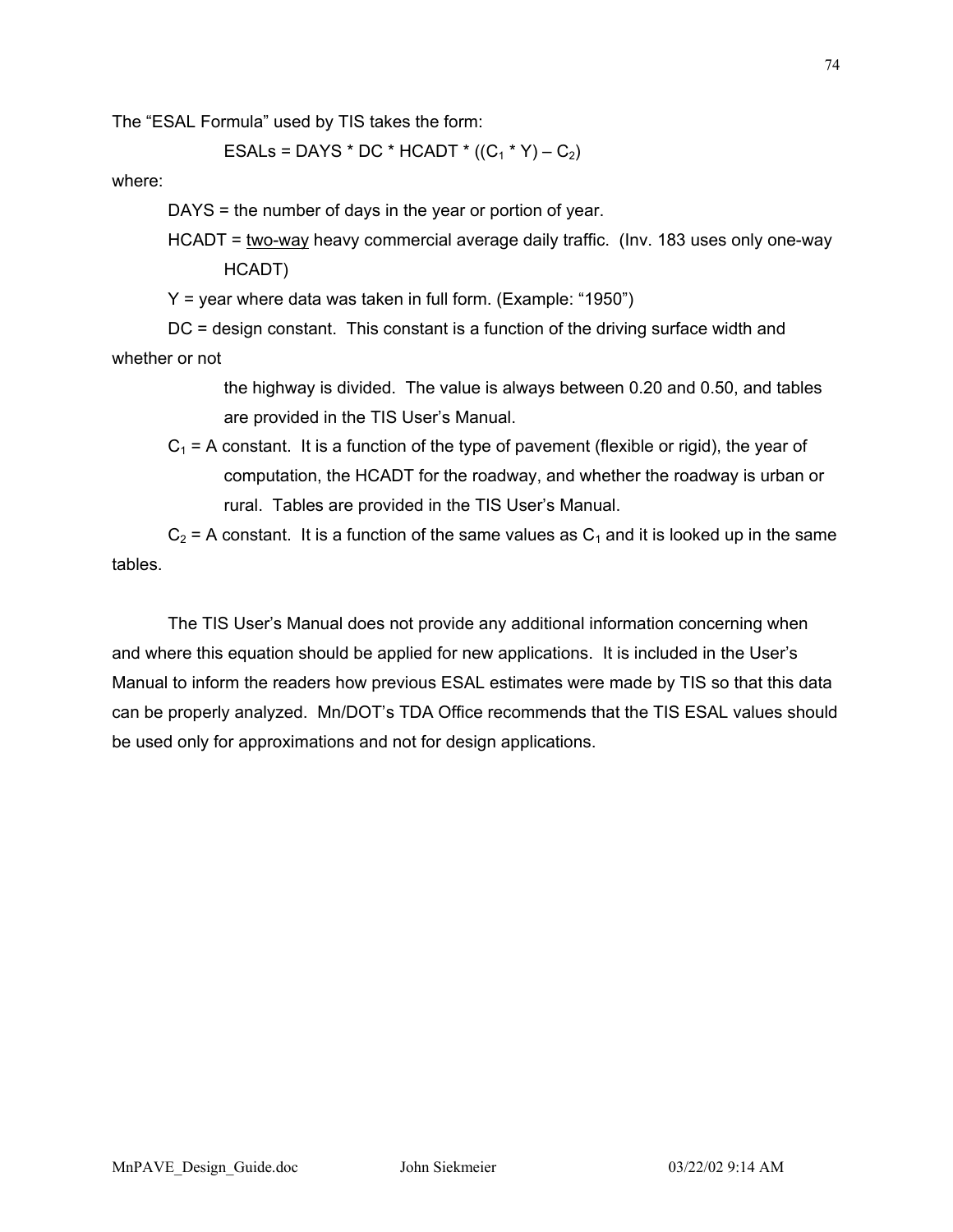The "ESAL Formula" used by TIS takes the form:

$$ESALs = DAYS * DC * HCADT * ((C_1 * Y) - C_2)$$

where:

DAYS = the number of days in the year or portion of year.

HCADT = <u>two-way</u> heavy commercial average daily traffic. (Inv. 183 uses only one-way HCADT)

Y = year where data was taken in full form. (Example: "1950")

DC = design constant. This constant is a function of the driving surface width and whether or not the highway is divided. The value is always between 0.20 and 0.50, and tables are provided in the TIS User's Manual.

$C_1$ = A constant. It is a function of the type of pavement (flexible or rigid), the year of computation, the HCADT for the roadway, and whether the roadway is urban or rural. Tables are provided in the TIS User's Manual.

$C_2$ = A constant. It is a function of the same values as $C_1$ and it is looked up in the same tables.

The TIS User's Manual does not provide any additional information concerning when and where this equation should be applied for new applications. It is included in the User's Manual to inform the readers how previous ESAL estimates were made by TIS so that this data can be properly analyzed. Mn/DOT's TDA Office recommends that the TIS ESAL values should be used only for approximations and not for design applications.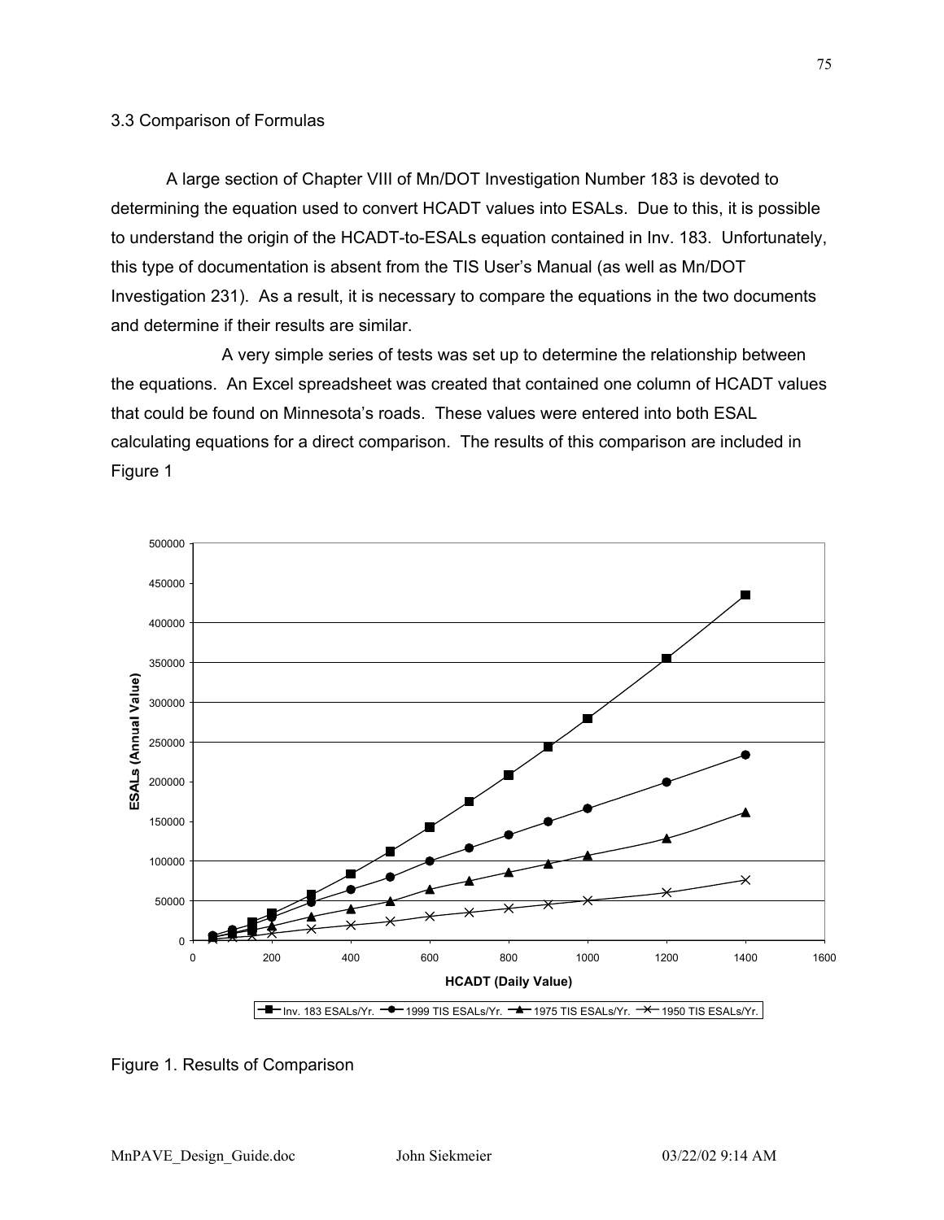## 3.3 Comparison of Formulas

A large section of Chapter VIII of Mn/DOT Investigation Number 183 is devoted to determining the equation used to convert HCADT values into ESALs. Due to this, it is possible to understand the origin of the HCADT-to-ESALs equation contained in Inv. 183. Unfortunately, this type of documentation is absent from the TIS User's Manual (as well as Mn/DOT Investigation 231). As a result, it is necessary to compare the equations in the two documents and determine if their results are similar.

A very simple series of tests was set up to determine the relationship between the equations. An Excel spreadsheet was created that contained one column of HCADT values that could be found on Minnesota's roads. These values were entered into both ESAL calculating equations for a direct comparison. The results of this comparison are included in Figure 1

Figure 1. Results of Comparison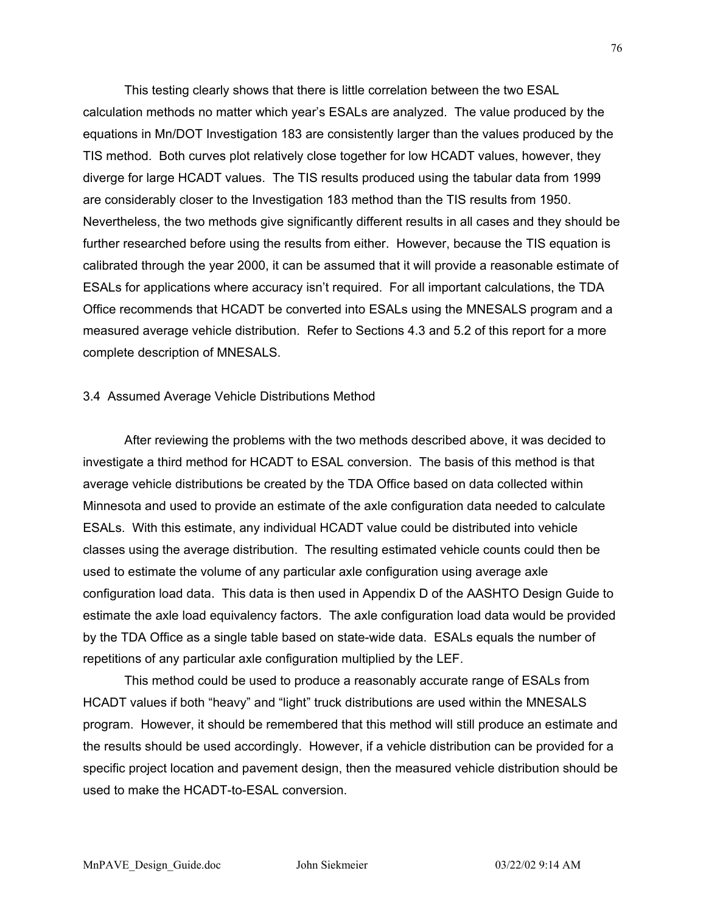This testing clearly shows that there is little correlation between the two ESAL calculation methods no matter which year's ESALs are analyzed. The value produced by the equations in Mn/DOT Investigation 183 are consistently larger than the values produced by the TIS method. Both curves plot relatively close together for low HCADT values, however, they diverge for large HCADT values. The TIS results produced using the tabular data from 1999 are considerably closer to the Investigation 183 method than the TIS results from 1950. Nevertheless, the two methods give significantly different results in all cases and they should be further researched before using the results from either. However, because the TIS equation is calibrated through the year 2000, it can be assumed that it will provide a reasonable estimate of ESALs for applications where accuracy isn't required. For all important calculations, the TDA Office recommends that HCADT be converted into ESALs using the MNESALS program and a measured average vehicle distribution. Refer to Sections 4.3 and 5.2 of this report for a more complete description of MNESALS.

## 3.4 Assumed Average Vehicle Distributions Method

After reviewing the problems with the two methods described above, it was decided to investigate a third method for HCADT to ESAL conversion. The basis of this method is that average vehicle distributions be created by the TDA Office based on data collected within Minnesota and used to provide an estimate of the axle configuration data needed to calculate ESALs. With this estimate, any individual HCADT value could be distributed into vehicle classes using the average distribution. The resulting estimated vehicle counts could then be used to estimate the volume of any particular axle configuration using average axle configuration load data. This data is then used in Appendix D of the AASHTO Design Guide to estimate the axle load equivalency factors. The axle configuration load data would be provided by the TDA Office as a single table based on state-wide data. ESALs equals the number of repetitions of any particular axle configuration multiplied by the LEF.

This method could be used to produce a reasonably accurate range of ESALs from HCADT values if both "heavy" and "light" truck distributions are used within the MNESALS program. However, it should be remembered that this method will still produce an estimate and the results should be used accordingly. However, if a vehicle distribution can be provided for a specific project location and pavement design, then the measured vehicle distribution should be used to make the HCADT-to-ESAL conversion.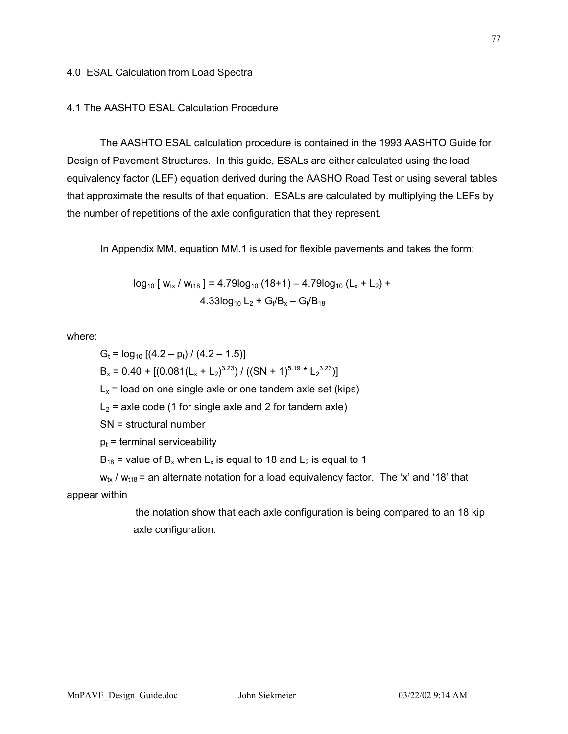## 4.0 ESAL Calculation from Load Spectra

### 4.1 The AASHTO ESAL Calculation Procedure

The AASHTO ESAL calculation procedure is contained in the 1993 AASHTO Guide for Design of Pavement Structures. In this guide, ESALs are either calculated using the load equivalency factor (LEF) equation derived during the AASHO Road Test or using several tables that approximate the results of that equation. ESALs are calculated by multiplying the LEFs by the number of repetitions of the axle configuration that they represent.

In Appendix MM, equation MM.1 is used for flexible pavements and takes the form:

$$\log_{10} [ w_{tx} / w_{t18} ] = 4.79\log_{10} (18+1) - 4.79\log_{10} (L_x + L_2) + 4.33\log_{10} L_2 + G_t/B_x - G_t/B_{18}$$

where:

$G_t = \log_{10} [(4.2 - p_t) / (4.2 - 1.5)]$

$B_x = 0.40 + [(0.081(L_x + L_2)^{3.23}) / ((SN + 1)^{5.19} * L_2^{3.23})]$

$L_x$ = load on one single axle or one tandem axle set (kips)

$L_2$ = axle code (1 for single axle and 2 for tandem axle)

SN = structural number

$p_t$ = terminal serviceability

$B_{18}$ = value of $B_x$ when $L_x$ is equal to 18 and $L_2$ is equal to 1

$w_{tx} / w_{t18}$ = an alternate notation for a load equivalency factor. The 'x' and '18' that appear within the notation show that each axle configuration is being compared to an 18 kip axle configuration.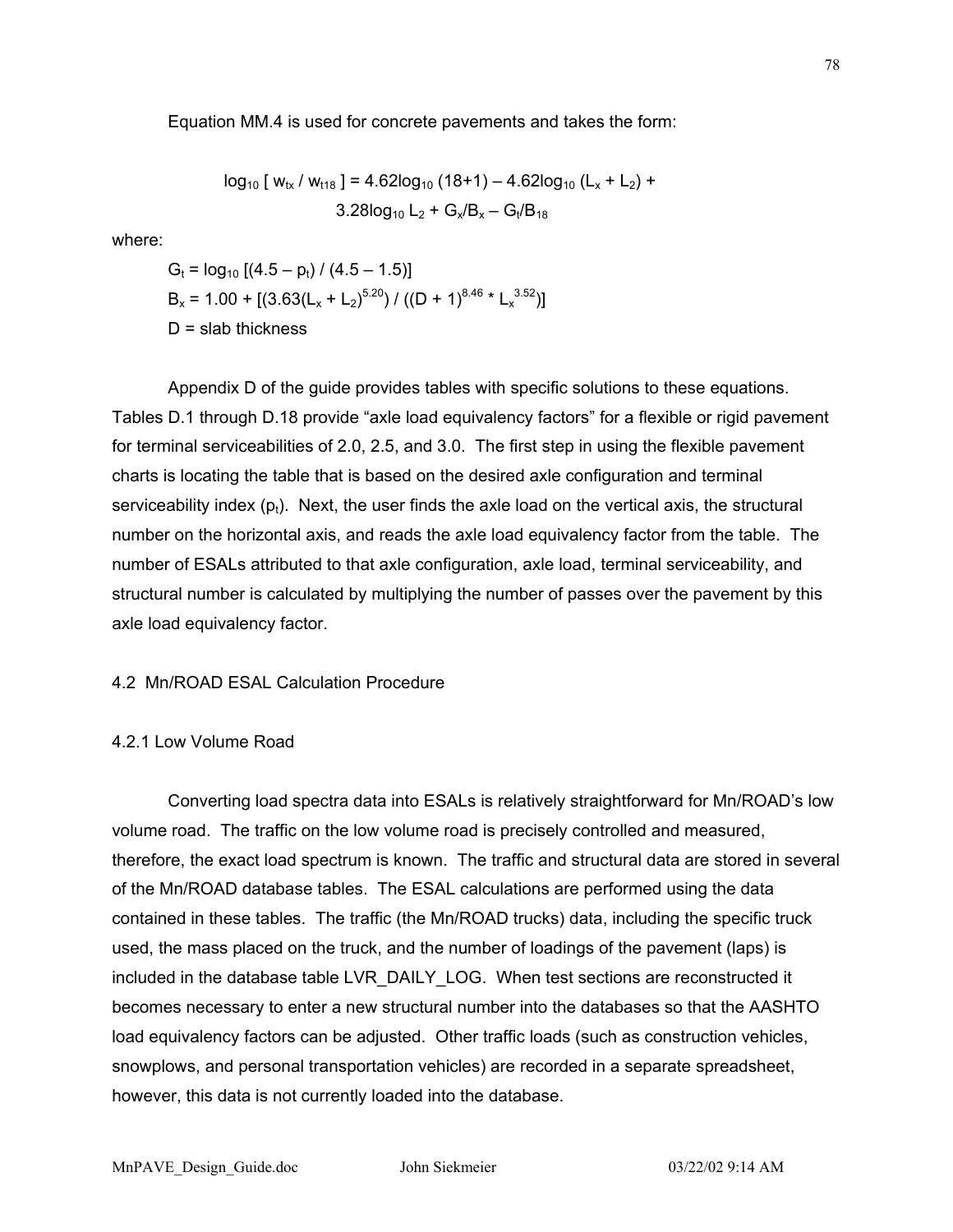Equation MM.4 is used for concrete pavements and takes the form:

$$\log_{10} [ w_{tx} / w_{t18} ] = 4.62\log_{10} (18+1) - 4.62\log_{10} (L_x + L_2) + 3.28\log_{10} L_2 + G_x/B_x - G_t/B_{18}$$

where:

$G_t = \log_{10} [(4.5 - p_t) / (4.5 - 1.5)]$

$B_x = 1.00 + [(3.63(L_x + L_2)^{5.20}) / ((D + 1)^{8.46} * L_x^{3.52})]$

D = slab thickness

Appendix D of the guide provides tables with specific solutions to these equations. Tables D.1 through D.18 provide "axle load equivalency factors" for a flexible or rigid pavement for terminal serviceabilities of 2.0, 2.5, and 3.0. The first step in using the flexible pavement charts is locating the table that is based on the desired axle configuration and terminal serviceability index ($p_t$). Next, the user finds the axle load on the vertical axis, the structural number on the horizontal axis, and reads the axle load equivalency factor from the table. The number of ESALs attributed to that axle configuration, axle load, terminal serviceability, and structural number is calculated by multiplying the number of passes over the pavement by this axle load equivalency factor.

## 4.2 Mn/ROAD ESAL Calculation Procedure

### 4.2.1 Low Volume Road

Converting load spectra data into ESALs is relatively straightforward for Mn/ROAD's low volume road. The traffic on the low volume road is precisely controlled and measured, therefore, the exact load spectrum is known. The traffic and structural data are stored in several of the Mn/ROAD database tables. The ESAL calculations are performed using the data contained in these tables. The traffic (the Mn/ROAD trucks) data, including the specific truck used, the mass placed on the truck, and the number of loadings of the pavement (laps) is included in the database table LVR_DAILY_LOG. When test sections are reconstructed it becomes necessary to enter a new structural number into the databases so that the AASHTO load equivalency factors can be adjusted. Other traffic loads (such as construction vehicles, snowplows, and personal transportation vehicles) are recorded in a separate spreadsheet, however, this data is not currently loaded into the database.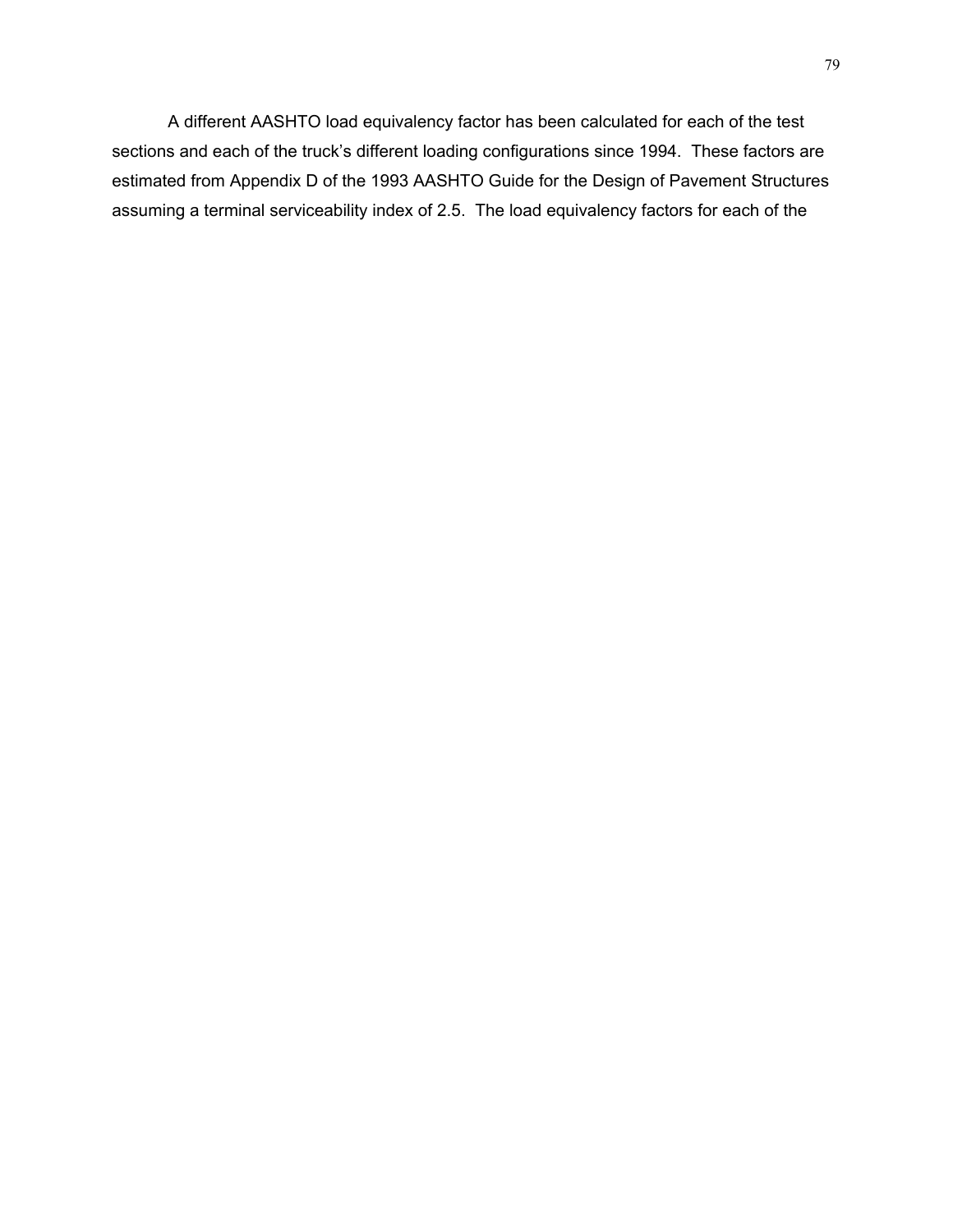A different AASHTO load equivalency factor has been calculated for each of the test sections and each of the truck's different loading configurations since 1994. These factors are estimated from Appendix D of the 1993 AASHTO Guide for the Design of Pavement Structures assuming a terminal serviceability index of 2.5. The load equivalency factors for each of the